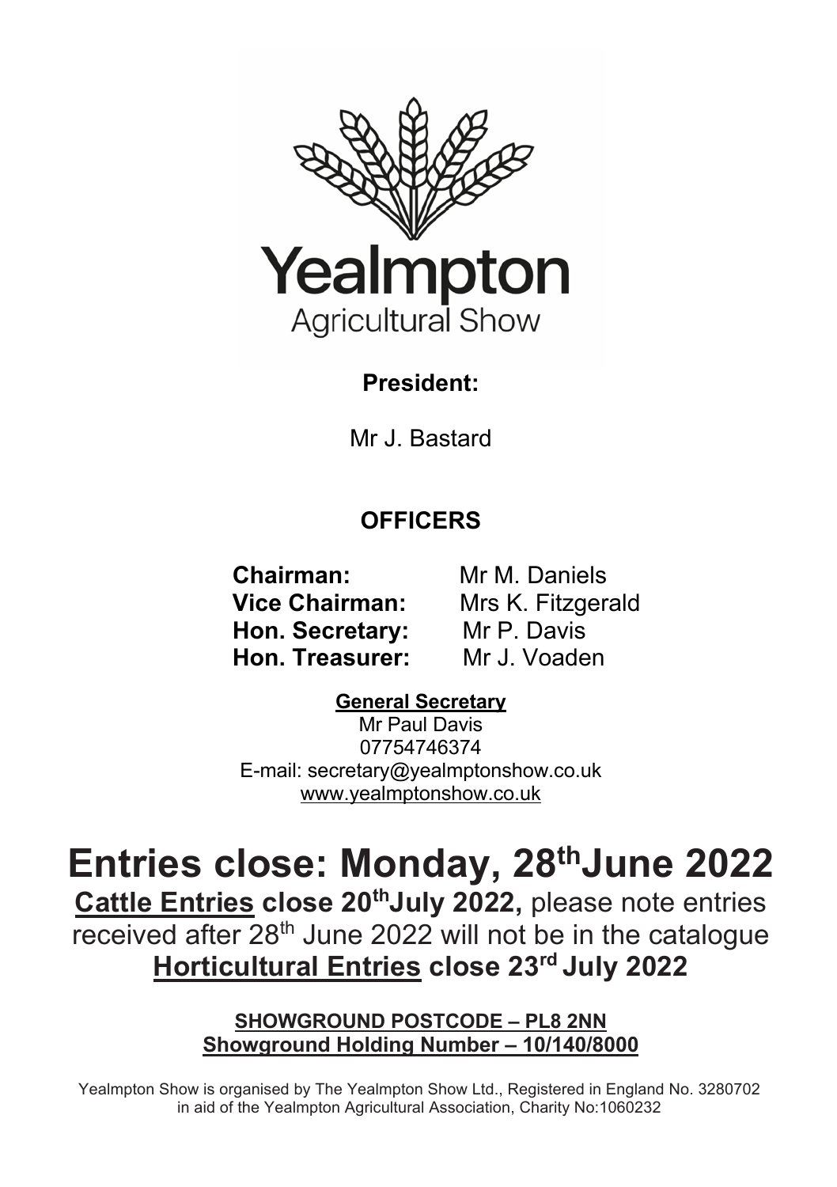# Yealmpton

Agricultural Show

**President:**

Mr J. Bastard

## OFFICERS

**Chairman:** Mr M. Daniels
**Vice Chairman:** Mrs K. Fitzgerald
**Hon. Secretary:** Mr P. Davis
**Hon. Treasurer:** Mr J. Voaden

**General Secretary**
Mr Paul Davis
07754746374
E-mail: secretary@yealmptonshow.co.uk
www.yealmptonshow.co.uk

# Entries close: Monday, 28th June 2022

**Cattle Entries close 20th July 2022,** please note entries received after 28th June 2022 will not be in the catalogue

**Horticultural Entries close 23rd July 2022**

**SHOWGROUND POSTCODE – PL8 2NN**
**Showground Holding Number – 10/140/8000**

Yealmpton Show is organised by The Yealmpton Show Ltd., Registered in England No. 3280702 in aid of the Yealmpton Agricultural Association, Charity No:1060232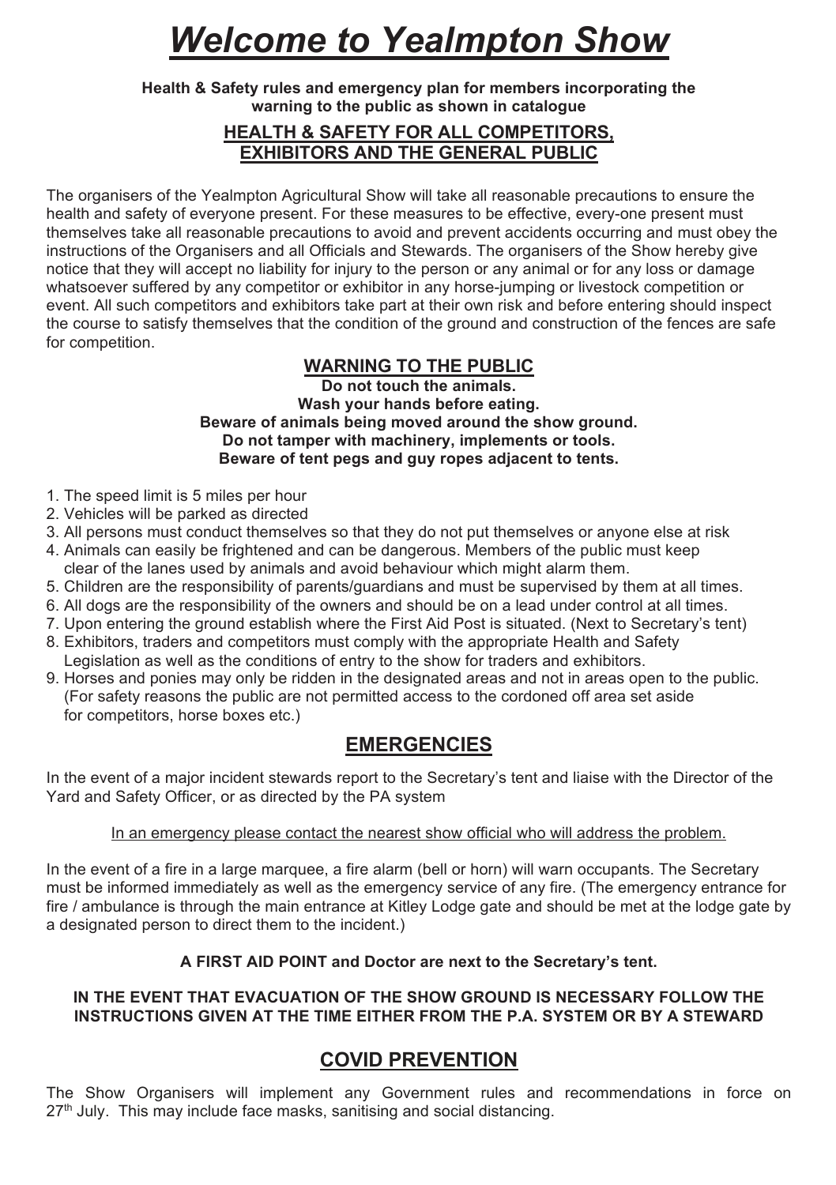# ***Welcome to Yealmpton Show***

**Health & Safety rules and emergency plan for members incorporating the warning to the public as shown in catalogue**

## HEALTH & SAFETY FOR ALL COMPETITORS, EXHIBITORS AND THE GENERAL PUBLIC

The organisers of the Yealmpton Agricultural Show will take all reasonable precautions to ensure the health and safety of everyone present. For these measures to be effective, every-one present must themselves take all reasonable precautions to avoid and prevent accidents occurring and must obey the instructions of the Organisers and all Officials and Stewards. The organisers of the Show hereby give notice that they will accept no liability for injury to the person or any animal or for any loss or damage whatsoever suffered by any competitor or exhibitor in any horse-jumping or livestock competition or event. All such competitors and exhibitors take part at their own risk and before entering should inspect the course to satisfy themselves that the condition of the ground and construction of the fences are safe for competition.

### WARNING TO THE PUBLIC

**Do not touch the animals.**
**Wash your hands before eating.**
**Beware of animals being moved around the show ground.**
**Do not tamper with machinery, implements or tools.**
**Beware of tent pegs and guy ropes adjacent to tents.**

1. The speed limit is 5 miles per hour
2. Vehicles will be parked as directed
3. All persons must conduct themselves so that they do not put themselves or anyone else at risk
4. Animals can easily be frightened and can be dangerous. Members of the public must keep clear of the lanes used by animals and avoid behaviour which might alarm them.
5. Children are the responsibility of parents/guardians and must be supervised by them at all times.
6. All dogs are the responsibility of the owners and should be on a lead under control at all times.
7. Upon entering the ground establish where the First Aid Post is situated. (Next to Secretary's tent)
8. Exhibitors, traders and competitors must comply with the appropriate Health and Safety Legislation as well as the conditions of entry to the show for traders and exhibitors.
9. Horses and ponies may only be ridden in the designated areas and not in areas open to the public. (For safety reasons the public are not permitted access to the cordoned off area set aside for competitors, horse boxes etc.)

## EMERGENCIES

In the event of a major incident stewards report to the Secretary's tent and liaise with the Director of the Yard and Safety Officer, or as directed by the PA system

In an emergency please contact the nearest show official who will address the problem.

In the event of a fire in a large marquee, a fire alarm (bell or horn) will warn occupants. The Secretary must be informed immediately as well as the emergency service of any fire. (The emergency entrance for fire / ambulance is through the main entrance at Kitley Lodge gate and should be met at the lodge gate by a designated person to direct them to the incident.)

**A FIRST AID POINT and Doctor are next to the Secretary's tent.**

**IN THE EVENT THAT EVACUATION OF THE SHOW GROUND IS NECESSARY FOLLOW THE INSTRUCTIONS GIVEN AT THE TIME EITHER FROM THE P.A. SYSTEM OR BY A STEWARD**

## COVID PREVENTION

The Show Organisers will implement any Government rules and recommendations in force on 27th July. This may include face masks, sanitising and social distancing.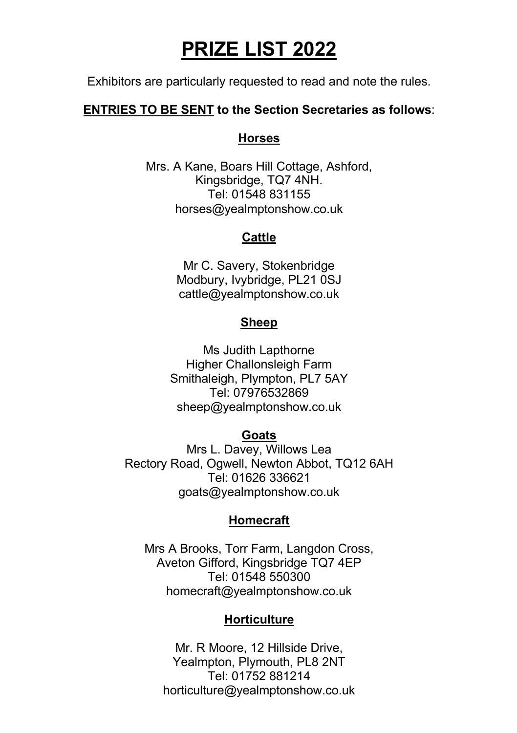# PRIZE LIST 2022

Exhibitors are particularly requested to read and note the rules.

**ENTRIES TO BE SENT to the Section Secretaries as follows**:

## Horses

Mrs. A Kane, Boars Hill Cottage, Ashford,
Kingsbridge, TQ7 4NH.
Tel: 01548 831155
horses@yealmptonshow.co.uk

## Cattle

Mr C. Savery, Stokenbridge
Modbury, Ivybridge, PL21 0SJ
cattle@yealmptonshow.co.uk

## Sheep

Ms Judith Lapthorne
Higher Challonsleigh Farm
Smithaleigh, Plympton, PL7 5AY
Tel: 07976532869
sheep@yealmptonshow.co.uk

## Goats

Mrs L. Davey, Willows Lea
Rectory Road, Ogwell, Newton Abbot, TQ12 6AH
Tel: 01626 336621
goats@yealmptonshow.co.uk

## Homecraft

Mrs A Brooks, Torr Farm, Langdon Cross,
Aveton Gifford, Kingsbridge TQ7 4EP
Tel: 01548 550300
homecraft@yealmptonshow.co.uk

## Horticulture

Mr. R Moore, 12 Hillside Drive,
Yealmpton, Plymouth, PL8 2NT
Tel: 01752 881214
horticulture@yealmptonshow.co.uk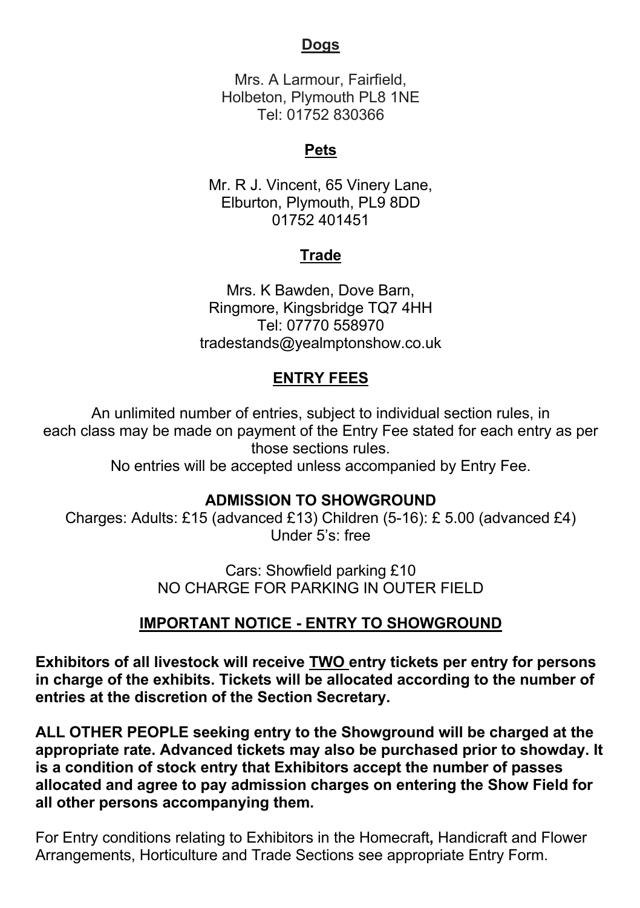## Dogs

Mrs. A Larmour, Fairfield,
Holbeton, Plymouth PL8 1NE
Tel: 01752 830366

## Pets

Mr. R J. Vincent, 65 Vinery Lane,
Elburton, Plymouth, PL9 8DD
01752 401451

## Trade

Mrs. K Bawden, Dove Barn,
Ringmore, Kingsbridge TQ7 4HH
Tel: 07770 558970
tradestands@yealmptonshow.co.uk

## ENTRY FEES

An unlimited number of entries, subject to individual section rules, in each class may be made on payment of the Entry Fee stated for each entry as per those sections rules.
No entries will be accepted unless accompanied by Entry Fee.

### ADMISSION TO SHOWGROUND

Charges: Adults: £15 (advanced £13) Children (5-16): £ 5.00 (advanced £4)
Under 5's: free

Cars: Showfield parking £10
NO CHARGE FOR PARKING IN OUTER FIELD

## IMPORTANT NOTICE - ENTRY TO SHOWGROUND

**Exhibitors of all livestock will receive TWO entry tickets per entry for persons in charge of the exhibits. Tickets will be allocated according to the number of entries at the discretion of the Section Secretary.**

**ALL OTHER PEOPLE seeking entry to the Showground will be charged at the appropriate rate. Advanced tickets may also be purchased prior to showday. It is a condition of stock entry that Exhibitors accept the number of passes allocated and agree to pay admission charges on entering the Show Field for all other persons accompanying them.**

For Entry conditions relating to Exhibitors in the Homecraft**,** Handicraft and Flower Arrangements, Horticulture and Trade Sections see appropriate Entry Form.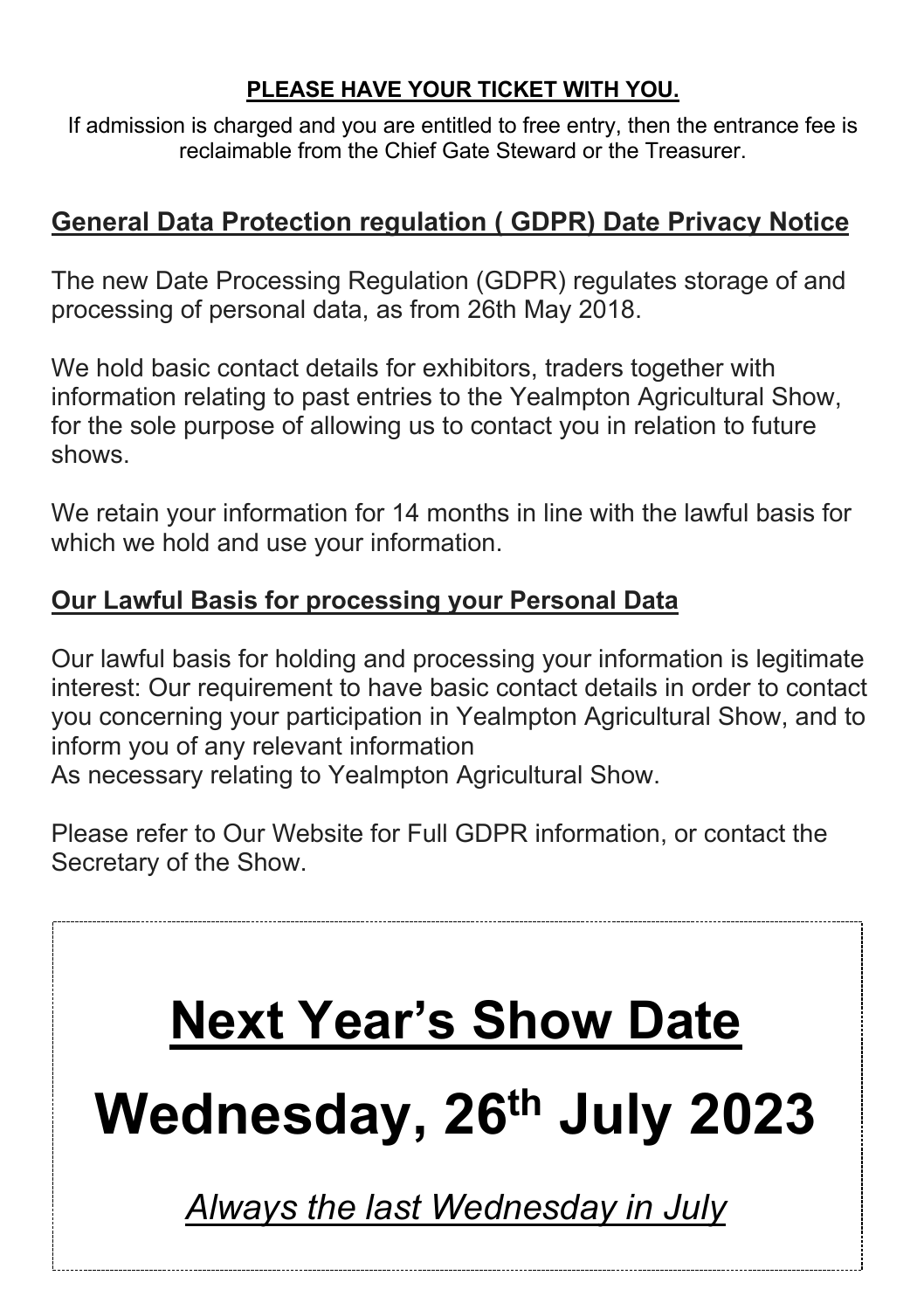**PLEASE HAVE YOUR TICKET WITH YOU.**

If admission is charged and you are entitled to free entry, then the entrance fee is reclaimable from the Chief Gate Steward or the Treasurer.

## General Data Protection regulation ( GDPR) Date Privacy Notice

The new Date Processing Regulation (GDPR) regulates storage of and processing of personal data, as from 26th May 2018.

We hold basic contact details for exhibitors, traders together with information relating to past entries to the Yealmpton Agricultural Show, for the sole purpose of allowing us to contact you in relation to future shows.

We retain your information for 14 months in line with the lawful basis for which we hold and use your information.

## Our Lawful Basis for processing your Personal Data

Our lawful basis for holding and processing your information is legitimate interest: Our requirement to have basic contact details in order to contact you concerning your participation in Yealmpton Agricultural Show, and to inform you of any relevant information
As necessary relating to Yealmpton Agricultural Show.

Please refer to Our Website for Full GDPR information, or contact the Secretary of the Show.

# Next Year's Show Date

# Wednesday, 26th July 2023

*Always the last Wednesday in July*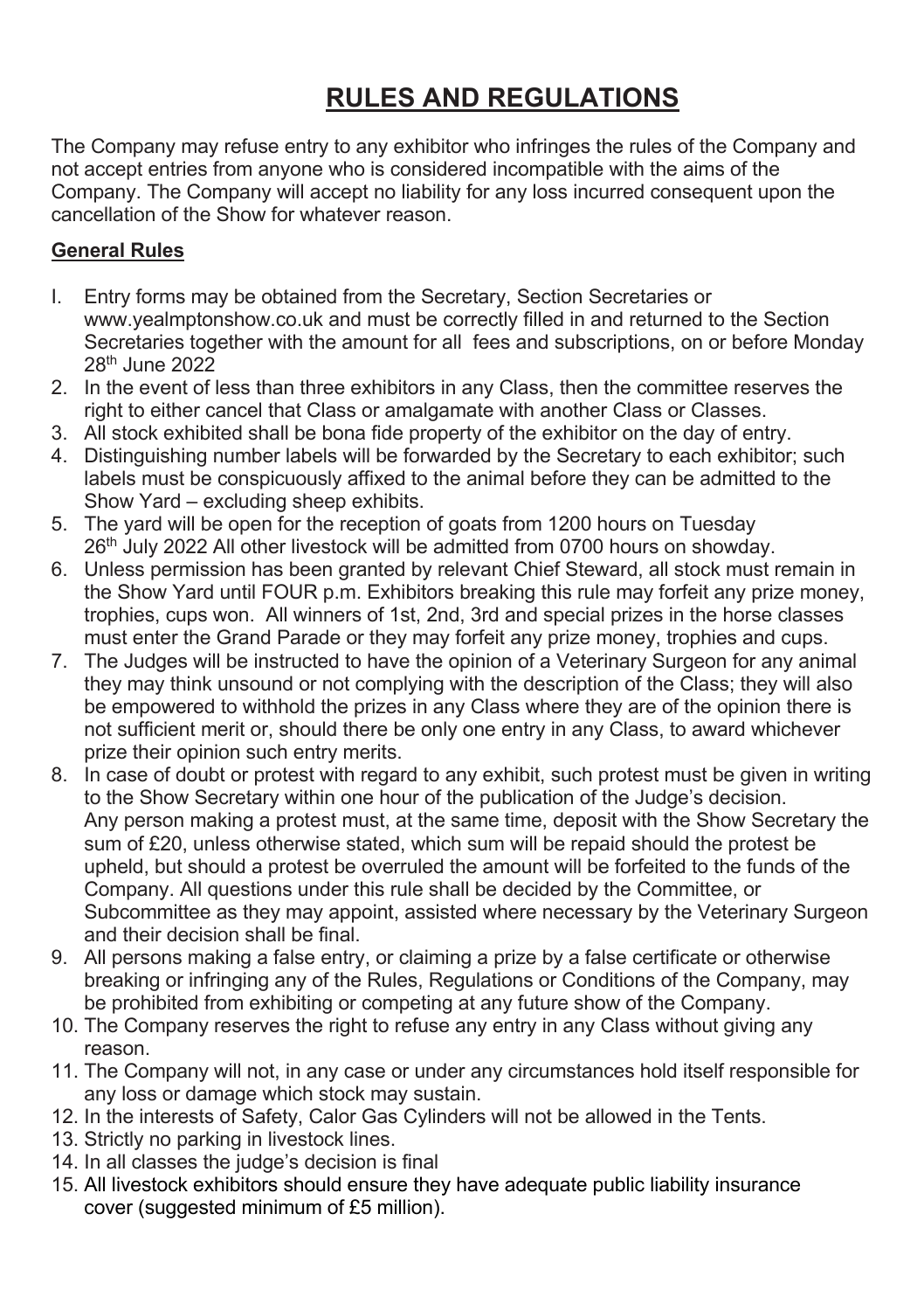# RULES AND REGULATIONS

The Company may refuse entry to any exhibitor who infringes the rules of the Company and not accept entries from anyone who is considered incompatible with the aims of the Company. The Company will accept no liability for any loss incurred consequent upon the cancellation of the Show for whatever reason.

## General Rules

1. Entry forms may be obtained from the Secretary, Section Secretaries or www.yealmptonshow.co.uk and must be correctly filled in and returned to the Section Secretaries together with the amount for all fees and subscriptions, on or before Monday 28th June 2022
2. In the event of less than three exhibitors in any Class, then the committee reserves the right to either cancel that Class or amalgamate with another Class or Classes.
3. All stock exhibited shall be bona fide property of the exhibitor on the day of entry.
4. Distinguishing number labels will be forwarded by the Secretary to each exhibitor; such labels must be conspicuously affixed to the animal before they can be admitted to the Show Yard – excluding sheep exhibits.
5. The yard will be open for the reception of goats from 1200 hours on Tuesday 26th July 2022 All other livestock will be admitted from 0700 hours on showday.
6. Unless permission has been granted by relevant Chief Steward, all stock must remain in the Show Yard until FOUR p.m. Exhibitors breaking this rule may forfeit any prize money, trophies, cups won. All winners of 1st, 2nd, 3rd and special prizes in the horse classes must enter the Grand Parade or they may forfeit any prize money, trophies and cups.
7. The Judges will be instructed to have the opinion of a Veterinary Surgeon for any animal they may think unsound or not complying with the description of the Class; they will also be empowered to withhold the prizes in any Class where they are of the opinion there is not sufficient merit or, should there be only one entry in any Class, to award whichever prize their opinion such entry merits.
8. In case of doubt or protest with regard to any exhibit, such protest must be given in writing to the Show Secretary within one hour of the publication of the Judge's decision. Any person making a protest must, at the same time, deposit with the Show Secretary the sum of £20, unless otherwise stated, which sum will be repaid should the protest be upheld, but should a protest be overruled the amount will be forfeited to the funds of the Company. All questions under this rule shall be decided by the Committee, or Subcommittee as they may appoint, assisted where necessary by the Veterinary Surgeon and their decision shall be final.
9. All persons making a false entry, or claiming a prize by a false certificate or otherwise breaking or infringing any of the Rules, Regulations or Conditions of the Company, may be prohibited from exhibiting or competing at any future show of the Company.
10. The Company reserves the right to refuse any entry in any Class without giving any reason.
11. The Company will not, in any case or under any circumstances hold itself responsible for any loss or damage which stock may sustain.
12. In the interests of Safety, Calor Gas Cylinders will not be allowed in the Tents.
13. Strictly no parking in livestock lines.
14. In all classes the judge's decision is final
15. All livestock exhibitors should ensure they have adequate public liability insurance cover (suggested minimum of £5 million).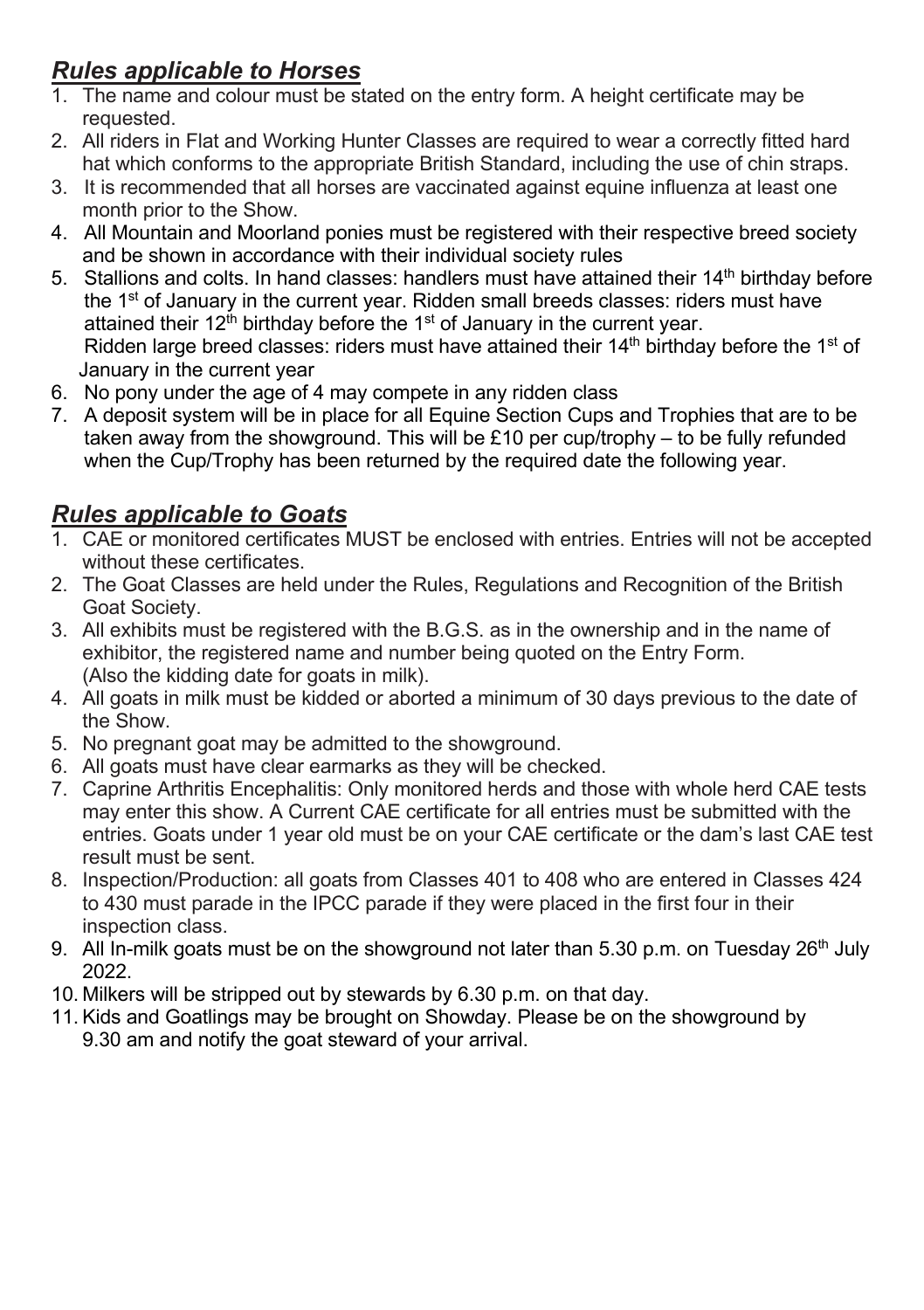## ***Rules applicable to Horses***

1. The name and colour must be stated on the entry form. A height certificate may be requested.
2. All riders in Flat and Working Hunter Classes are required to wear a correctly fitted hard hat which conforms to the appropriate British Standard, including the use of chin straps.
3. It is recommended that all horses are vaccinated against equine influenza at least one month prior to the Show.
4. All Mountain and Moorland ponies must be registered with their respective breed society and be shown in accordance with their individual society rules
5. Stallions and colts. In hand classes: handlers must have attained their 14th birthday before the 1st of January in the current year. Ridden small breeds classes: riders must have attained their 12th birthday before the 1st of January in the current year.
   Ridden large breed classes: riders must have attained their 14th birthday before the 1st of January in the current year
6. No pony under the age of 4 may compete in any ridden class
7. A deposit system will be in place for all Equine Section Cups and Trophies that are to be taken away from the showground. This will be £10 per cup/trophy – to be fully refunded when the Cup/Trophy has been returned by the required date the following year.

## ***Rules applicable to Goats***

1. CAE or monitored certificates MUST be enclosed with entries. Entries will not be accepted without these certificates.
2. The Goat Classes are held under the Rules, Regulations and Recognition of the British Goat Society.
3. All exhibits must be registered with the B.G.S. as in the ownership and in the name of exhibitor, the registered name and number being quoted on the Entry Form. (Also the kidding date for goats in milk).
4. All goats in milk must be kidded or aborted a minimum of 30 days previous to the date of the Show.
5. No pregnant goat may be admitted to the showground.
6. All goats must have clear earmarks as they will be checked.
7. Caprine Arthritis Encephalitis: Only monitored herds and those with whole herd CAE tests may enter this show. A Current CAE certificate for all entries must be submitted with the entries. Goats under 1 year old must be on your CAE certificate or the dam's last CAE test result must be sent.
8. Inspection/Production: all goats from Classes 401 to 408 who are entered in Classes 424 to 430 must parade in the IPCC parade if they were placed in the first four in their inspection class.
9. All In-milk goats must be on the showground not later than 5.30 p.m. on Tuesday 26th July 2022.
10. Milkers will be stripped out by stewards by 6.30 p.m. on that day.
11. Kids and Goatlings may be brought on Showday. Please be on the showground by 9.30 am and notify the goat steward of your arrival.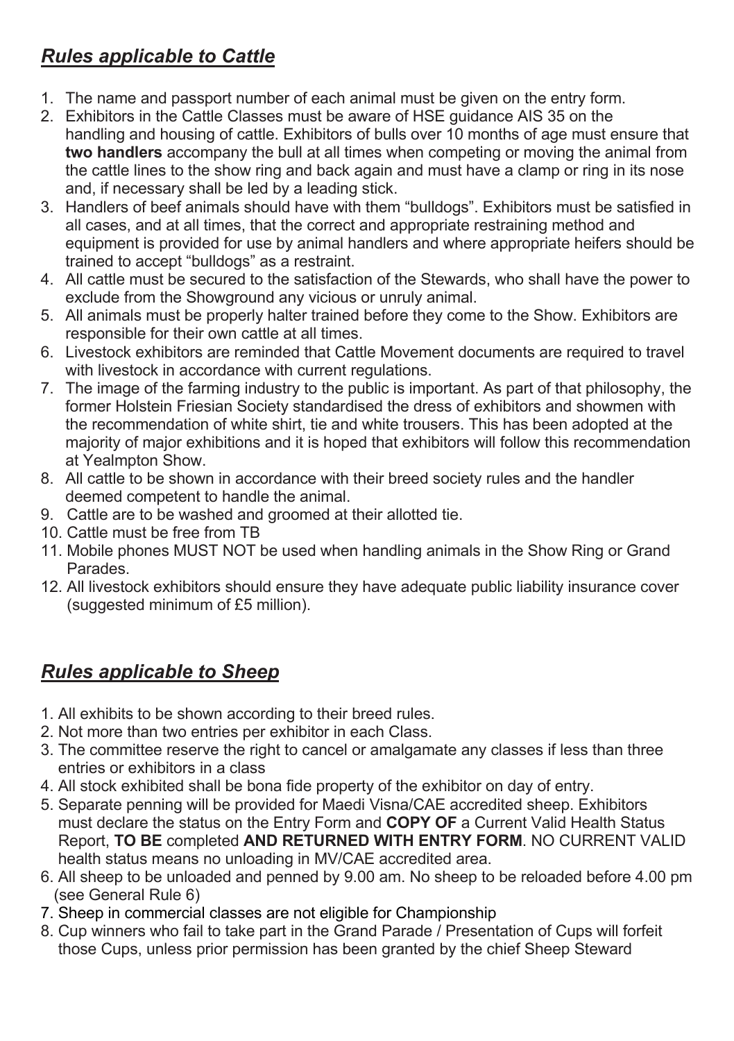## ***Rules applicable to Cattle***

1. The name and passport number of each animal must be given on the entry form.
2. Exhibitors in the Cattle Classes must be aware of HSE guidance AIS 35 on the handling and housing of cattle. Exhibitors of bulls over 10 months of age must ensure that **two handlers** accompany the bull at all times when competing or moving the animal from the cattle lines to the show ring and back again and must have a clamp or ring in its nose and, if necessary shall be led by a leading stick.
3. Handlers of beef animals should have with them "bulldogs". Exhibitors must be satisfied in all cases, and at all times, that the correct and appropriate restraining method and equipment is provided for use by animal handlers and where appropriate heifers should be trained to accept "bulldogs" as a restraint.
4. All cattle must be secured to the satisfaction of the Stewards, who shall have the power to exclude from the Showground any vicious or unruly animal.
5. All animals must be properly halter trained before they come to the Show. Exhibitors are responsible for their own cattle at all times.
6. Livestock exhibitors are reminded that Cattle Movement documents are required to travel with livestock in accordance with current regulations.
7. The image of the farming industry to the public is important. As part of that philosophy, the former Holstein Friesian Society standardised the dress of exhibitors and showmen with the recommendation of white shirt, tie and white trousers. This has been adopted at the majority of major exhibitions and it is hoped that exhibitors will follow this recommendation at Yealmpton Show.
8. All cattle to be shown in accordance with their breed society rules and the handler deemed competent to handle the animal.
9. Cattle are to be washed and groomed at their allotted tie.
10. Cattle must be free from TB
11. Mobile phones MUST NOT be used when handling animals in the Show Ring or Grand Parades.
12. All livestock exhibitors should ensure they have adequate public liability insurance cover (suggested minimum of £5 million).

## ***Rules applicable to Sheep***

1. All exhibits to be shown according to their breed rules.
2. Not more than two entries per exhibitor in each Class.
3. The committee reserve the right to cancel or amalgamate any classes if less than three entries or exhibitors in a class
4. All stock exhibited shall be bona fide property of the exhibitor on day of entry.
5. Separate penning will be provided for Maedi Visna/CAE accredited sheep. Exhibitors must declare the status on the Entry Form and **COPY OF** a Current Valid Health Status Report, **TO BE** completed **AND RETURNED WITH ENTRY FORM**. NO CURRENT VALID health status means no unloading in MV/CAE accredited area.
6. All sheep to be unloaded and penned by 9.00 am. No sheep to be reloaded before 4.00 pm (see General Rule 6)
7. Sheep in commercial classes are not eligible for Championship
8. Cup winners who fail to take part in the Grand Parade / Presentation of Cups will forfeit those Cups, unless prior permission has been granted by the chief Sheep Steward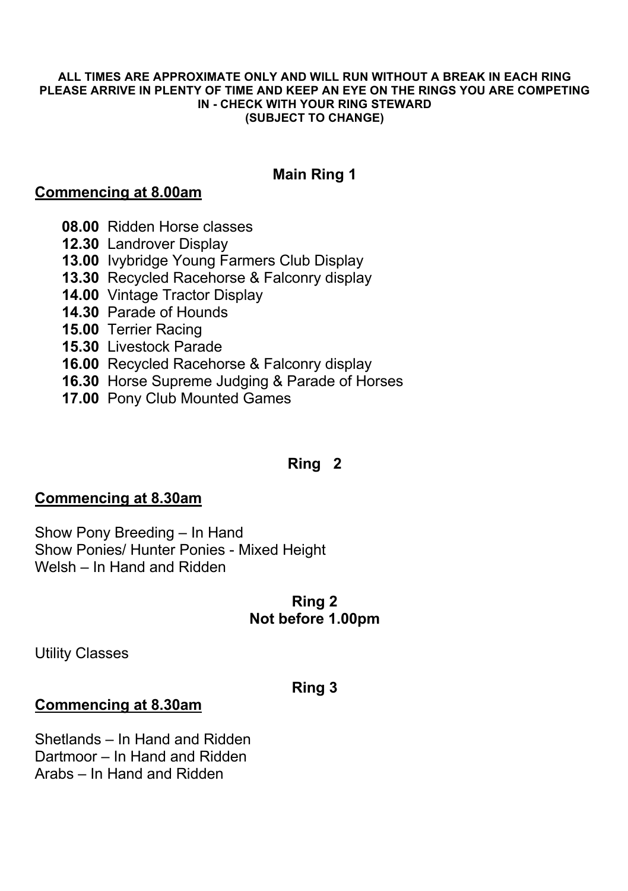**ALL TIMES ARE APPROXIMATE ONLY AND WILL RUN WITHOUT A BREAK IN EACH RING PLEASE ARRIVE IN PLENTY OF TIME AND KEEP AN EYE ON THE RINGS YOU ARE COMPETING IN - CHECK WITH YOUR RING STEWARD (SUBJECT TO CHANGE)**

## Main Ring 1

**Commencing at 8.00am**

- **08.00** Ridden Horse classes
- **12.30** Landrover Display
- **13.00** Ivybridge Young Farmers Club Display
- **13.30** Recycled Racehorse & Falconry display
- **14.00** Vintage Tractor Display
- **14.30** Parade of Hounds
- **15.00** Terrier Racing
- **15.30** Livestock Parade
- **16.00** Recycled Racehorse & Falconry display
- **16.30** Horse Supreme Judging & Parade of Horses
- **17.00** Pony Club Mounted Games

## Ring 2

**Commencing at 8.30am**

Show Pony Breeding – In Hand
Show Ponies/ Hunter Ponies - Mixed Height
Welsh – In Hand and Ridden

## Ring 2
## Not before 1.00pm

Utility Classes

## Ring 3

**Commencing at 8.30am**

Shetlands – In Hand and Ridden
Dartmoor – In Hand and Ridden
Arabs – In Hand and Ridden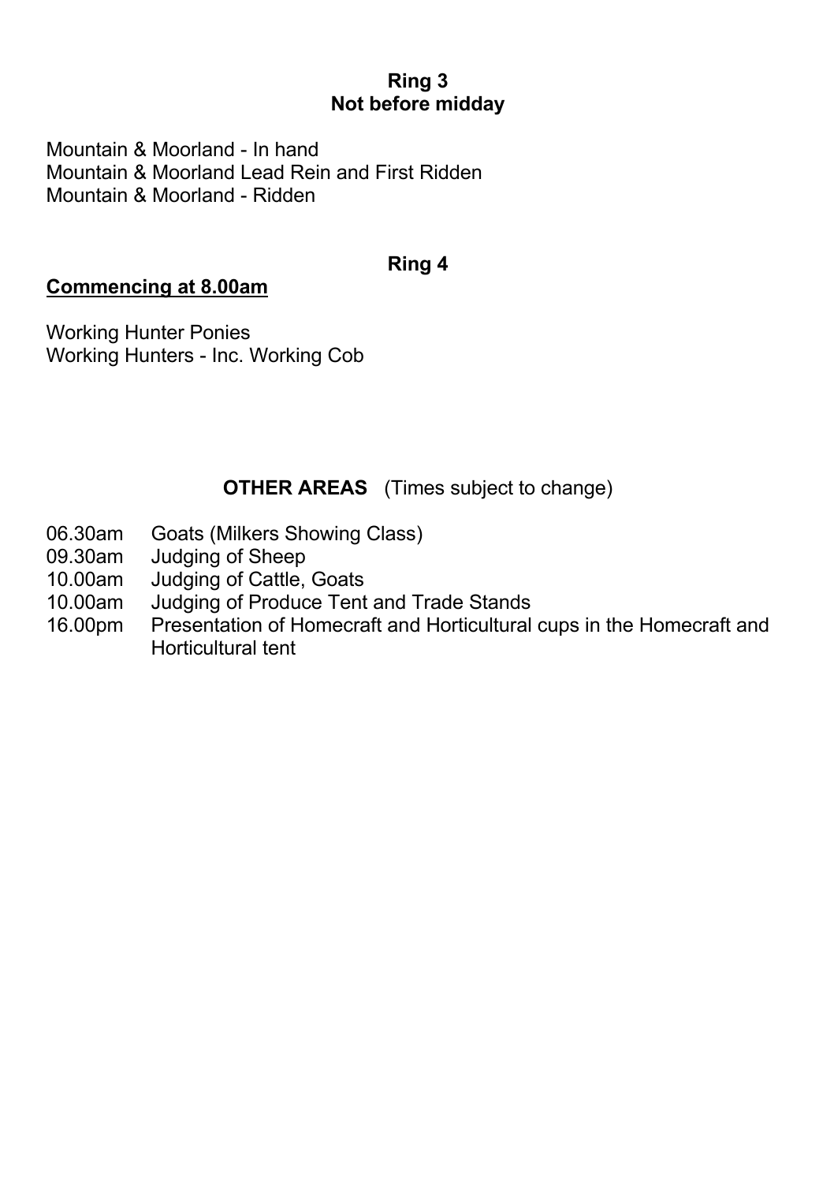## Ring 3
**Not before midday**

Mountain & Moorland - In hand
Mountain & Moorland Lead Rein and First Ridden
Mountain & Moorland - Ridden

## Ring 4

**Commencing at 8.00am**

Working Hunter Ponies
Working Hunters - Inc. Working Cob

## OTHER AREAS (Times subject to change)

06.30am Goats (Milkers Showing Class)
09.30am Judging of Sheep
10.00am Judging of Cattle, Goats
10.00am Judging of Produce Tent and Trade Stands
16.00pm Presentation of Homecraft and Horticultural cups in the Homecraft and Horticultural tent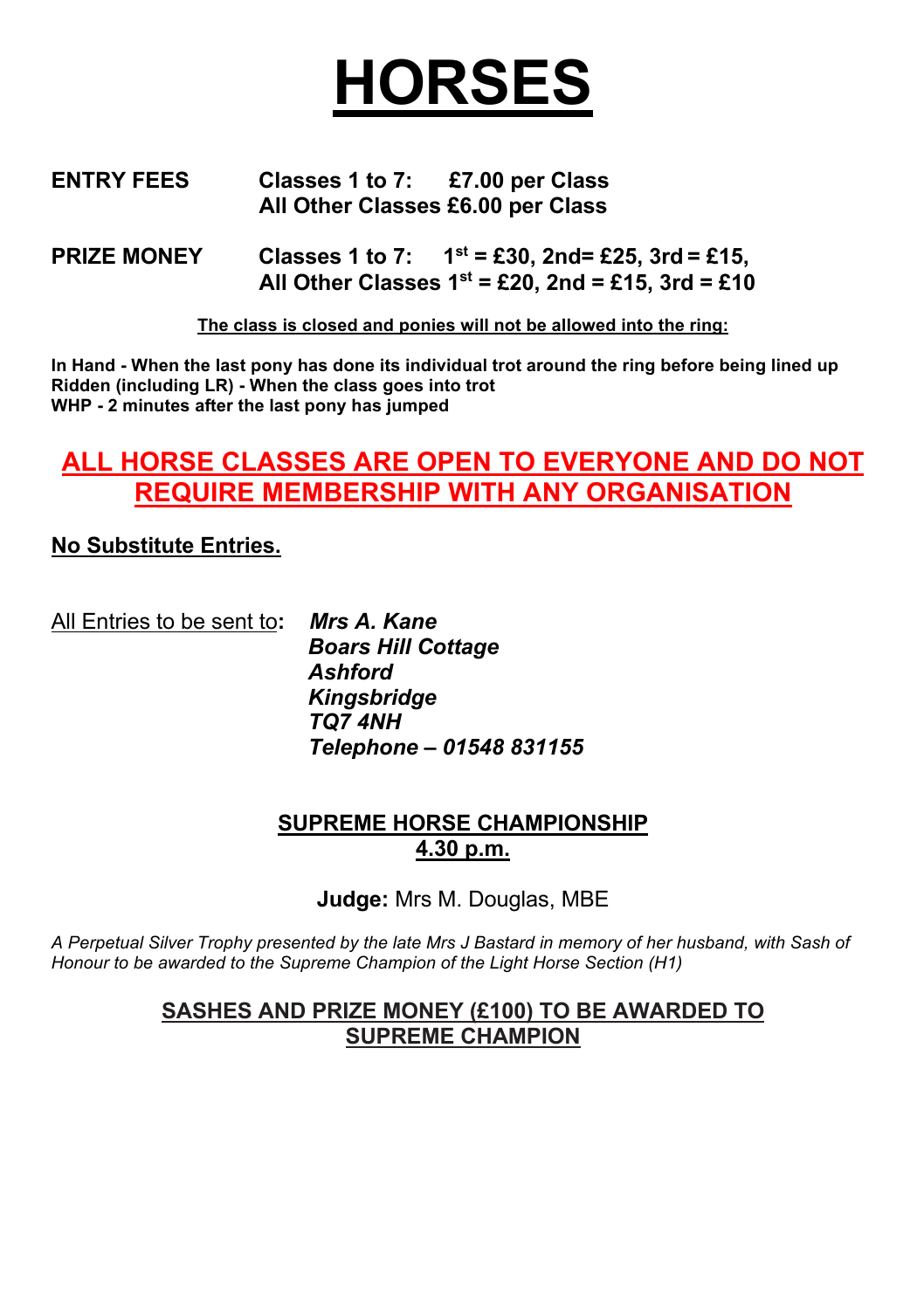# HORSES

**ENTRY FEES** **Classes 1 to 7: £7.00 per Class**
**All Other Classes £6.00 per Class**

**PRIZE MONEY** **Classes 1 to 7: 1st = £30, 2nd= £25, 3rd = £15,**
**All Other Classes 1st = £20, 2nd = £15, 3rd = £10**

**The class is closed and ponies will not be allowed into the ring:**

**In Hand - When the last pony has done its individual trot around the ring before being lined up**
**Ridden (including LR) - When the class goes into trot**
**WHP - 2 minutes after the last pony has jumped**

## ALL HORSE CLASSES ARE OPEN TO EVERYONE AND DO NOT REQUIRE MEMBERSHIP WITH ANY ORGANISATION

**No Substitute Entries.**

All Entries to be sent to**:** ***Mrs A. Kane***
***Boars Hill Cottage***
***Ashford***
***Kingsbridge***
***TQ7 4NH***
***Telephone – 01548 831155***

**SUPREME HORSE CHAMPIONSHIP**
**4.30 p.m.**

**Judge:** Mrs M. Douglas, MBE

*A Perpetual Silver Trophy presented by the late Mrs J Bastard in memory of her husband, with Sash of Honour to be awarded to the Supreme Champion of the Light Horse Section (H1)*

**SASHES AND PRIZE MONEY (£100) TO BE AWARDED TO SUPREME CHAMPION**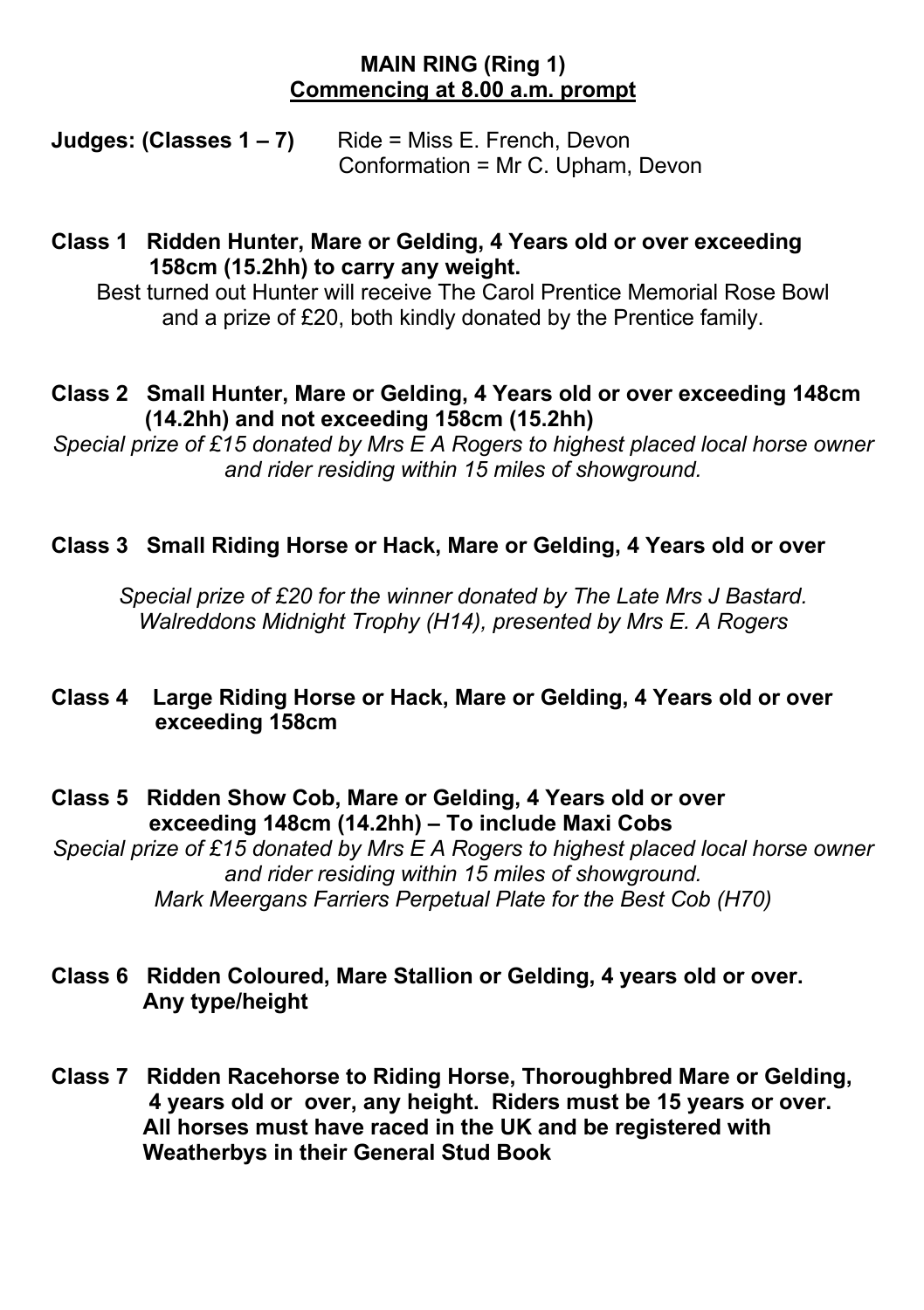**MAIN RING (Ring 1)**
**Commencing at 8.00 a.m. prompt**

**Judges: (Classes 1 – 7)** Ride = Miss E. French, Devon
Conformation = Mr C. Upham, Devon

**Class 1 Ridden Hunter, Mare or Gelding, 4 Years old or over exceeding 158cm (15.2hh) to carry any weight.**

Best turned out Hunter will receive The Carol Prentice Memorial Rose Bowl and a prize of £20, both kindly donated by the Prentice family.

**Class 2 Small Hunter, Mare or Gelding, 4 Years old or over exceeding 148cm (14.2hh) and not exceeding 158cm (15.2hh)**

*Special prize of £15 donated by Mrs E A Rogers to highest placed local horse owner and rider residing within 15 miles of showground.*

**Class 3 Small Riding Horse or Hack, Mare or Gelding, 4 Years old or over**

*Special prize of £20 for the winner donated by The Late Mrs J Bastard.*
*Walreddons Midnight Trophy (H14), presented by Mrs E. A Rogers*

**Class 4 Large Riding Horse or Hack, Mare or Gelding, 4 Years old or over exceeding 158cm**

**Class 5 Ridden Show Cob, Mare or Gelding, 4 Years old or over exceeding 148cm (14.2hh) – To include Maxi Cobs**

*Special prize of £15 donated by Mrs E A Rogers to highest placed local horse owner and rider residing within 15 miles of showground.*
*Mark Meergans Farriers Perpetual Plate for the Best Cob (H70)*

**Class 6 Ridden Coloured, Mare Stallion or Gelding, 4 years old or over. Any type/height**

**Class 7 Ridden Racehorse to Riding Horse, Thoroughbred Mare or Gelding, 4 years old or over, any height. Riders must be 15 years or over. All horses must have raced in the UK and be registered with Weatherbys in their General Stud Book**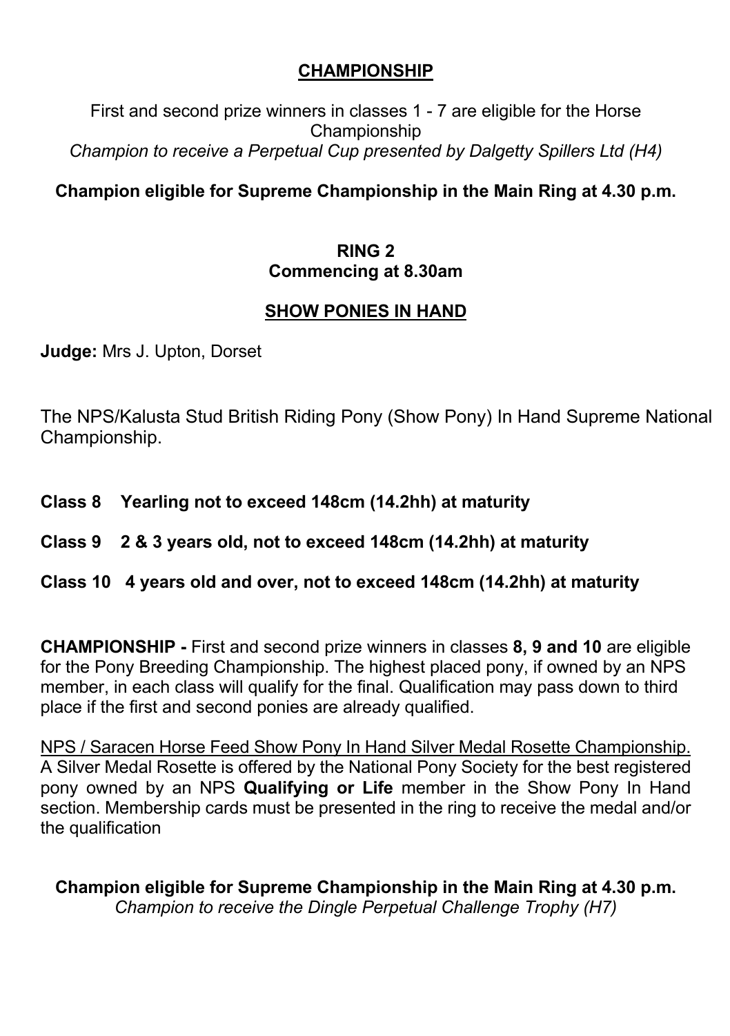## CHAMPIONSHIP

First and second prize winners in classes 1 - 7 are eligible for the Horse Championship
*Champion to receive a Perpetual Cup presented by Dalgetty Spillers Ltd (H4)*

**Champion eligible for Supreme Championship in the Main Ring at 4.30 p.m.**

## RING 2
**Commencing at 8.30am**

## SHOW PONIES IN HAND

**Judge:** Mrs J. Upton, Dorset

The NPS/Kalusta Stud British Riding Pony (Show Pony) In Hand Supreme National Championship.

**Class 8 Yearling not to exceed 148cm (14.2hh) at maturity**

**Class 9 2 & 3 years old, not to exceed 148cm (14.2hh) at maturity**

**Class 10 4 years old and over, not to exceed 148cm (14.2hh) at maturity**

**CHAMPIONSHIP -** First and second prize winners in classes **8, 9 and 10** are eligible for the Pony Breeding Championship. The highest placed pony, if owned by an NPS member, in each class will qualify for the final. Qualification may pass down to third place if the first and second ponies are already qualified.

NPS / Saracen Horse Feed Show Pony In Hand Silver Medal Rosette Championship. A Silver Medal Rosette is offered by the National Pony Society for the best registered pony owned by an NPS **Qualifying or Life** member in the Show Pony In Hand section. Membership cards must be presented in the ring to receive the medal and/or the qualification

**Champion eligible for Supreme Championship in the Main Ring at 4.30 p.m.**
*Champion to receive the Dingle Perpetual Challenge Trophy (H7)*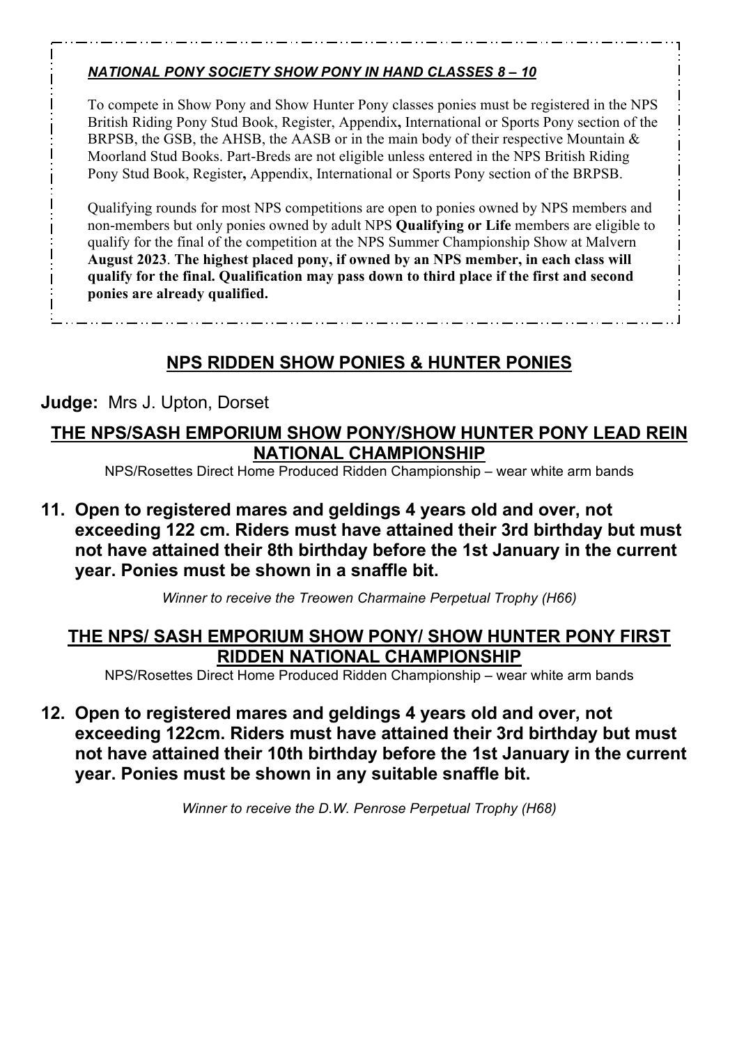***NATIONAL PONY SOCIETY SHOW PONY IN HAND CLASSES 8 – 10***

To compete in Show Pony and Show Hunter Pony classes ponies must be registered in the NPS British Riding Pony Stud Book, Register, Appendix**,** International or Sports Pony section of the BRPSB, the GSB, the AHSB, the AASB or in the main body of their respective Mountain & Moorland Stud Books. Part-Breds are not eligible unless entered in the NPS British Riding Pony Stud Book, Register**,** Appendix, International or Sports Pony section of the BRPSB.

Qualifying rounds for most NPS competitions are open to ponies owned by NPS members and non-members but only ponies owned by adult NPS **Qualifying or Life** members are eligible to qualify for the final of the competition at the NPS Summer Championship Show at Malvern **August 2023**. **The highest placed pony, if owned by an NPS member, in each class will qualify for the final. Qualification may pass down to third place if the first and second ponies are already qualified.**

## NPS RIDDEN SHOW PONIES & HUNTER PONIES

**Judge:** Mrs J. Upton, Dorset

### THE NPS/SASH EMPORIUM SHOW PONY/SHOW HUNTER PONY LEAD REIN NATIONAL CHAMPIONSHIP

NPS/Rosettes Direct Home Produced Ridden Championship – wear white arm bands

**11. Open to registered mares and geldings 4 years old and over, not exceeding 122 cm. Riders must have attained their 3rd birthday but must not have attained their 8th birthday before the 1st January in the current year. Ponies must be shown in a snaffle bit.**

*Winner to receive the Treowen Charmaine Perpetual Trophy (H66)*

### THE NPS/ SASH EMPORIUM SHOW PONY/ SHOW HUNTER PONY FIRST RIDDEN NATIONAL CHAMPIONSHIP

NPS/Rosettes Direct Home Produced Ridden Championship – wear white arm bands

**12. Open to registered mares and geldings 4 years old and over, not exceeding 122cm. Riders must have attained their 3rd birthday but must not have attained their 10th birthday before the 1st January in the current year. Ponies must be shown in any suitable snaffle bit.**

*Winner to receive the D.W. Penrose Perpetual Trophy (H68)*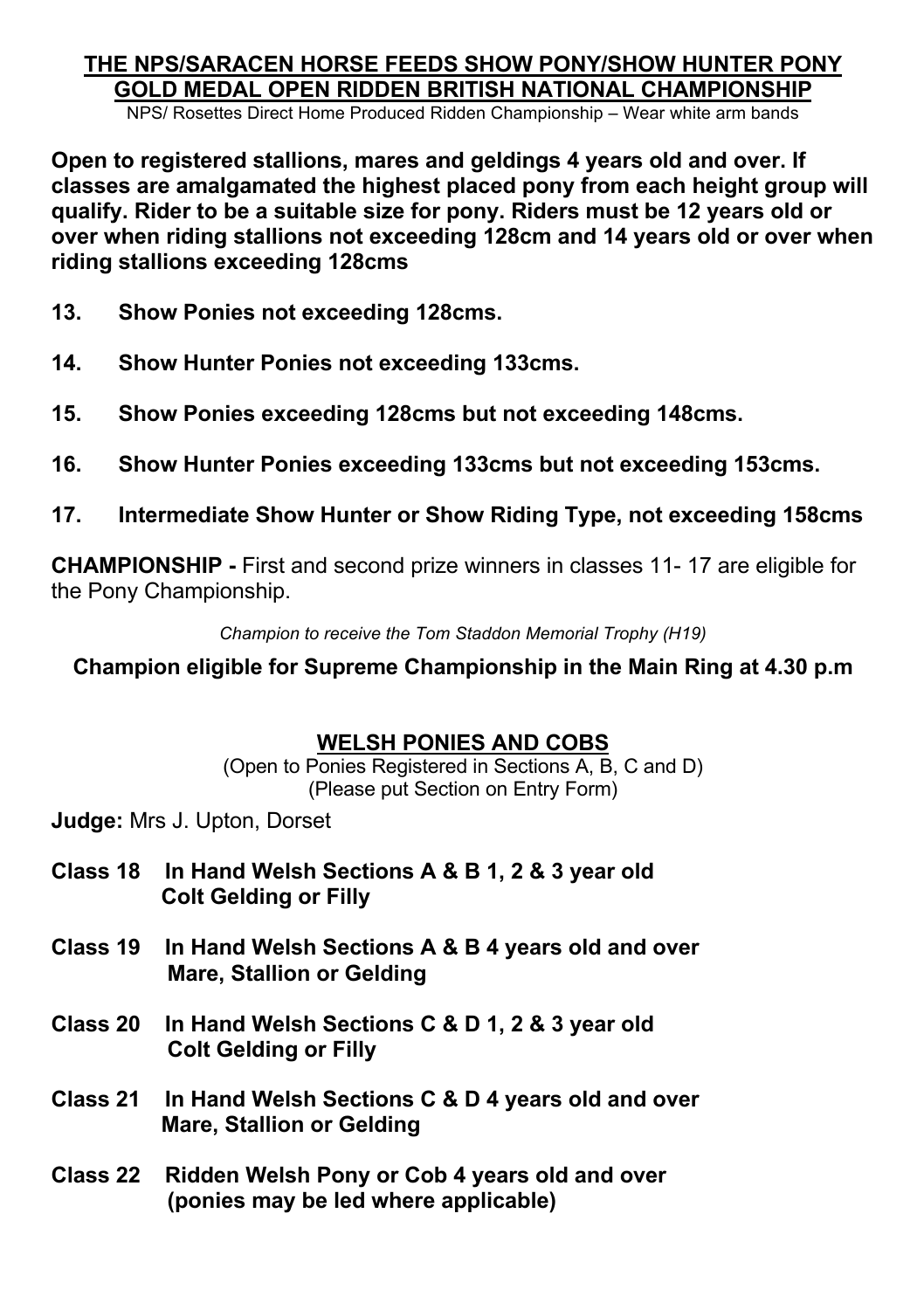## THE NPS/SARACEN HORSE FEEDS SHOW PONY/SHOW HUNTER PONY GOLD MEDAL OPEN RIDDEN BRITISH NATIONAL CHAMPIONSHIP

NPS/ Rosettes Direct Home Produced Ridden Championship – Wear white arm bands

**Open to registered stallions, mares and geldings 4 years old and over. If classes are amalgamated the highest placed pony from each height group will qualify. Rider to be a suitable size for pony. Riders must be 12 years old or over when riding stallions not exceeding 128cm and 14 years old or over when riding stallions exceeding 128cms**

**13. Show Ponies not exceeding 128cms.**

**14. Show Hunter Ponies not exceeding 133cms.**

**15. Show Ponies exceeding 128cms but not exceeding 148cms.**

**16. Show Hunter Ponies exceeding 133cms but not exceeding 153cms.**

**17. Intermediate Show Hunter or Show Riding Type, not exceeding 158cms**

**CHAMPIONSHIP -** First and second prize winners in classes 11- 17 are eligible for the Pony Championship.

*Champion to receive the Tom Staddon Memorial Trophy (H19)*

**Champion eligible for Supreme Championship in the Main Ring at 4.30 p.m**

## WELSH PONIES AND COBS

(Open to Ponies Registered in Sections A, B, C and D)
(Please put Section on Entry Form)

**Judge:** Mrs J. Upton, Dorset

**Class 18 In Hand Welsh Sections A & B 1, 2 & 3 year old Colt Gelding or Filly**

**Class 19 In Hand Welsh Sections A & B 4 years old and over Mare, Stallion or Gelding**

**Class 20 In Hand Welsh Sections C & D 1, 2 & 3 year old Colt Gelding or Filly**

**Class 21 In Hand Welsh Sections C & D 4 years old and over Mare, Stallion or Gelding**

**Class 22 Ridden Welsh Pony or Cob 4 years old and over (ponies may be led where applicable)**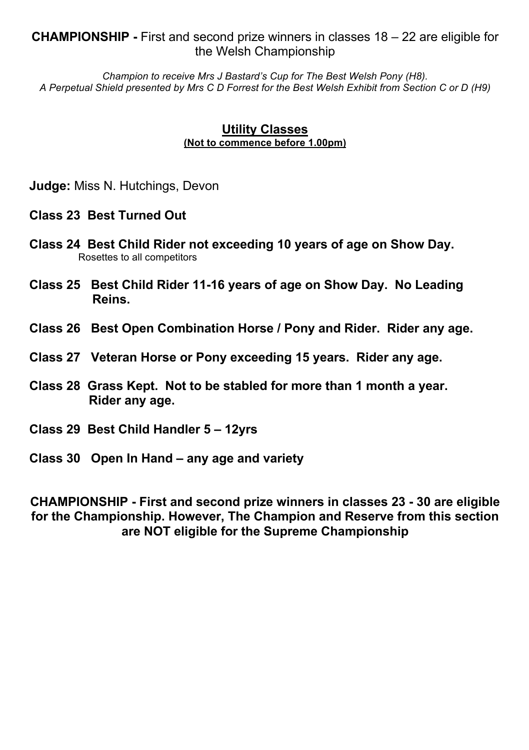**CHAMPIONSHIP -** First and second prize winners in classes 18 – 22 are eligible for the Welsh Championship

*Champion to receive Mrs J Bastard's Cup for The Best Welsh Pony (H8).*
*A Perpetual Shield presented by Mrs C D Forrest for the Best Welsh Exhibit from Section C or D (H9)*

## Utility Classes

**(Not to commence before 1.00pm)**

**Judge:** Miss N. Hutchings, Devon

**Class 23 Best Turned Out**

**Class 24 Best Child Rider not exceeding 10 years of age on Show Day.**
Rosettes to all competitors

**Class 25 Best Child Rider 11-16 years of age on Show Day. No Leading Reins.**

**Class 26 Best Open Combination Horse / Pony and Rider. Rider any age.**

**Class 27 Veteran Horse or Pony exceeding 15 years. Rider any age.**

**Class 28 Grass Kept. Not to be stabled for more than 1 month a year. Rider any age.**

**Class 29 Best Child Handler 5 – 12yrs**

**Class 30 Open In Hand – any age and variety**

**CHAMPIONSHIP - First and second prize winners in classes 23 - 30 are eligible for the Championship. However, The Champion and Reserve from this section are NOT eligible for the Supreme Championship**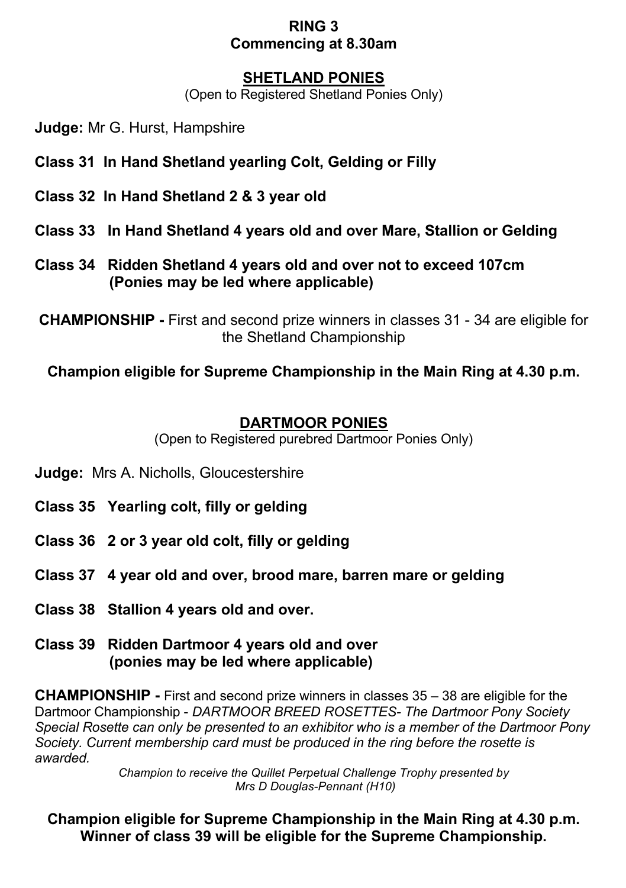# RING 3
**Commencing at 8.30am**

## SHETLAND PONIES

(Open to Registered Shetland Ponies Only)

**Judge:** Mr G. Hurst, Hampshire

**Class 31 In Hand Shetland yearling Colt, Gelding or Filly**

**Class 32 In Hand Shetland 2 & 3 year old**

**Class 33 In Hand Shetland 4 years old and over Mare, Stallion or Gelding**

**Class 34 Ridden Shetland 4 years old and over not to exceed 107cm (Ponies may be led where applicable)**

**CHAMPIONSHIP -** First and second prize winners in classes 31 - 34 are eligible for the Shetland Championship

**Champion eligible for Supreme Championship in the Main Ring at 4.30 p.m.**

## DARTMOOR PONIES

(Open to Registered purebred Dartmoor Ponies Only)

**Judge:** Mrs A. Nicholls, Gloucestershire

**Class 35 Yearling colt, filly or gelding**

**Class 36 2 or 3 year old colt, filly or gelding**

**Class 37 4 year old and over, brood mare, barren mare or gelding**

**Class 38 Stallion 4 years old and over.**

**Class 39 Ridden Dartmoor 4 years old and over (ponies may be led where applicable)**

**CHAMPIONSHIP -** First and second prize winners in classes 35 – 38 are eligible for the Dartmoor Championship - *DARTMOOR BREED ROSETTES- The Dartmoor Pony Society Special Rosette can only be presented to an exhibitor who is a member of the Dartmoor Pony Society. Current membership card must be produced in the ring before the rosette is awarded.*

*Champion to receive the Quillet Perpetual Challenge Trophy presented by Mrs D Douglas-Pennant (H10)*

**Champion eligible for Supreme Championship in the Main Ring at 4.30 p.m.**
**Winner of class 39 will be eligible for the Supreme Championship.**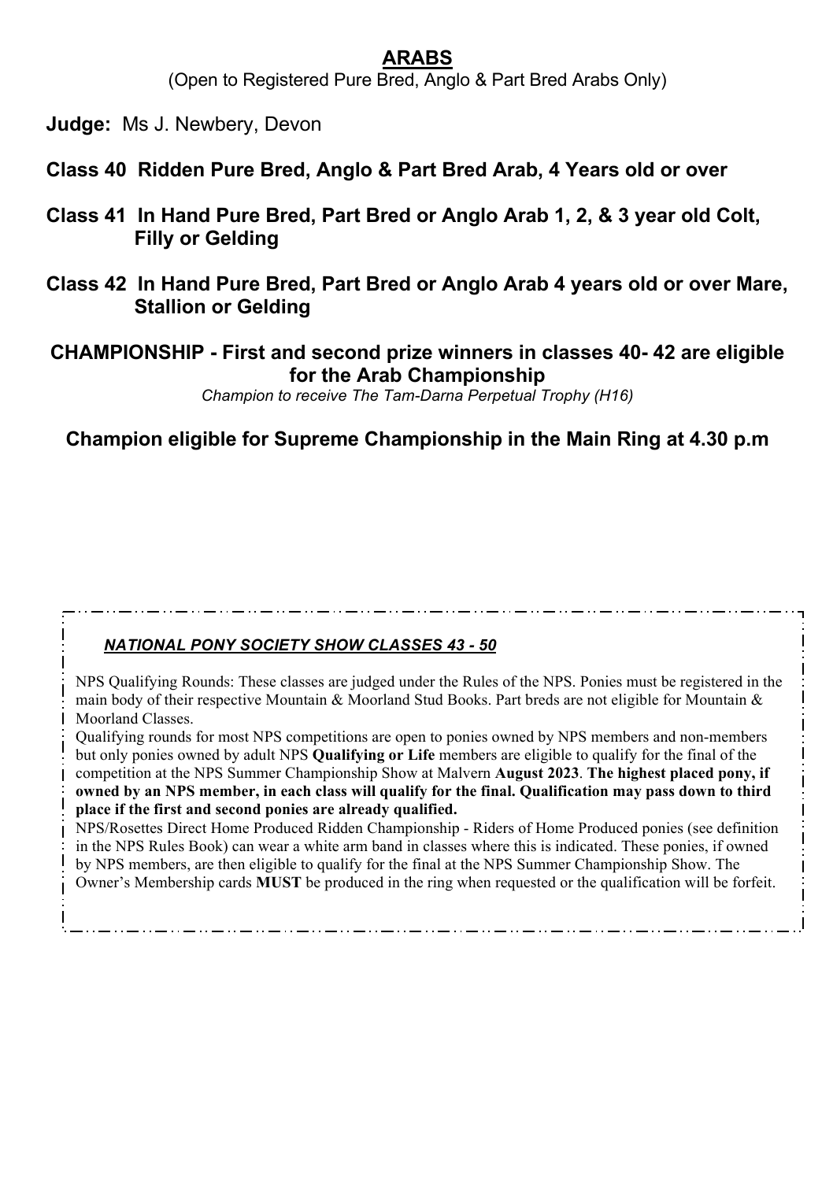## ARABS

(Open to Registered Pure Bred, Anglo & Part Bred Arabs Only)

**Judge:** Ms J. Newbery, Devon

**Class 40 Ridden Pure Bred, Anglo & Part Bred Arab, 4 Years old or over**

**Class 41 In Hand Pure Bred, Part Bred or Anglo Arab 1, 2, & 3 year old Colt, Filly or Gelding**

**Class 42 In Hand Pure Bred, Part Bred or Anglo Arab 4 years old or over Mare, Stallion or Gelding**

**CHAMPIONSHIP - First and second prize winners in classes 40- 42 are eligible for the Arab Championship**

*Champion to receive The Tam-Darna Perpetual Trophy (H16)*

**Champion eligible for Supreme Championship in the Main Ring at 4.30 p.m**

***NATIONAL PONY SOCIETY SHOW CLASSES 43 - 50***

NPS Qualifying Rounds: These classes are judged under the Rules of the NPS. Ponies must be registered in the main body of their respective Mountain & Moorland Stud Books. Part breds are not eligible for Mountain & Moorland Classes.

Qualifying rounds for most NPS competitions are open to ponies owned by NPS members and non-members but only ponies owned by adult NPS **Qualifying or Life** members are eligible to qualify for the final of the competition at the NPS Summer Championship Show at Malvern **August 2023**. **The highest placed pony, if owned by an NPS member, in each class will qualify for the final. Qualification may pass down to third place if the first and second ponies are already qualified.**

NPS/Rosettes Direct Home Produced Ridden Championship - Riders of Home Produced ponies (see definition in the NPS Rules Book) can wear a white arm band in classes where this is indicated. These ponies, if owned by NPS members, are then eligible to qualify for the final at the NPS Summer Championship Show. The Owner's Membership cards **MUST** be produced in the ring when requested or the qualification will be forfeit.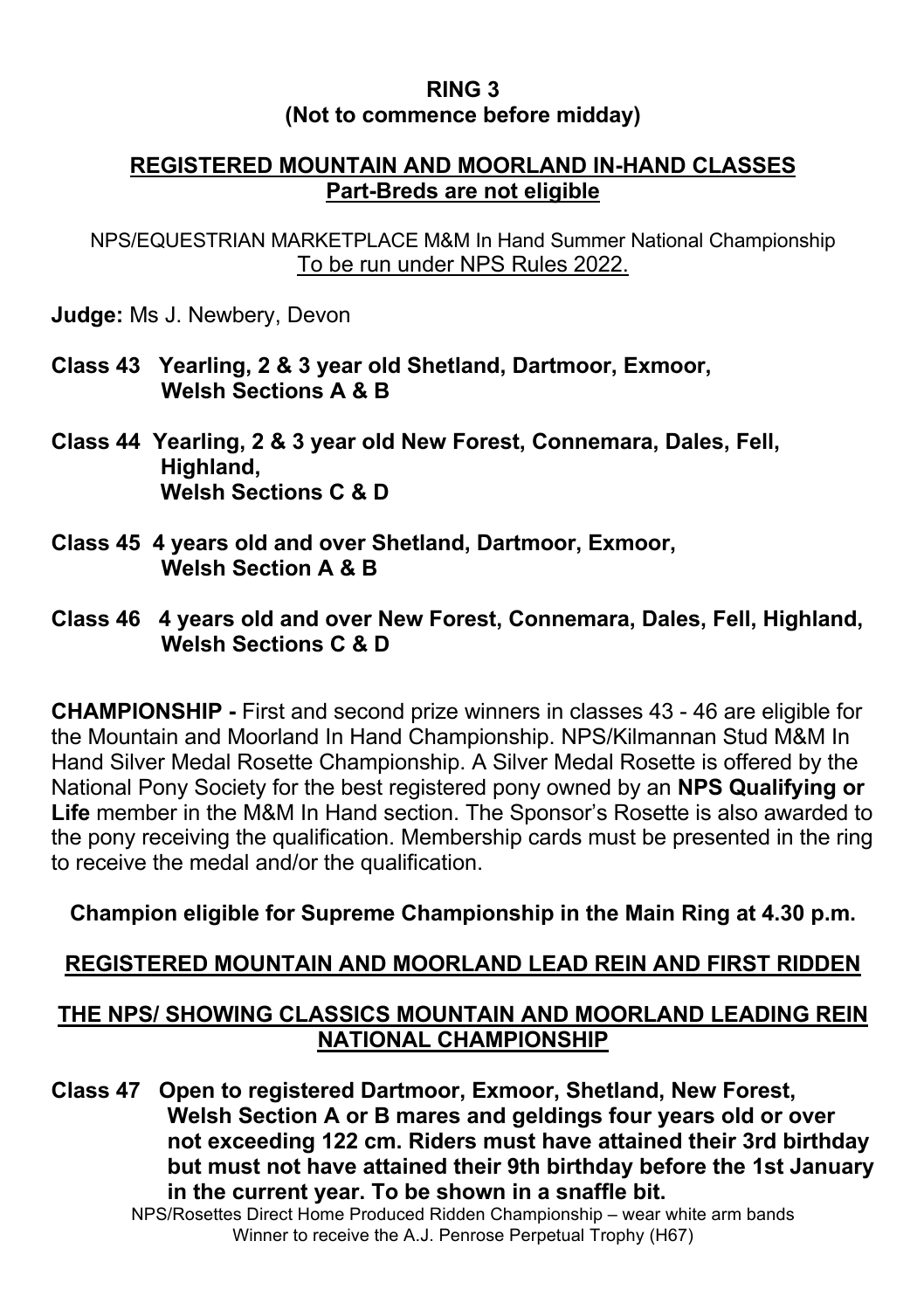## RING 3
### (Not to commence before midday)

## <u>REGISTERED MOUNTAIN AND MOORLAND IN-HAND CLASSES</u>
### <u>Part-Breds are not eligible</u>

NPS/EQUESTRIAN MARKETPLACE M&M In Hand Summer National Championship
<u>To be run under NPS Rules 2022.</u>

**Judge:** Ms J. Newbery, Devon

**Class 43 Yearling, 2 & 3 year old Shetland, Dartmoor, Exmoor, Welsh Sections A & B**

**Class 44 Yearling, 2 & 3 year old New Forest, Connemara, Dales, Fell, Highland, Welsh Sections C & D**

**Class 45 4 years old and over Shetland, Dartmoor, Exmoor, Welsh Section A & B**

**Class 46 4 years old and over New Forest, Connemara, Dales, Fell, Highland, Welsh Sections C & D**

**CHAMPIONSHIP -** First and second prize winners in classes 43 - 46 are eligible for the Mountain and Moorland In Hand Championship. NPS/Kilmannan Stud M&M In Hand Silver Medal Rosette Championship. A Silver Medal Rosette is offered by the National Pony Society for the best registered pony owned by an **NPS Qualifying or Life** member in the M&M In Hand section. The Sponsor's Rosette is also awarded to the pony receiving the qualification. Membership cards must be presented in the ring to receive the medal and/or the qualification.

**Champion eligible for Supreme Championship in the Main Ring at 4.30 p.m.**

## <u>REGISTERED MOUNTAIN AND MOORLAND LEAD REIN AND FIRST RIDDEN</u>

## <u>THE NPS/ SHOWING CLASSICS MOUNTAIN AND MOORLAND LEADING REIN NATIONAL CHAMPIONSHIP</u>

**Class 47 Open to registered Dartmoor, Exmoor, Shetland, New Forest, Welsh Section A or B mares and geldings four years old or over not exceeding 122 cm. Riders must have attained their 3rd birthday but must not have attained their 9th birthday before the 1st January in the current year. To be shown in a snaffle bit.**

NPS/Rosettes Direct Home Produced Ridden Championship – wear white arm bands
Winner to receive the A.J. Penrose Perpetual Trophy (H67)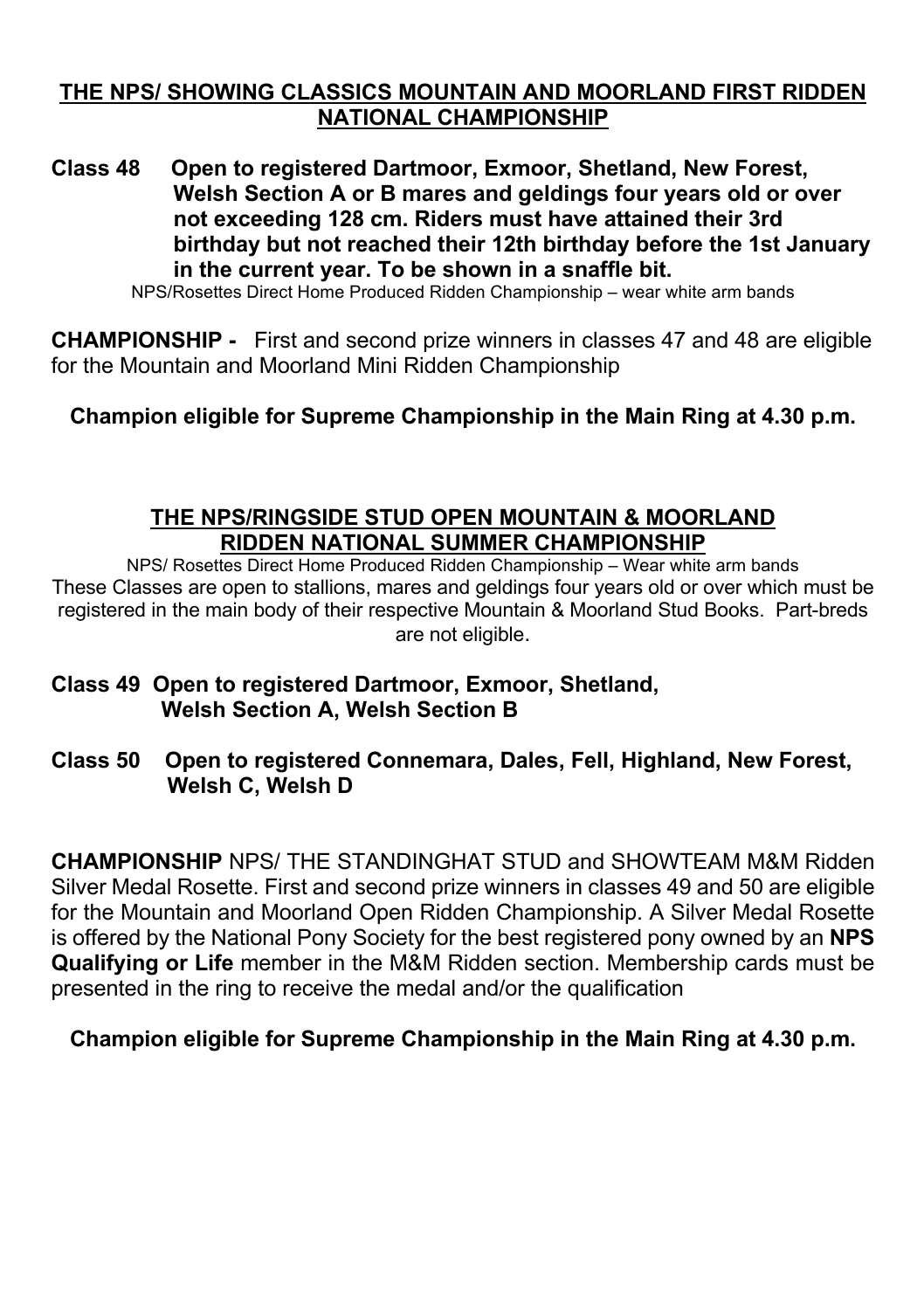## THE NPS/ SHOWING CLASSICS MOUNTAIN AND MOORLAND FIRST RIDDEN NATIONAL CHAMPIONSHIP

**Class 48 Open to registered Dartmoor, Exmoor, Shetland, New Forest, Welsh Section A or B mares and geldings four years old or over not exceeding 128 cm. Riders must have attained their 3rd birthday but not reached their 12th birthday before the 1st January in the current year. To be shown in a snaffle bit.**

NPS/Rosettes Direct Home Produced Ridden Championship – wear white arm bands

**CHAMPIONSHIP -** First and second prize winners in classes 47 and 48 are eligible for the Mountain and Moorland Mini Ridden Championship

**Champion eligible for Supreme Championship in the Main Ring at 4.30 p.m.**

## THE NPS/RINGSIDE STUD OPEN MOUNTAIN & MOORLAND RIDDEN NATIONAL SUMMER CHAMPIONSHIP

NPS/ Rosettes Direct Home Produced Ridden Championship – Wear white arm bands

These Classes are open to stallions, mares and geldings four years old or over which must be registered in the main body of their respective Mountain & Moorland Stud Books. Part-breds are not eligible.

**Class 49 Open to registered Dartmoor, Exmoor, Shetland, Welsh Section A, Welsh Section B**

**Class 50 Open to registered Connemara, Dales, Fell, Highland, New Forest, Welsh C, Welsh D**

**CHAMPIONSHIP** NPS/ THE STANDINGHAT STUD and SHOWTEAM M&M Ridden Silver Medal Rosette. First and second prize winners in classes 49 and 50 are eligible for the Mountain and Moorland Open Ridden Championship. A Silver Medal Rosette is offered by the National Pony Society for the best registered pony owned by an **NPS Qualifying or Life** member in the M&M Ridden section. Membership cards must be presented in the ring to receive the medal and/or the qualification

**Champion eligible for Supreme Championship in the Main Ring at 4.30 p.m.**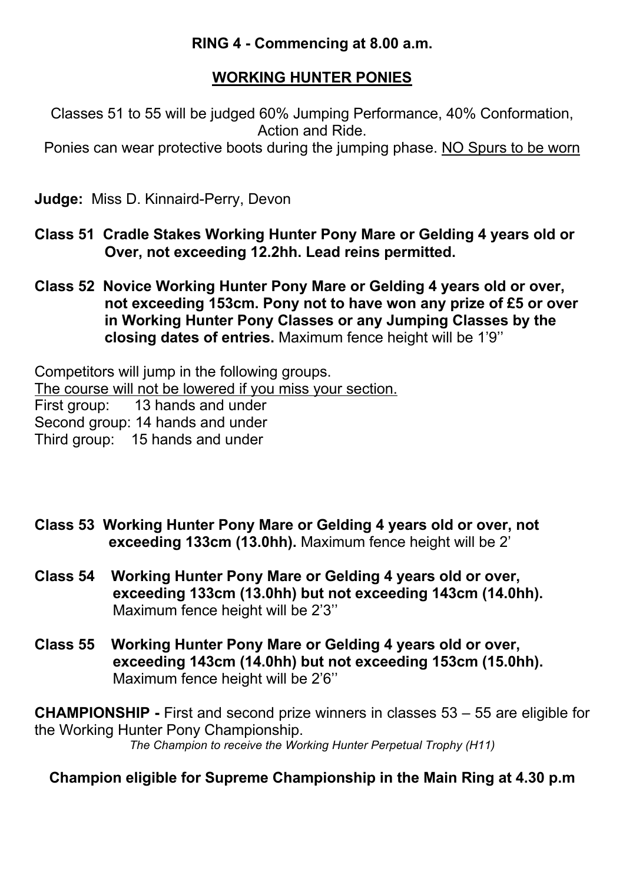**RING 4 - Commencing at 8.00 a.m.**

## WORKING HUNTER PONIES

Classes 51 to 55 will be judged 60% Jumping Performance, 40% Conformation, Action and Ride.
Ponies can wear protective boots during the jumping phase. NO Spurs to be worn

**Judge:** Miss D. Kinnaird-Perry, Devon

**Class 51 Cradle Stakes Working Hunter Pony Mare or Gelding 4 years old or Over, not exceeding 12.2hh. Lead reins permitted.**

**Class 52 Novice Working Hunter Pony Mare or Gelding 4 years old or over, not exceeding 153cm. Pony not to have won any prize of £5 or over in Working Hunter Pony Classes or any Jumping Classes by the closing dates of entries.** Maximum fence height will be 1'9''

Competitors will jump in the following groups.
The course will not be lowered if you miss your section.
First group: 13 hands and under
Second group: 14 hands and under
Third group: 15 hands and under

**Class 53 Working Hunter Pony Mare or Gelding 4 years old or over, not exceeding 133cm (13.0hh).** Maximum fence height will be 2'

**Class 54 Working Hunter Pony Mare or Gelding 4 years old or over, exceeding 133cm (13.0hh) but not exceeding 143cm (14.0hh).** Maximum fence height will be 2'3''

**Class 55 Working Hunter Pony Mare or Gelding 4 years old or over, exceeding 143cm (14.0hh) but not exceeding 153cm (15.0hh).** Maximum fence height will be 2'6''

**CHAMPIONSHIP -** First and second prize winners in classes 53 – 55 are eligible for the Working Hunter Pony Championship.
*The Champion to receive the Working Hunter Perpetual Trophy (H11)*

**Champion eligible for Supreme Championship in the Main Ring at 4.30 p.m**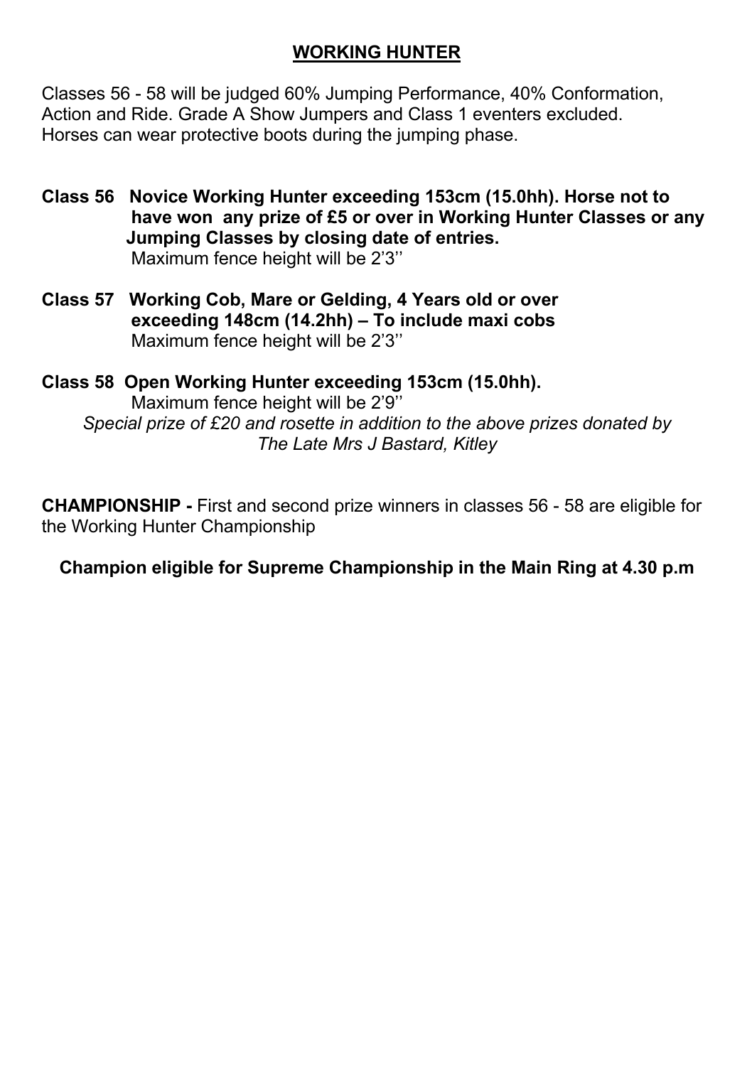## WORKING HUNTER

Classes 56 - 58 will be judged 60% Jumping Performance, 40% Conformation, Action and Ride. Grade A Show Jumpers and Class 1 eventers excluded. Horses can wear protective boots during the jumping phase.

**Class 56 Novice Working Hunter exceeding 153cm (15.0hh). Horse not to have won any prize of £5 or over in Working Hunter Classes or any Jumping Classes by closing date of entries.**
Maximum fence height will be 2'3''

**Class 57 Working Cob, Mare or Gelding, 4 Years old or over exceeding 148cm (14.2hh) – To include maxi cobs**
Maximum fence height will be 2'3''

**Class 58 Open Working Hunter exceeding 153cm (15.0hh).**
Maximum fence height will be 2'9''
*Special prize of £20 and rosette in addition to the above prizes donated by The Late Mrs J Bastard, Kitley*

**CHAMPIONSHIP -** First and second prize winners in classes 56 - 58 are eligible for the Working Hunter Championship

**Champion eligible for Supreme Championship in the Main Ring at 4.30 p.m**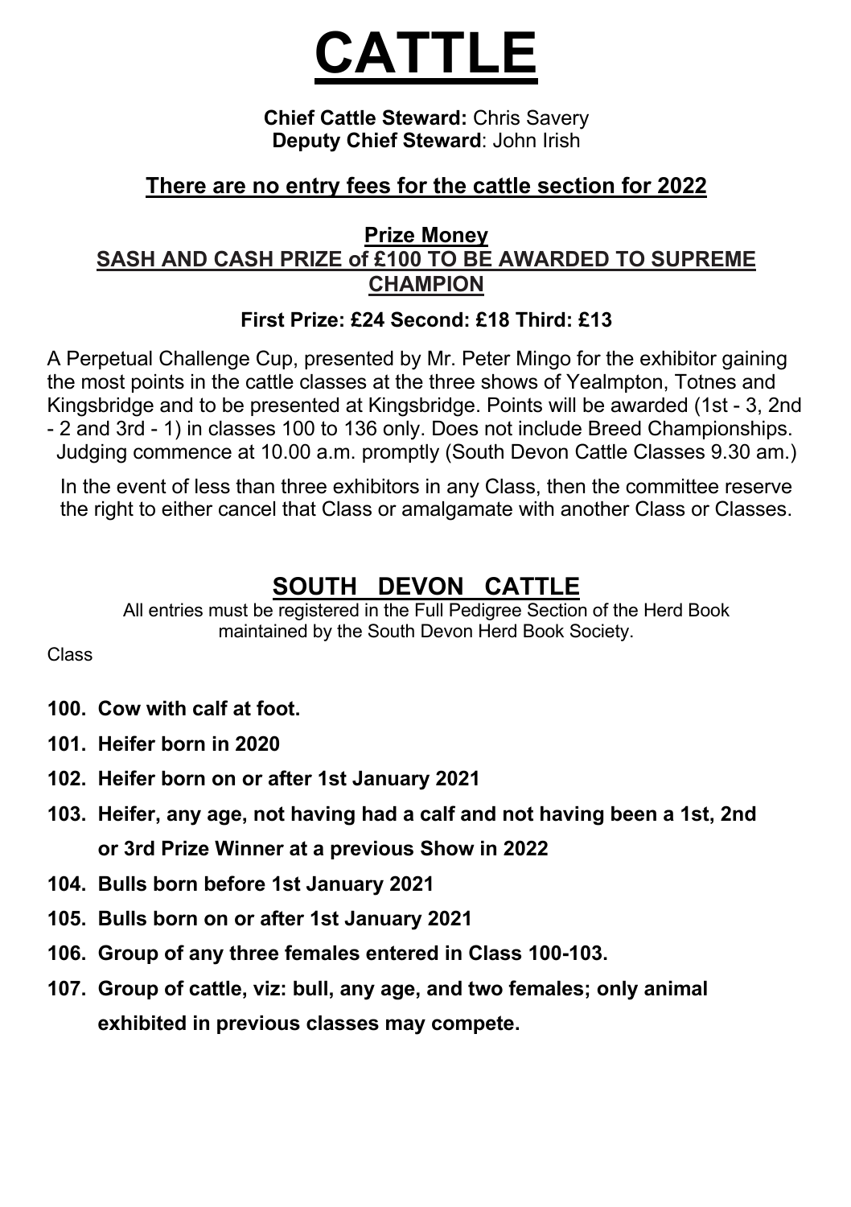# CATTLE

**Chief Cattle Steward:** Chris Savery
**Deputy Chief Steward**: John Irish

## There are no entry fees for the cattle section for 2022

**Prize Money**
**SASH AND CASH PRIZE of £100 TO BE AWARDED TO SUPREME CHAMPION**

**First Prize: £24 Second: £18 Third: £13**

A Perpetual Challenge Cup, presented by Mr. Peter Mingo for the exhibitor gaining the most points in the cattle classes at the three shows of Yealmpton, Totnes and Kingsbridge and to be presented at Kingsbridge. Points will be awarded (1st - 3, 2nd - 2 and 3rd - 1) in classes 100 to 136 only. Does not include Breed Championships. Judging commence at 10.00 a.m. promptly (South Devon Cattle Classes 9.30 am.)

In the event of less than three exhibitors in any Class, then the committee reserve the right to either cancel that Class or amalgamate with another Class or Classes.

## SOUTH DEVON CATTLE

All entries must be registered in the Full Pedigree Section of the Herd Book maintained by the South Devon Herd Book Society.

Class

- **100. Cow with calf at foot.**
- **101. Heifer born in 2020**
- **102. Heifer born on or after 1st January 2021**
- **103. Heifer, any age, not having had a calf and not having been a 1st, 2nd or 3rd Prize Winner at a previous Show in 2022**
- **104. Bulls born before 1st January 2021**
- **105. Bulls born on or after 1st January 2021**
- **106. Group of any three females entered in Class 100-103.**
- **107. Group of cattle, viz: bull, any age, and two females; only animal exhibited in previous classes may compete.**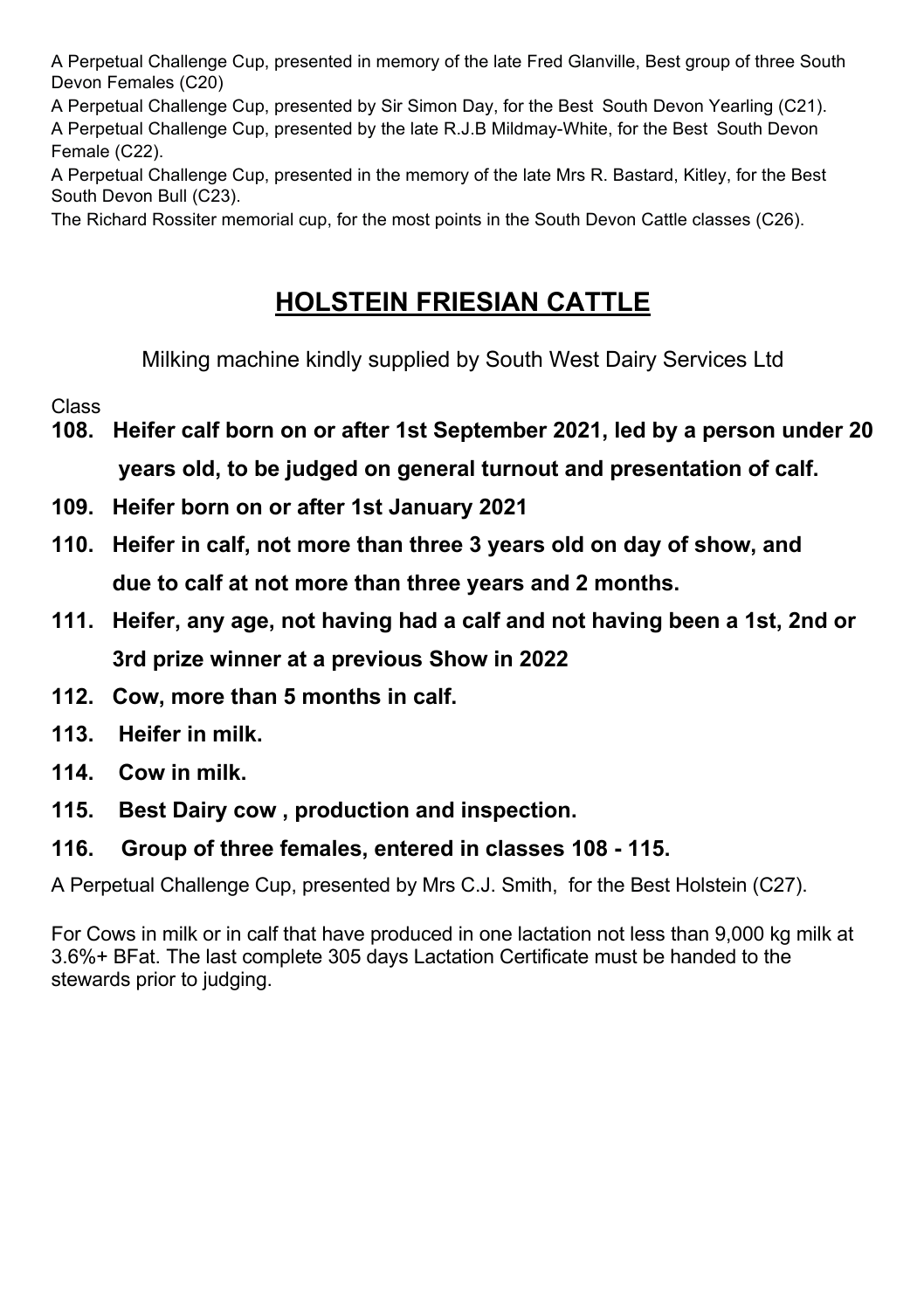A Perpetual Challenge Cup, presented in memory of the late Fred Glanville, Best group of three South Devon Females (C20)

A Perpetual Challenge Cup, presented by Sir Simon Day, for the Best South Devon Yearling (C21).

A Perpetual Challenge Cup, presented by the late R.J.B Mildmay-White, for the Best South Devon Female (C22).

A Perpetual Challenge Cup, presented in the memory of the late Mrs R. Bastard, Kitley, for the Best South Devon Bull (C23).

The Richard Rossiter memorial cup, for the most points in the South Devon Cattle classes (C26).

# HOLSTEIN FRIESIAN CATTLE

Milking machine kindly supplied by South West Dairy Services Ltd

Class

**108. Heifer calf born on or after 1st September 2021, led by a person under 20 years old, to be judged on general turnout and presentation of calf.**

**109. Heifer born on or after 1st January 2021**

**110. Heifer in calf, not more than three 3 years old on day of show, and due to calf at not more than three years and 2 months.**

**111. Heifer, any age, not having had a calf and not having been a 1st, 2nd or 3rd prize winner at a previous Show in 2022**

**112. Cow, more than 5 months in calf.**

**113. Heifer in milk.**

**114. Cow in milk.**

**115. Best Dairy cow , production and inspection.**

**116. Group of three females, entered in classes 108 - 115.**

A Perpetual Challenge Cup, presented by Mrs C.J. Smith, for the Best Holstein (C27).

For Cows in milk or in calf that have produced in one lactation not less than 9,000 kg milk at 3.6%+ BFat. The last complete 305 days Lactation Certificate must be handed to the stewards prior to judging.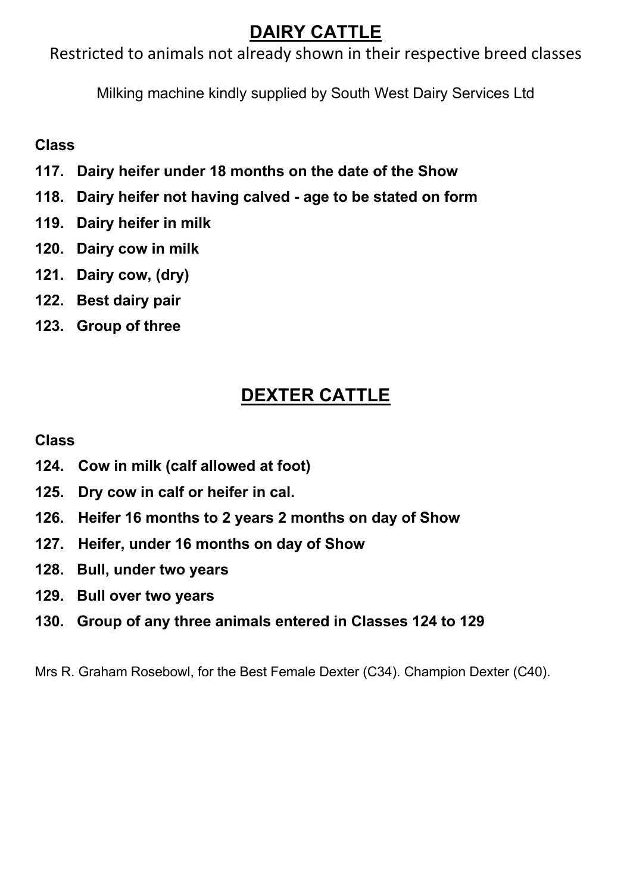## DAIRY CATTLE

Restricted to animals not already shown in their respective breed classes

Milking machine kindly supplied by South West Dairy Services Ltd

**Class**

**117. Dairy heifer under 18 months on the date of the Show**

**118. Dairy heifer not having calved - age to be stated on form**

**119. Dairy heifer in milk**

**120. Dairy cow in milk**

**121. Dairy cow, (dry)**

**122. Best dairy pair**

**123. Group of three**

## DEXTER CATTLE

**Class**

**124. Cow in milk (calf allowed at foot)**

**125. Dry cow in calf or heifer in cal.**

**126. Heifer 16 months to 2 years 2 months on day of Show**

**127. Heifer, under 16 months on day of Show**

**128. Bull, under two years**

**129. Bull over two years**

**130. Group of any three animals entered in Classes 124 to 129**

Mrs R. Graham Rosebowl, for the Best Female Dexter (C34). Champion Dexter (C40).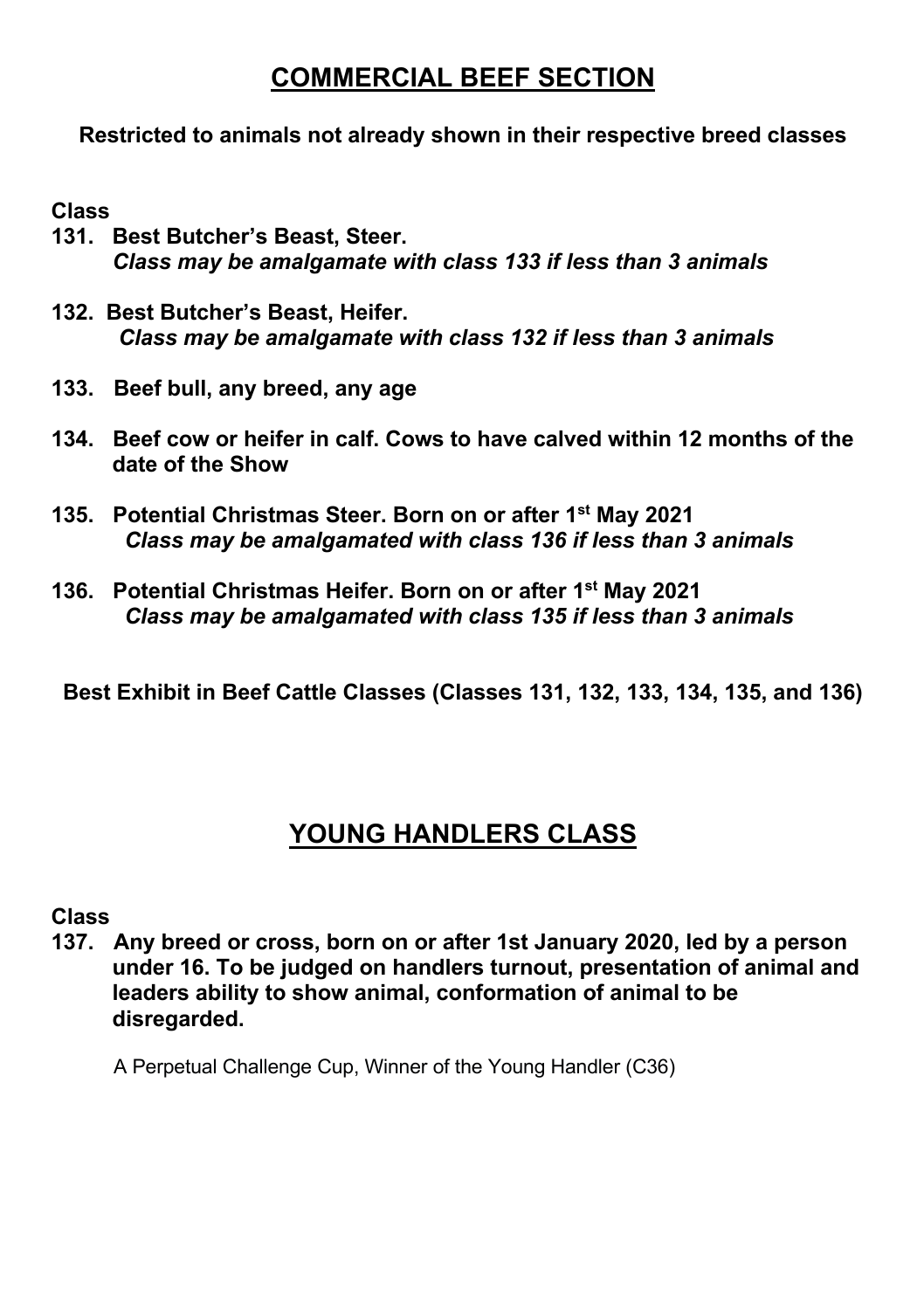## COMMERCIAL BEEF SECTION

**Restricted to animals not already shown in their respective breed classes**

**Class**

**131. Best Butcher's Beast, Steer.**
***Class may be amalgamate with class 133 if less than 3 animals***

**132. Best Butcher's Beast, Heifer.**
***Class may be amalgamate with class 132 if less than 3 animals***

**133. Beef bull, any breed, any age**

**134. Beef cow or heifer in calf. Cows to have calved within 12 months of the date of the Show**

**135. Potential Christmas Steer. Born on or after 1st May 2021**
***Class may be amalgamated with class 136 if less than 3 animals***

**136. Potential Christmas Heifer. Born on or after 1st May 2021**
***Class may be amalgamated with class 135 if less than 3 animals***

**Best Exhibit in Beef Cattle Classes (Classes 131, 132, 133, 134, 135, and 136)**

## YOUNG HANDLERS CLASS

**Class**

**137. Any breed or cross, born on or after 1st January 2020, led by a person under 16. To be judged on handlers turnout, presentation of animal and leaders ability to show animal, conformation of animal to be disregarded.**

A Perpetual Challenge Cup, Winner of the Young Handler (C36)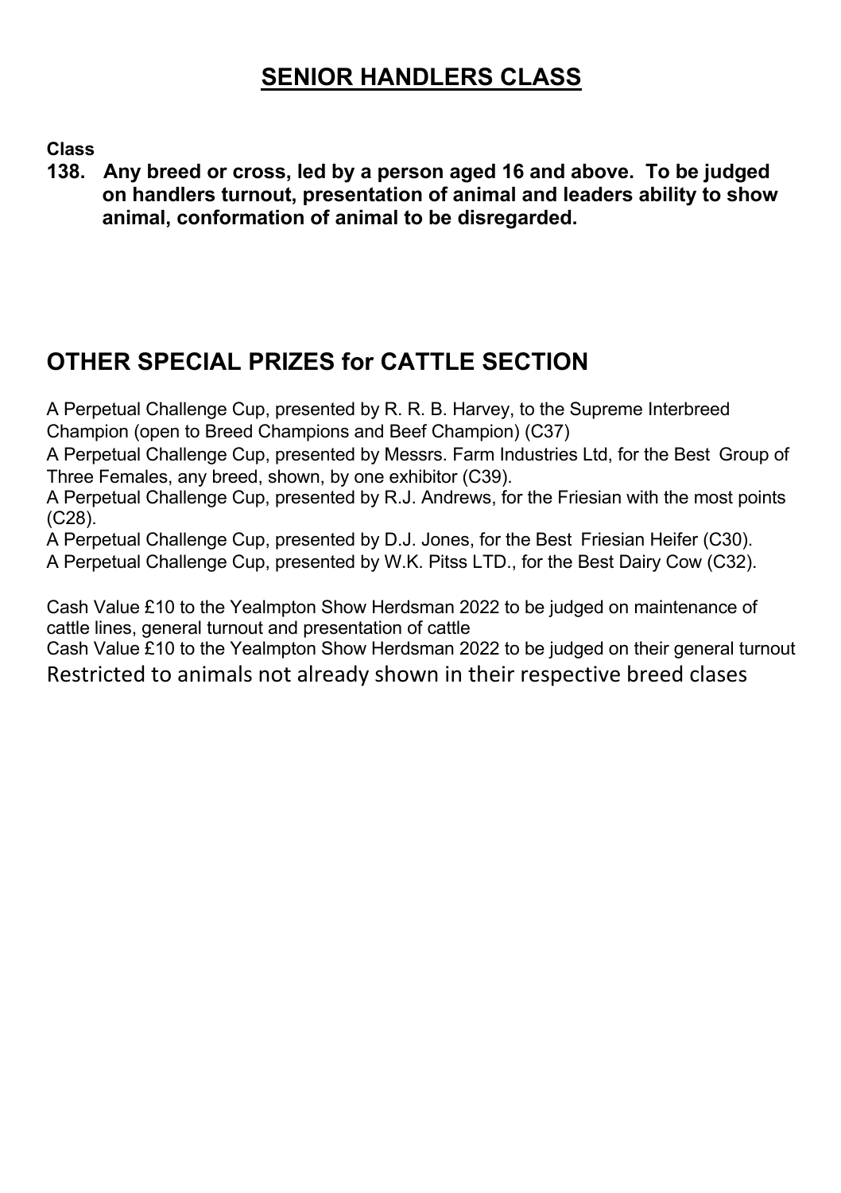## SENIOR HANDLERS CLASS

**Class**

**138. Any breed or cross, led by a person aged 16 and above. To be judged on handlers turnout, presentation of animal and leaders ability to show animal, conformation of animal to be disregarded.**

## OTHER SPECIAL PRIZES for CATTLE SECTION

A Perpetual Challenge Cup, presented by R. R. B. Harvey, to the Supreme Interbreed Champion (open to Breed Champions and Beef Champion) (C37)

A Perpetual Challenge Cup, presented by Messrs. Farm Industries Ltd, for the Best Group of Three Females, any breed, shown, by one exhibitor (C39).

A Perpetual Challenge Cup, presented by R.J. Andrews, for the Friesian with the most points (C28).

A Perpetual Challenge Cup, presented by D.J. Jones, for the Best Friesian Heifer (C30).

A Perpetual Challenge Cup, presented by W.K. Pitss LTD., for the Best Dairy Cow (C32).

Cash Value £10 to the Yealmpton Show Herdsman 2022 to be judged on maintenance of cattle lines, general turnout and presentation of cattle

Cash Value £10 to the Yealmpton Show Herdsman 2022 to be judged on their general turnout

Restricted to animals not already shown in their respective breed clases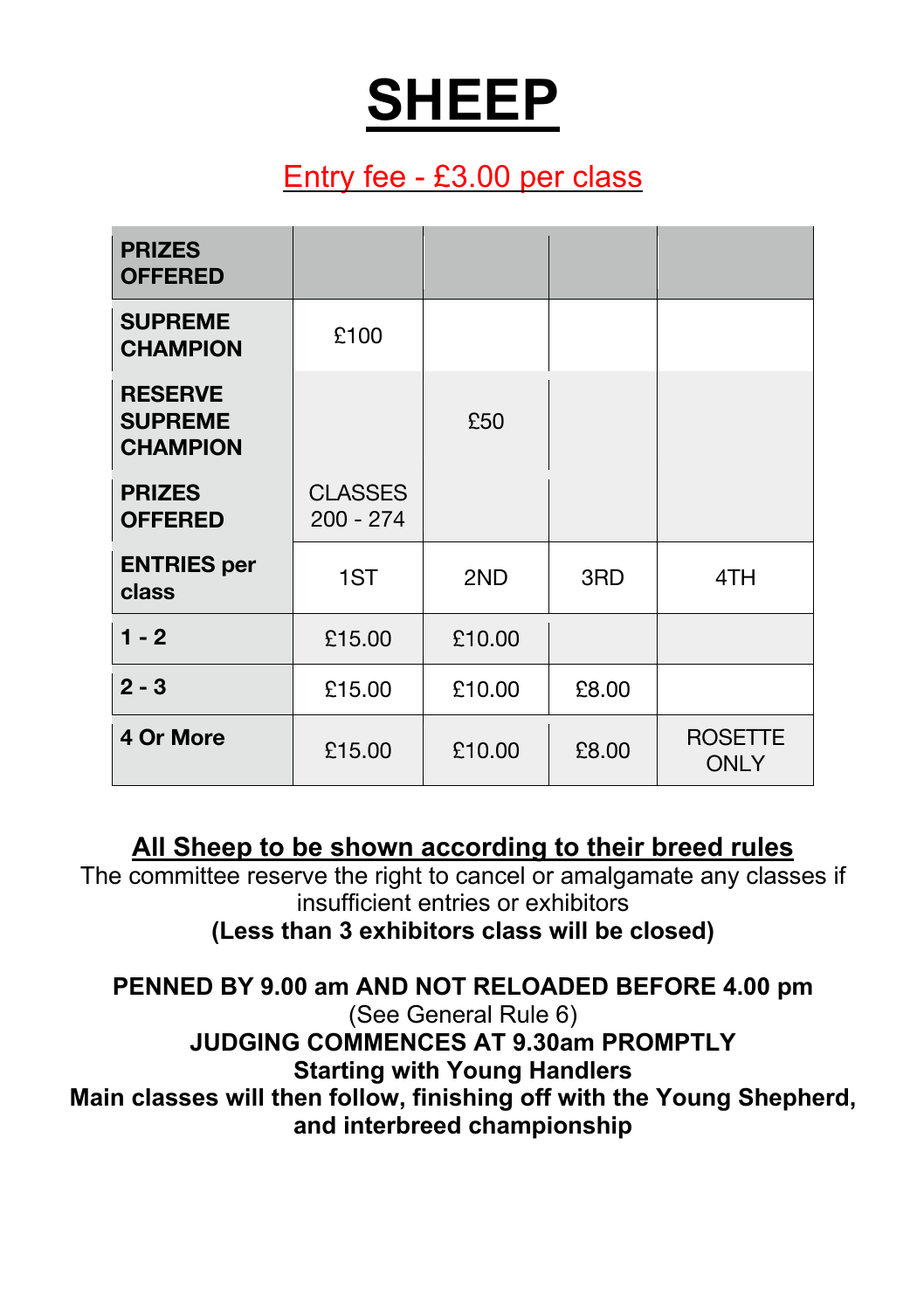# SHEEP

Entry fee - £3.00 per class

| PRIZES OFFERED | | | | |
|---|---|---|---|---|
| SUPREME CHAMPION | £100 | | | |
| RESERVE SUPREME CHAMPION | | £50 | | |
| PRIZES OFFERED | CLASSES 200 - 274 | | | |
| ENTRIES per class | 1ST | 2ND | 3RD | 4TH |
| 1 - 2 | £15.00 | £10.00 | | |
| 2 - 3 | £15.00 | £10.00 | £8.00 | |
| 4 Or More | £15.00 | £10.00 | £8.00 | ROSETTE ONLY |

**All Sheep to be shown according to their breed rules**

The committee reserve the right to cancel or amalgamate any classes if insufficient entries or exhibitors

**(Less than 3 exhibitors class will be closed)**

**PENNED BY 9.00 am AND NOT RELOADED BEFORE 4.00 pm**

(See General Rule 6)

**JUDGING COMMENCES AT 9.30am PROMPTLY**

**Starting with Young Handlers**

**Main classes will then follow, finishing off with the Young Shepherd, and interbreed championship**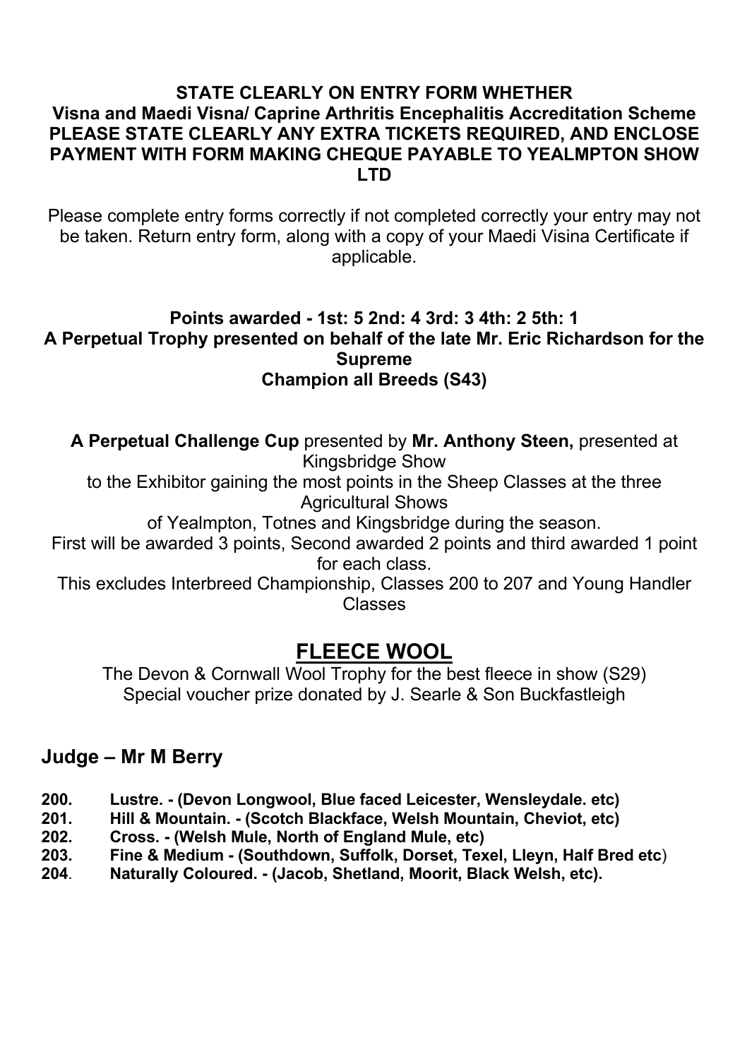**STATE CLEARLY ON ENTRY FORM WHETHER**
**Visna and Maedi Visna/ Caprine Arthritis Encephalitis Accreditation Scheme**
**PLEASE STATE CLEARLY ANY EXTRA TICKETS REQUIRED, AND ENCLOSE PAYMENT WITH FORM MAKING CHEQUE PAYABLE TO YEALMPTON SHOW LTD**

Please complete entry forms correctly if not completed correctly your entry may not be taken. Return entry form, along with a copy of your Maedi Visina Certificate if applicable.

**Points awarded - 1st: 5 2nd: 4 3rd: 3 4th: 2 5th: 1**
**A Perpetual Trophy presented on behalf of the late Mr. Eric Richardson for the Supreme Champion all Breeds (S43)**

**A Perpetual Challenge Cup** presented by **Mr. Anthony Steen,** presented at Kingsbridge Show
to the Exhibitor gaining the most points in the Sheep Classes at the three Agricultural Shows
of Yealmpton, Totnes and Kingsbridge during the season.
First will be awarded 3 points, Second awarded 2 points and third awarded 1 point for each class.
This excludes Interbreed Championship, Classes 200 to 207 and Young Handler Classes

## FLEECE WOOL

The Devon & Cornwall Wool Trophy for the best fleece in show (S29)
Special voucher prize donated by J. Searle & Son Buckfastleigh

### Judge – Mr M Berry

**200. Lustre. - (Devon Longwool, Blue faced Leicester, Wensleydale. etc)**
**201. Hill & Mountain. - (Scotch Blackface, Welsh Mountain, Cheviot, etc)**
**202. Cross. - (Welsh Mule, North of England Mule, etc)**
**203. Fine & Medium - (Southdown, Suffolk, Dorset, Texel, Lleyn, Half Bred etc)**
**204. Naturally Coloured. - (Jacob, Shetland, Moorit, Black Welsh, etc).**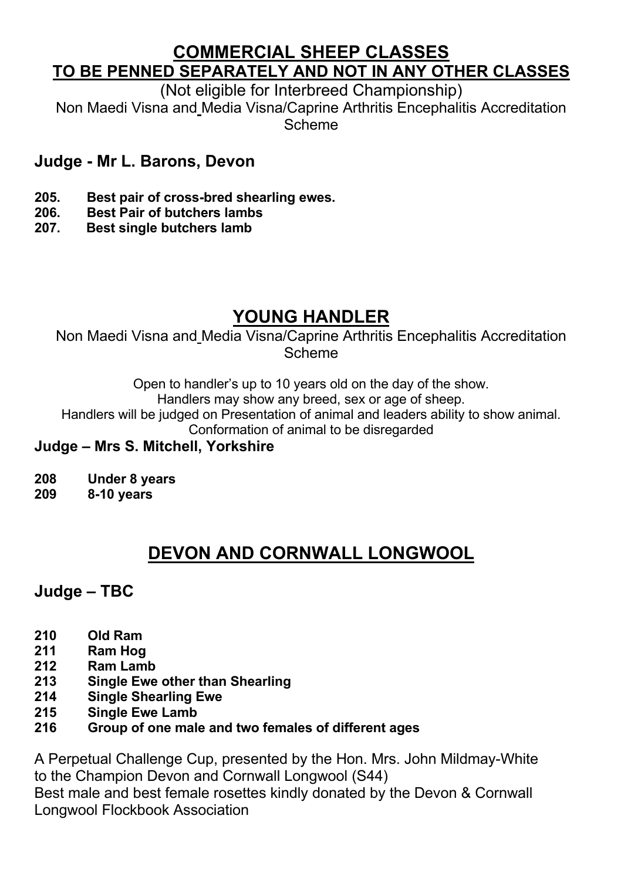## COMMERCIAL SHEEP CLASSES

## TO BE PENNED SEPARATELY AND NOT IN ANY OTHER CLASSES

(Not eligible for Interbreed Championship)

Non Maedi Visna and Media Visna/Caprine Arthritis Encephalitis Accreditation Scheme

### Judge - Mr L. Barons, Devon

**205. Best pair of cross-bred shearling ewes.**
**206. Best Pair of butchers lambs**
**207. Best single butchers lamb**

## YOUNG HANDLER

Non Maedi Visna and Media Visna/Caprine Arthritis Encephalitis Accreditation Scheme

Open to handler's up to 10 years old on the day of the show.
Handlers may show any breed, sex or age of sheep.
Handlers will be judged on Presentation of animal and leaders ability to show animal.
Conformation of animal to be disregarded

### Judge – Mrs S. Mitchell, Yorkshire

**208 Under 8 years**
**209 8-10 years**

## DEVON AND CORNWALL LONGWOOL

### Judge – TBC

**210 Old Ram**
**211 Ram Hog**
**212 Ram Lamb**
**213 Single Ewe other than Shearling**
**214 Single Shearling Ewe**
**215 Single Ewe Lamb**
**216 Group of one male and two females of different ages**

A Perpetual Challenge Cup, presented by the Hon. Mrs. John Mildmay-White to the Champion Devon and Cornwall Longwool (S44)
Best male and best female rosettes kindly donated by the Devon & Cornwall Longwool Flockbook Association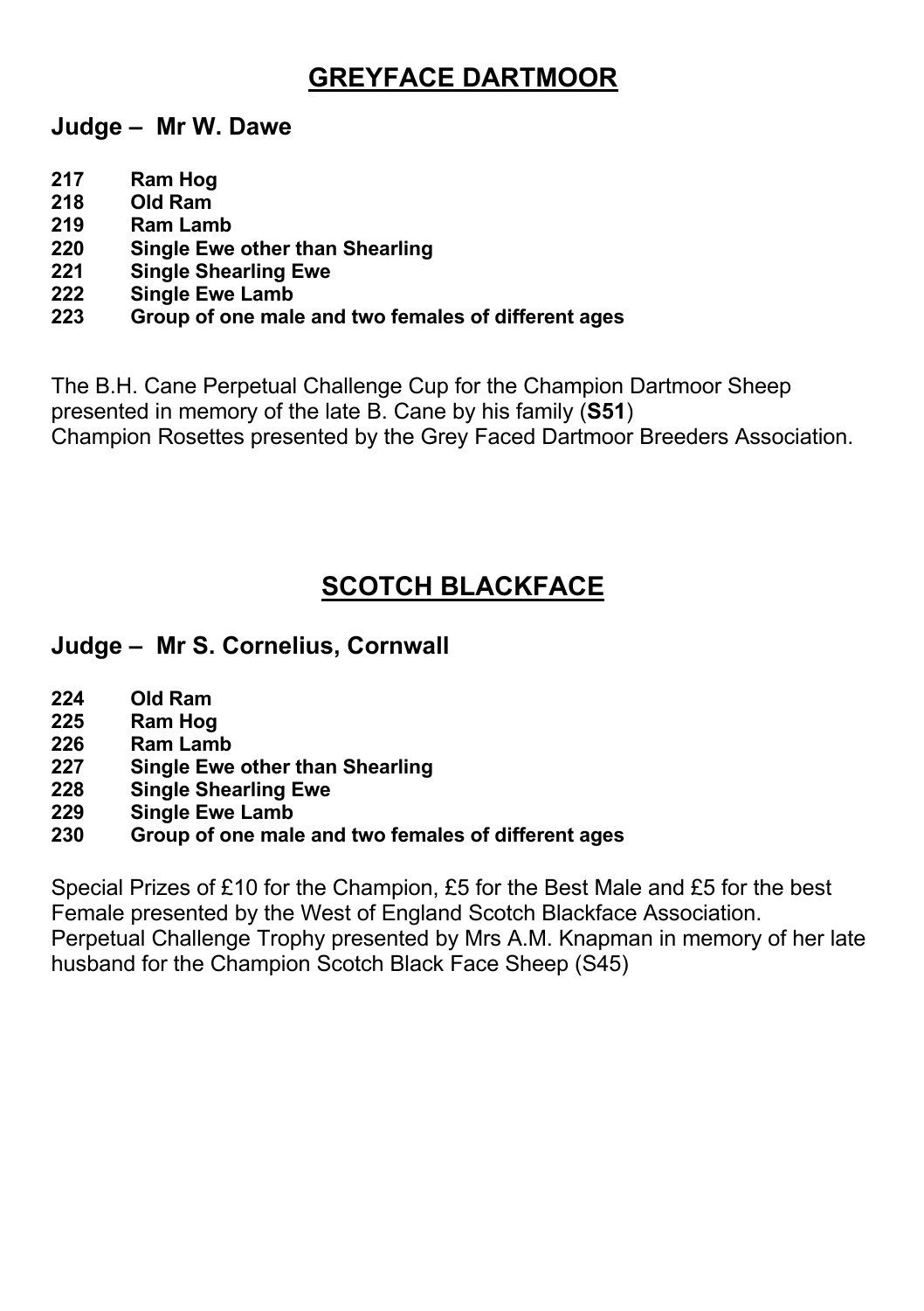## GREYFACE DARTMOOR

### Judge – Mr W. Dawe

**217 Ram Hog**
**218 Old Ram**
**219 Ram Lamb**
**220 Single Ewe other than Shearling**
**221 Single Shearling Ewe**
**222 Single Ewe Lamb**
**223 Group of one male and two females of different ages**

The B.H. Cane Perpetual Challenge Cup for the Champion Dartmoor Sheep presented in memory of the late B. Cane by his family (**S51**)
Champion Rosettes presented by the Grey Faced Dartmoor Breeders Association.

## SCOTCH BLACKFACE

### Judge – Mr S. Cornelius, Cornwall

**224 Old Ram**
**225 Ram Hog**
**226 Ram Lamb**
**227 Single Ewe other than Shearling**
**228 Single Shearling Ewe**
**229 Single Ewe Lamb**
**230 Group of one male and two females of different ages**

Special Prizes of £10 for the Champion, £5 for the Best Male and £5 for the best Female presented by the West of England Scotch Blackface Association.
Perpetual Challenge Trophy presented by Mrs A.M. Knapman in memory of her late husband for the Champion Scotch Black Face Sheep (S45)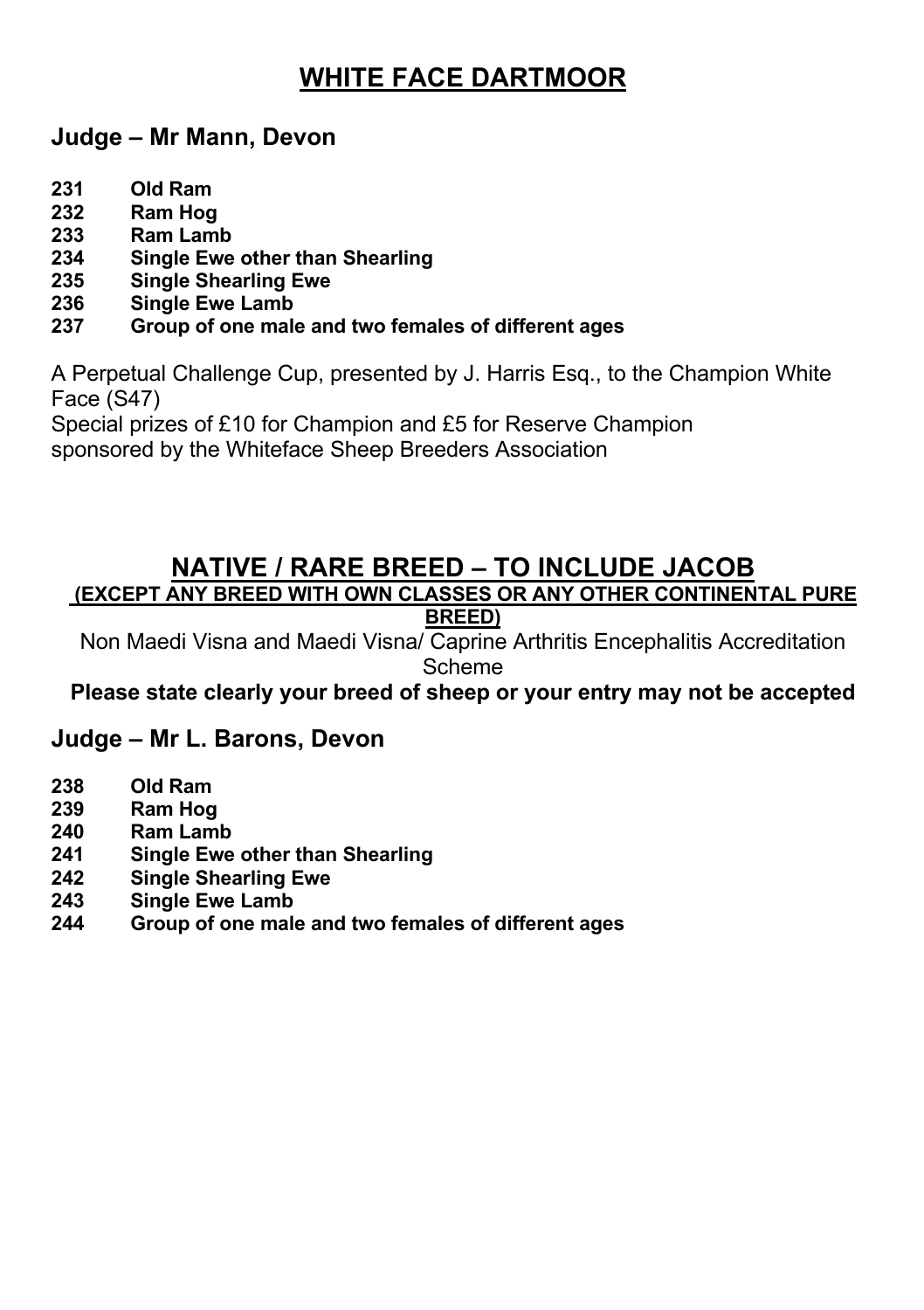# WHITE FACE DARTMOOR

## Judge – Mr Mann, Devon

**231 Old Ram**
**232 Ram Hog**
**233 Ram Lamb**
**234 Single Ewe other than Shearling**
**235 Single Shearling Ewe**
**236 Single Ewe Lamb**
**237 Group of one male and two females of different ages**

A Perpetual Challenge Cup, presented by J. Harris Esq., to the Champion White Face (S47)
Special prizes of £10 for Champion and £5 for Reserve Champion sponsored by the Whiteface Sheep Breeders Association

# NATIVE / RARE BREED – TO INCLUDE JACOB

**(EXCEPT ANY BREED WITH OWN CLASSES OR ANY OTHER CONTINENTAL PURE BREED)**

Non Maedi Visna and Maedi Visna/ Caprine Arthritis Encephalitis Accreditation Scheme

**Please state clearly your breed of sheep or your entry may not be accepted**

## Judge – Mr L. Barons, Devon

**238 Old Ram**
**239 Ram Hog**
**240 Ram Lamb**
**241 Single Ewe other than Shearling**
**242 Single Shearling Ewe**
**243 Single Ewe Lamb**
**244 Group of one male and two females of different ages**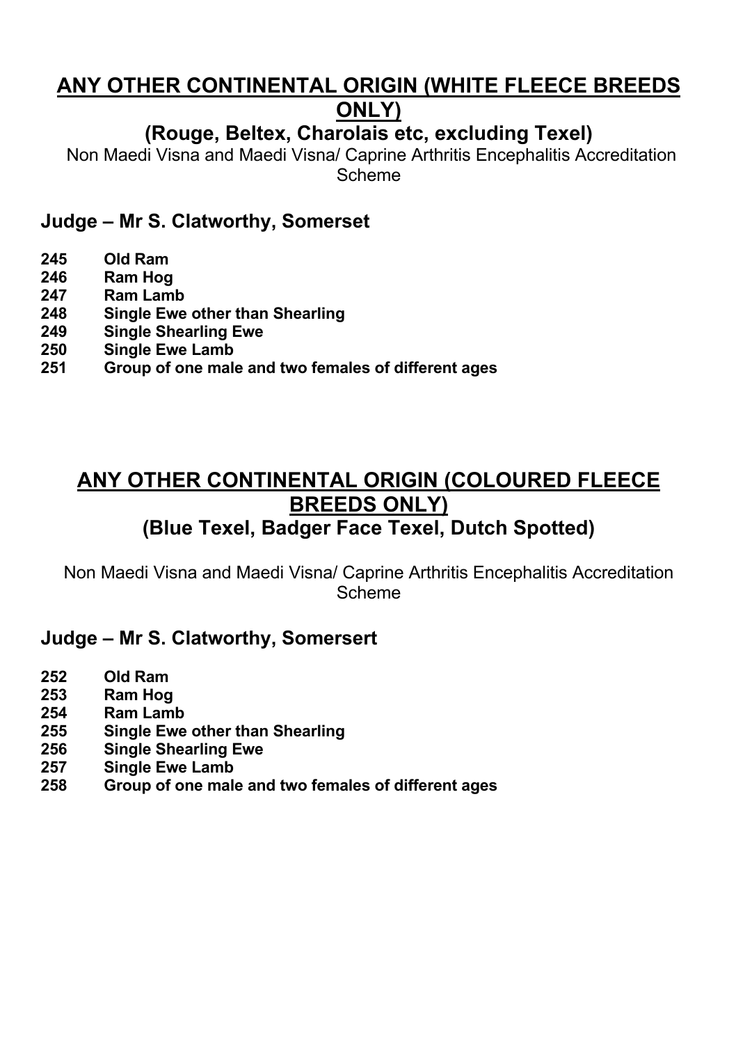## ANY OTHER CONTINENTAL ORIGIN (WHITE FLEECE BREEDS ONLY)

### (Rouge, Beltex, Charolais etc, excluding Texel)

Non Maedi Visna and Maedi Visna/ Caprine Arthritis Encephalitis Accreditation Scheme

### Judge – Mr S. Clatworthy, Somerset

**245 Old Ram**
**246 Ram Hog**
**247 Ram Lamb**
**248 Single Ewe other than Shearling**
**249 Single Shearling Ewe**
**250 Single Ewe Lamb**
**251 Group of one male and two females of different ages**

## ANY OTHER CONTINENTAL ORIGIN (COLOURED FLEECE BREEDS ONLY)

### (Blue Texel, Badger Face Texel, Dutch Spotted)

Non Maedi Visna and Maedi Visna/ Caprine Arthritis Encephalitis Accreditation Scheme

### Judge – Mr S. Clatworthy, Somersert

**252 Old Ram**
**253 Ram Hog**
**254 Ram Lamb**
**255 Single Ewe other than Shearling**
**256 Single Shearling Ewe**
**257 Single Ewe Lamb**
**258 Group of one male and two females of different ages**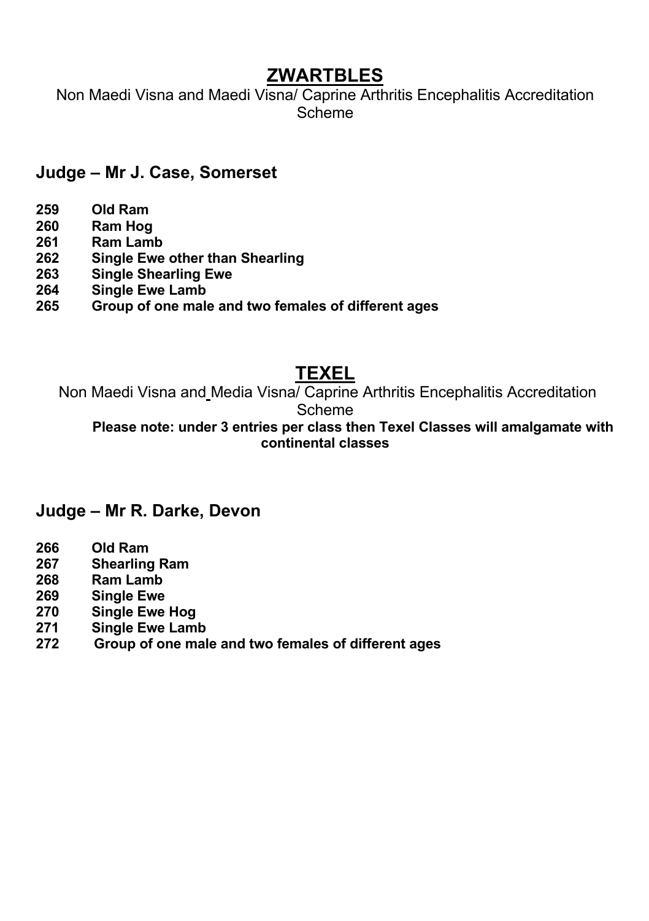# ZWARTBLES

Non Maedi Visna and Maedi Visna/ Caprine Arthritis Encephalitis Accreditation Scheme

## Judge – Mr J. Case, Somerset

**259 Old Ram**
**260 Ram Hog**
**261 Ram Lamb**
**262 Single Ewe other than Shearling**
**263 Single Shearling Ewe**
**264 Single Ewe Lamb**
**265 Group of one male and two females of different ages**

# TEXEL

Non Maedi Visna and Media Visna/ Caprine Arthritis Encephalitis Accreditation Scheme

**Please note: under 3 entries per class then Texel Classes will amalgamate with continental classes**

## Judge – Mr R. Darke, Devon

**266 Old Ram**
**267 Shearling Ram**
**268 Ram Lamb**
**269 Single Ewe**
**270 Single Ewe Hog**
**271 Single Ewe Lamb**
**272 Group of one male and two females of different ages**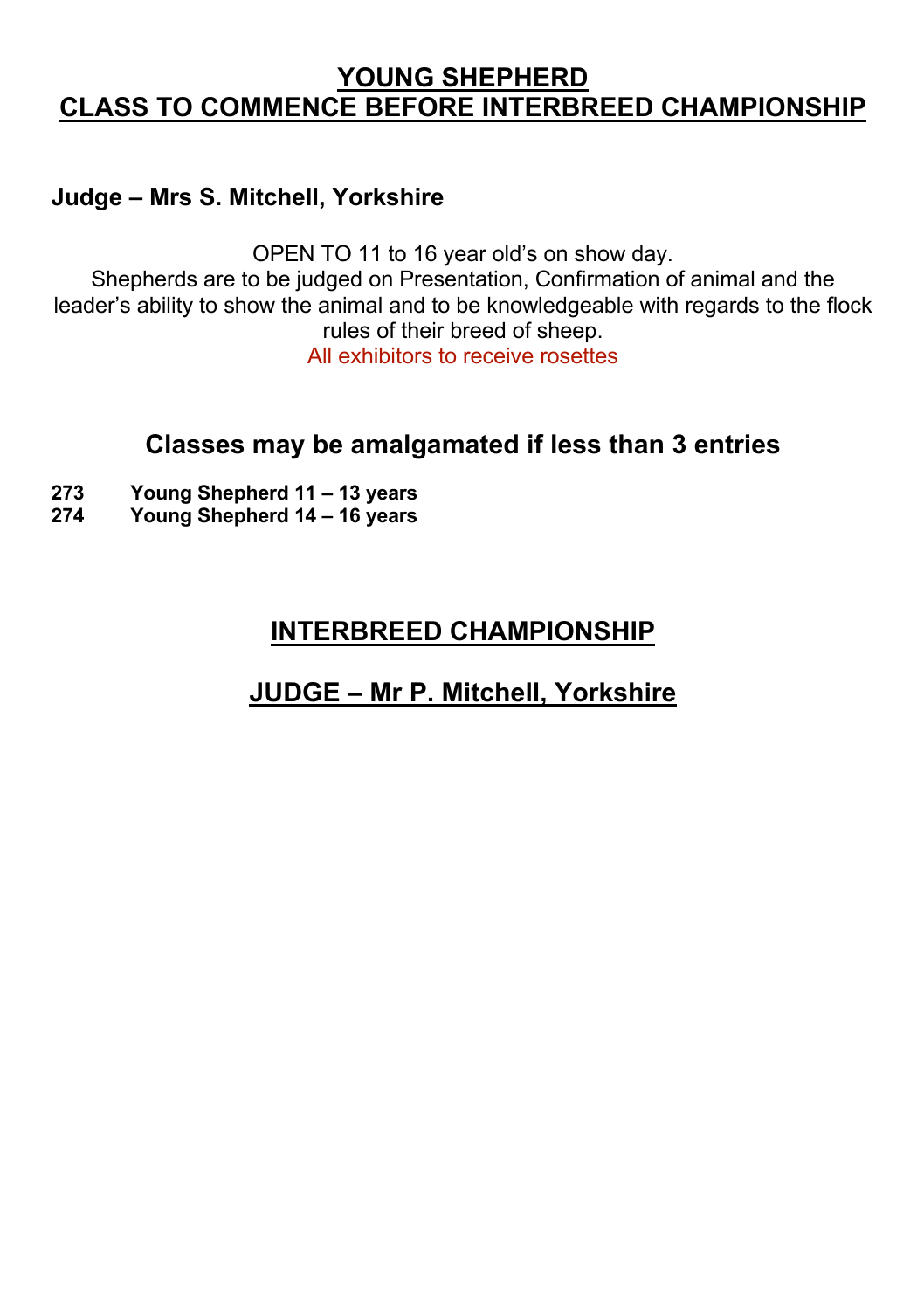# YOUNG SHEPHERD
# CLASS TO COMMENCE BEFORE INTERBREED CHAMPIONSHIP

**Judge – Mrs S. Mitchell, Yorkshire**

OPEN TO 11 to 16 year old's on show day.
Shepherds are to be judged on Presentation, Confirmation of animal and the leader's ability to show the animal and to be knowledgeable with regards to the flock rules of their breed of sheep.
All exhibitors to receive rosettes

## Classes may be amalgamated if less than 3 entries

**273 Young Shepherd 11 – 13 years**
**274 Young Shepherd 14 – 16 years**

## INTERBREED CHAMPIONSHIP

## JUDGE – Mr P. Mitchell, Yorkshire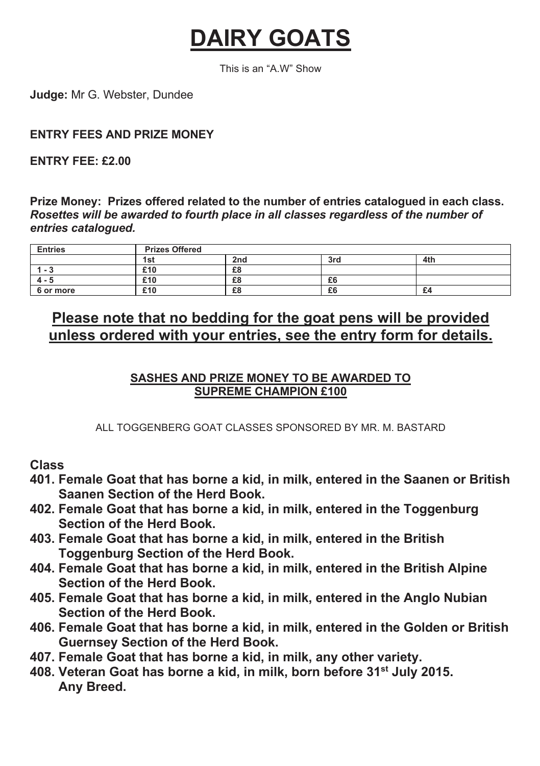# DAIRY GOATS

This is an "A.W" Show

**Judge:** Mr G. Webster, Dundee

**ENTRY FEES AND PRIZE MONEY**

**ENTRY FEE: £2.00**

**Prize Money: Prizes offered related to the number of entries catalogued in each class.**
***Rosettes will be awarded to fourth place in all classes regardless of the number of entries catalogued.***

| Entries | Prizes Offered | | | |
|---|---|---|---|---|
| | 1st | 2nd | 3rd | 4th |
| 1 - 3 | £10 | £8 | | |
| 4 - 5 | £10 | £8 | £6 | |
| 6 or more | £10 | £8 | £6 | £4 |

## Please note that no bedding for the goat pens will be provided unless ordered with your entries, see the entry form for details.

**SASHES AND PRIZE MONEY TO BE AWARDED TO SUPREME CHAMPION £100**

ALL TOGGENBERG GOAT CLASSES SPONSORED BY MR. M. BASTARD

**Class**

**401. Female Goat that has borne a kid, in milk, entered in the Saanen or British Saanen Section of the Herd Book.**

**402. Female Goat that has borne a kid, in milk, entered in the Toggenburg Section of the Herd Book.**

**403. Female Goat that has borne a kid, in milk, entered in the British Toggenburg Section of the Herd Book.**

**404. Female Goat that has borne a kid, in milk, entered in the British Alpine Section of the Herd Book.**

**405. Female Goat that has borne a kid, in milk, entered in the Anglo Nubian Section of the Herd Book.**

**406. Female Goat that has borne a kid, in milk, entered in the Golden or British Guernsey Section of the Herd Book.**

**407. Female Goat that has borne a kid, in milk, any other variety.**

**408. Veteran Goat has borne a kid, in milk, born before 31st July 2015. Any Breed.**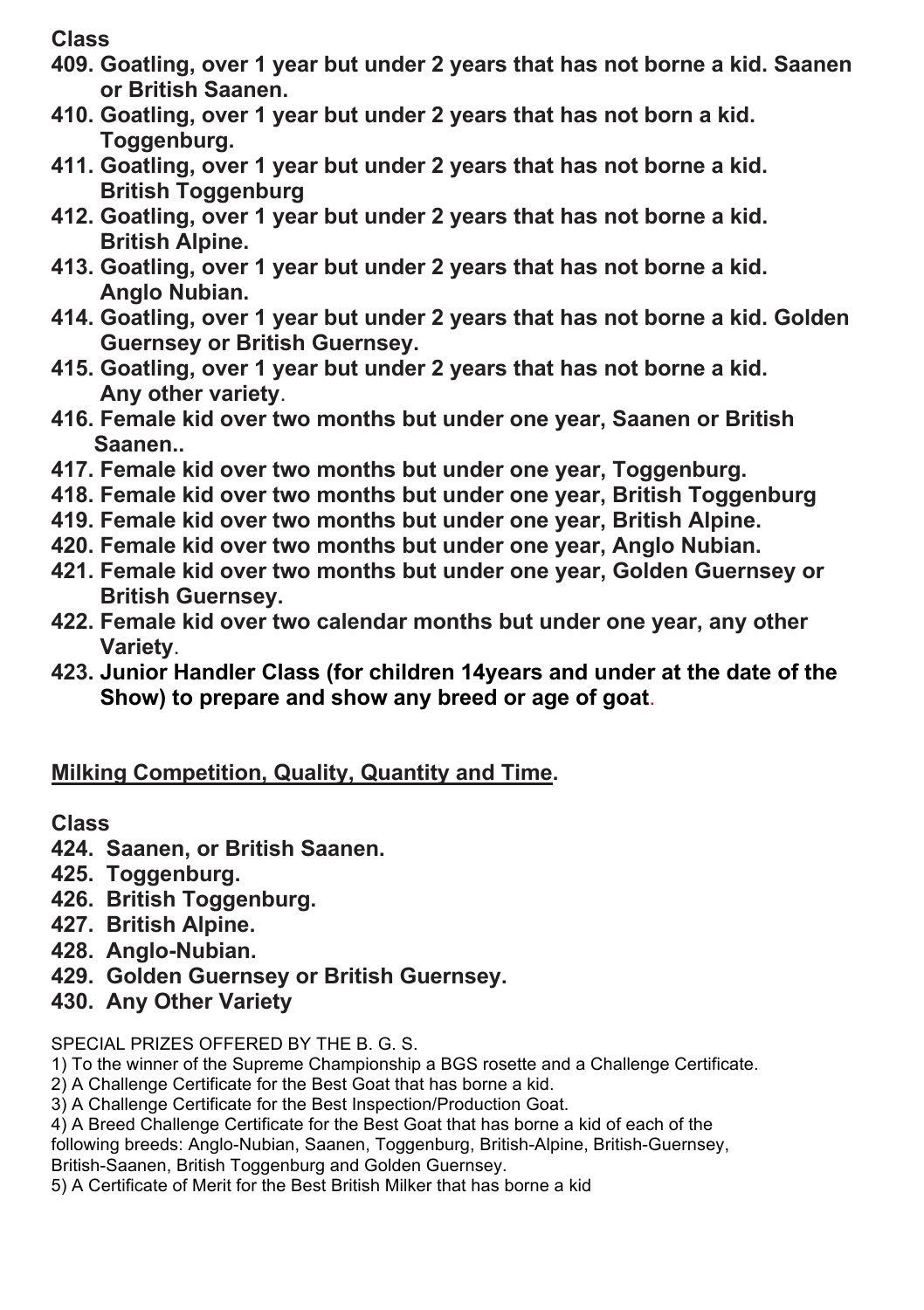**Class**

**409. Goatling, over 1 year but under 2 years that has not borne a kid. Saanen or British Saanen.**

**410. Goatling, over 1 year but under 2 years that has not born a kid. Toggenburg.**

**411. Goatling, over 1 year but under 2 years that has not borne a kid. British Toggenburg**

**412. Goatling, over 1 year but under 2 years that has not borne a kid. British Alpine.**

**413. Goatling, over 1 year but under 2 years that has not borne a kid. Anglo Nubian.**

**414. Goatling, over 1 year but under 2 years that has not borne a kid. Golden Guernsey or British Guernsey.**

**415. Goatling, over 1 year but under 2 years that has not borne a kid. Any other variety.**

**416. Female kid over two months but under one year, Saanen or British Saanen..**

**417. Female kid over two months but under one year, Toggenburg.**

**418. Female kid over two months but under one year, British Toggenburg**

**419. Female kid over two months but under one year, British Alpine.**

**420. Female kid over two months but under one year, Anglo Nubian.**

**421. Female kid over two months but under one year, Golden Guernsey or British Guernsey.**

**422. Female kid over two calendar months but under one year, any other Variety.**

**423. Junior Handler Class (for children 14years and under at the date of the Show) to prepare and show any breed or age of goat.**

## Milking Competition, Quality, Quantity and Time.

**Class**

**424. Saanen, or British Saanen.**

**425. Toggenburg.**

**426. British Toggenburg.**

**427. British Alpine.**

**428. Anglo-Nubian.**

**429. Golden Guernsey or British Guernsey.**

**430. Any Other Variety**

SPECIAL PRIZES OFFERED BY THE B. G. S.

1) To the winner of the Supreme Championship a BGS rosette and a Challenge Certificate.
2) A Challenge Certificate for the Best Goat that has borne a kid.
3) A Challenge Certificate for the Best Inspection/Production Goat.
4) A Breed Challenge Certificate for the Best Goat that has borne a kid of each of the following breeds: Anglo-Nubian, Saanen, Toggenburg, British-Alpine, British-Guernsey, British-Saanen, British Toggenburg and Golden Guernsey.
5) A Certificate of Merit for the Best British Milker that has borne a kid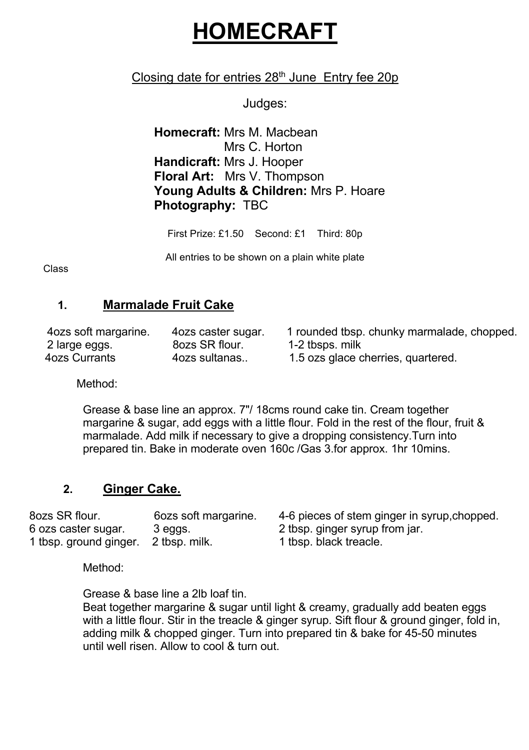# HOMECRAFT

Closing date for entries 28th June  Entry fee 20p

Judges:

**Homecraft:** Mrs M. Macbean
Mrs C. Horton
**Handicraft:** Mrs J. Hooper
**Floral Art:** Mrs V. Thompson
**Young Adults & Children:** Mrs P. Hoare
**Photography:** TBC

First Prize: £1.50    Second: £1    Third: 80p

All entries to be shown on a plain white plate

Class

## 1. Marmalade Fruit Cake

| | | |
|---|---|---|
| 4ozs soft margarine. | 4ozs caster sugar. | 1 rounded tbsp. chunky marmalade, chopped. |
| 2 large eggs. | 8ozs SR flour. | 1-2 tbsps. milk |
| 4ozs Currants | 4ozs sultanas.. | 1.5 ozs glace cherries, quartered. |

Method:

Grease & base line an approx. 7"/ 18cms round cake tin. Cream together margarine & sugar, add eggs with a little flour. Fold in the rest of the flour, fruit & marmalade. Add milk if necessary to give a dropping consistency.Turn into prepared tin. Bake in moderate oven 160c /Gas 3.for approx. 1hr 10mins.

## 2. Ginger Cake.

| | | |
|---|---|---|
| 8ozs SR flour. | 6ozs soft margarine. | 4-6 pieces of stem ginger in syrup,chopped. |
| 6 ozs caster sugar. | 3 eggs. | 2 tbsp. ginger syrup from jar. |
| 1 tbsp. ground ginger. | 2 tbsp. milk. | 1 tbsp. black treacle. |

Method:

Grease & base line a 2lb loaf tin.
Beat together margarine & sugar until light & creamy, gradually add beaten eggs with a little flour. Stir in the treacle & ginger syrup. Sift flour & ground ginger, fold in, adding milk & chopped ginger. Turn into prepared tin & bake for 45-50 minutes until well risen. Allow to cool & turn out.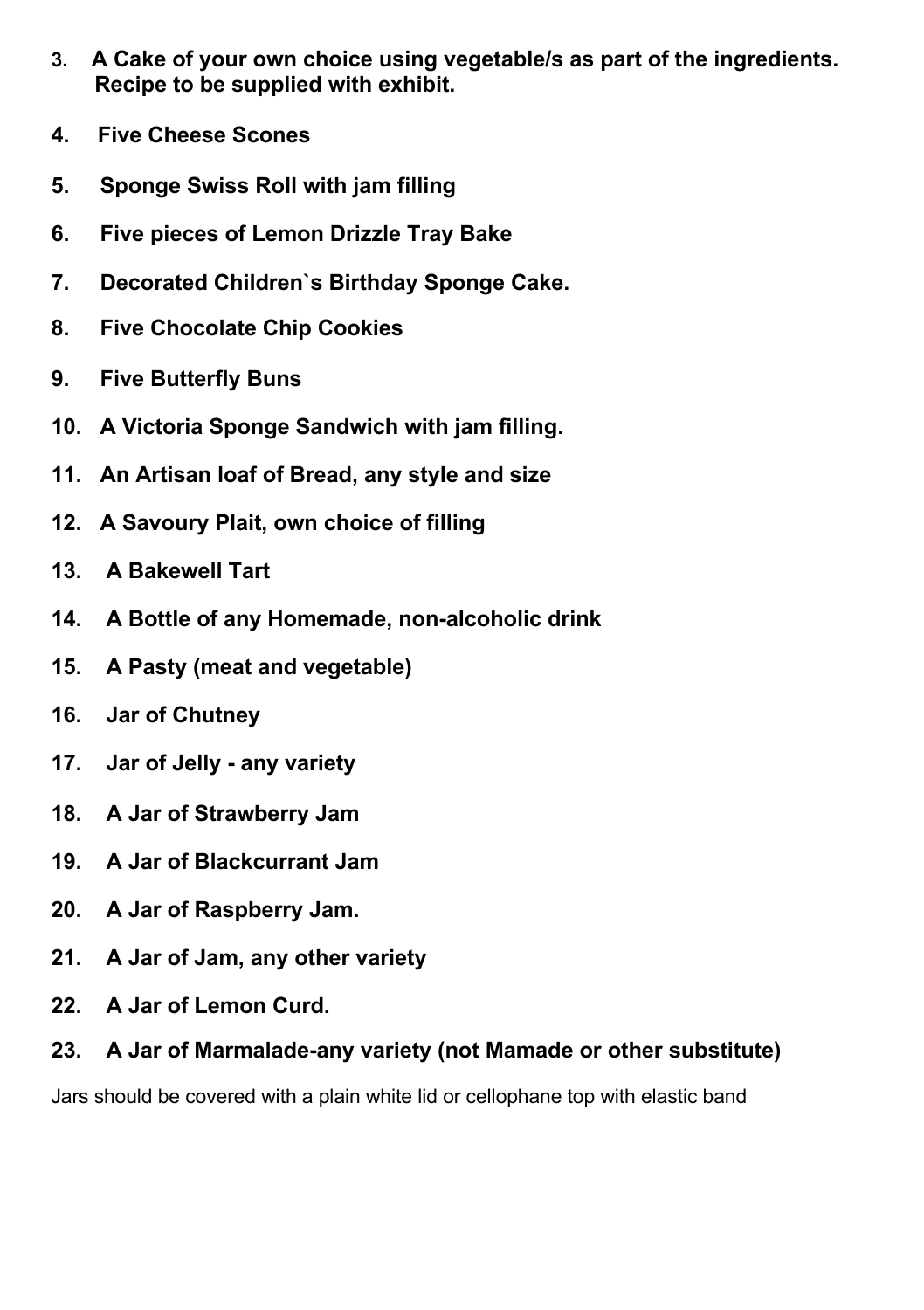3. **A Cake of your own choice using vegetable/s as part of the ingredients. Recipe to be supplied with exhibit.**

4. **Five Cheese Scones**

5. **Sponge Swiss Roll with jam filling**

6. **Five pieces of Lemon Drizzle Tray Bake**

7. **Decorated Children`s Birthday Sponge Cake.**

8. **Five Chocolate Chip Cookies**

9. **Five Butterfly Buns**

10. **A Victoria Sponge Sandwich with jam filling.**

11. **An Artisan loaf of Bread, any style and size**

12. **A Savoury Plait, own choice of filling**

13. **A Bakewell Tart**

14. **A Bottle of any Homemade, non-alcoholic drink**

15. **A Pasty (meat and vegetable)**

16. **Jar of Chutney**

17. **Jar of Jelly - any variety**

18. **A Jar of Strawberry Jam**

19. **A Jar of Blackcurrant Jam**

20. **A Jar of Raspberry Jam.**

21. **A Jar of Jam, any other variety**

22. **A Jar of Lemon Curd.**

23. **A Jar of Marmalade-any variety (not Mamade or other substitute)**

Jars should be covered with a plain white lid or cellophane top with elastic band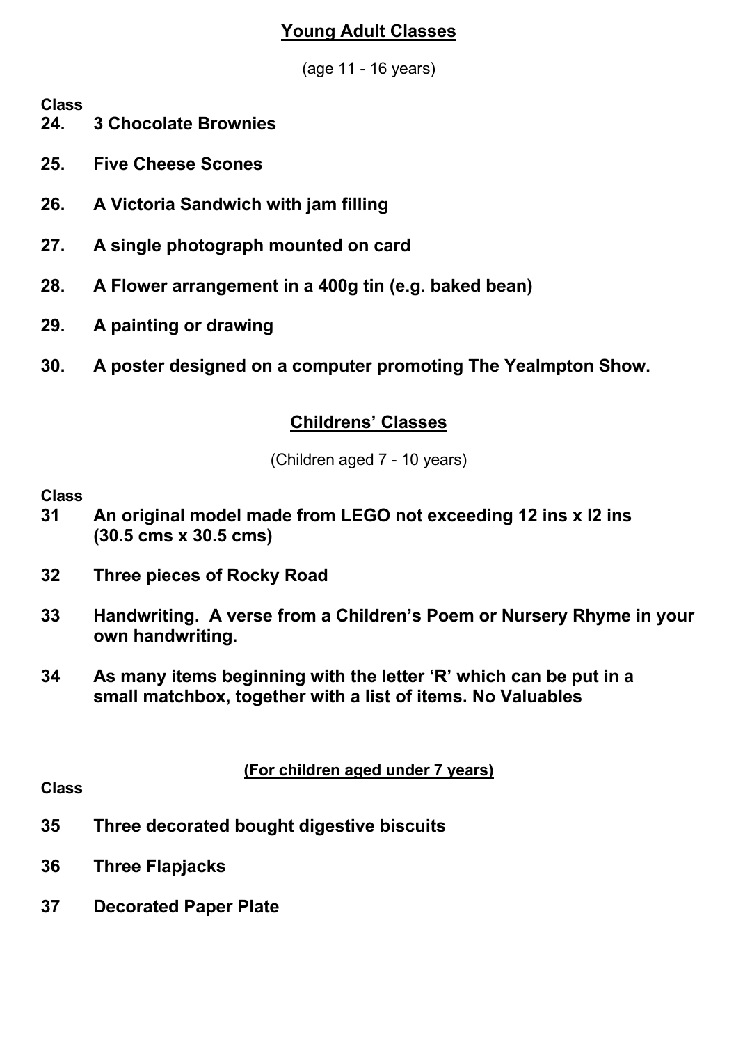## Young Adult Classes

(age 11 - 16 years)

**Class**

**24. 3 Chocolate Brownies**

**25. Five Cheese Scones**

**26. A Victoria Sandwich with jam filling**

**27. A single photograph mounted on card**

**28. A Flower arrangement in a 400g tin (e.g. baked bean)**

**29. A painting or drawing**

**30. A poster designed on a computer promoting The Yealmpton Show.**

## Childrens' Classes

(Children aged 7 - 10 years)

**Class**

**31 An original model made from LEGO not exceeding 12 ins x l2 ins (30.5 cms x 30.5 cms)**

**32 Three pieces of Rocky Road**

**33 Handwriting. A verse from a Children's Poem or Nursery Rhyme in your own handwriting.**

**34 As many items beginning with the letter 'R' which can be put in a small matchbox, together with a list of items. No Valuables**

**(For children aged under 7 years)**

**Class**

**35 Three decorated bought digestive biscuits**

**36 Three Flapjacks**

**37 Decorated Paper Plate**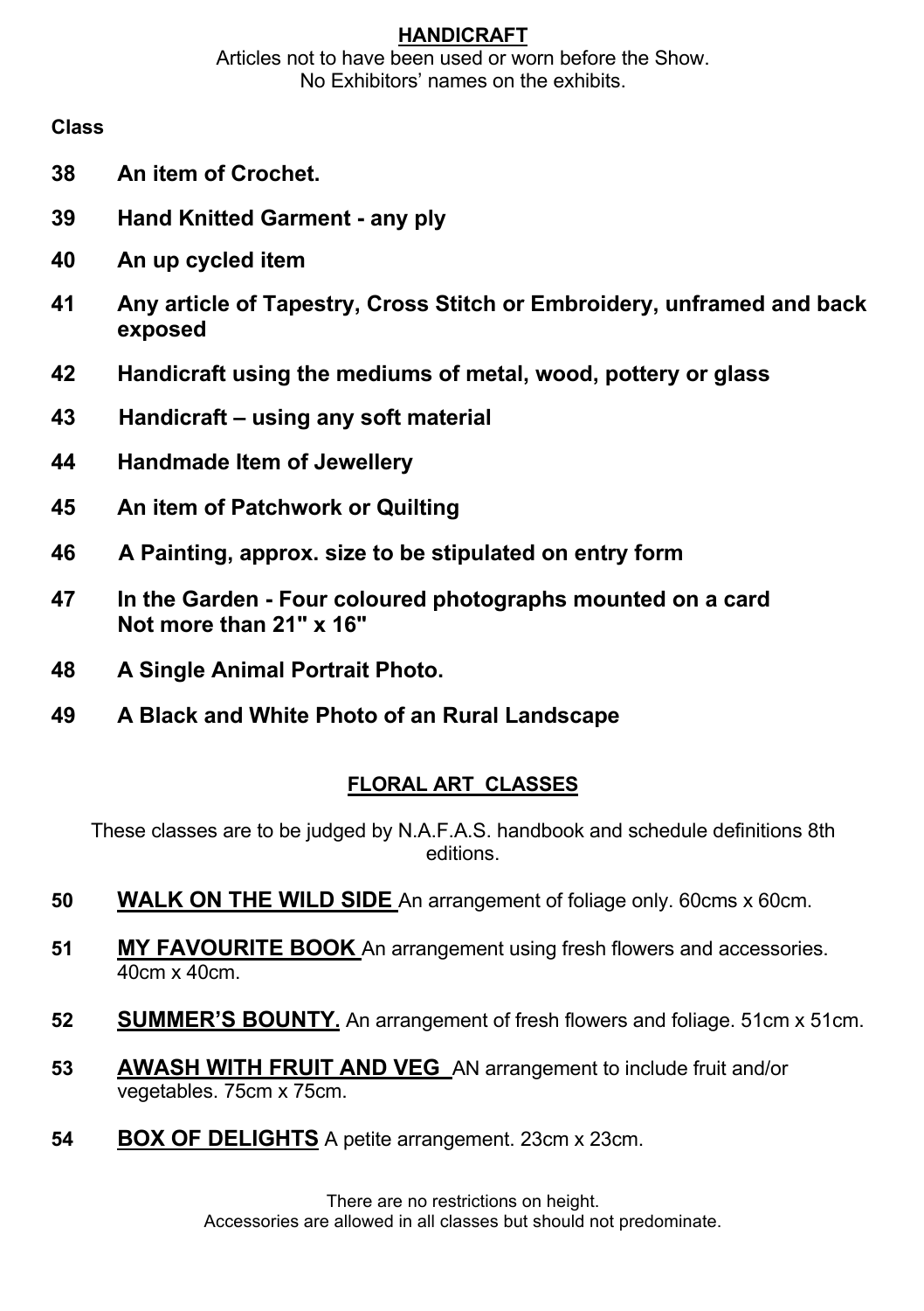## HANDICRAFT

Articles not to have been used or worn before the Show.
No Exhibitors' names on the exhibits.

**Class**

**38 An item of Crochet.**

**39 Hand Knitted Garment - any ply**

**40 An up cycled item**

**41 Any article of Tapestry, Cross Stitch or Embroidery, unframed and back exposed**

**42 Handicraft using the mediums of metal, wood, pottery or glass**

**43 Handicraft – using any soft material**

**44 Handmade Item of Jewellery**

**45 An item of Patchwork or Quilting**

**46 A Painting, approx. size to be stipulated on entry form**

**47 In the Garden - Four coloured photographs mounted on a card Not more than 21" x 16"**

**48 A Single Animal Portrait Photo.**

**49 A Black and White Photo of an Rural Landscape**

## FLORAL ART CLASSES

These classes are to be judged by N.A.F.A.S. handbook and schedule definitions 8th editions.

**50** **WALK ON THE WILD SIDE** An arrangement of foliage only. 60cms x 60cm.

**51** **MY FAVOURITE BOOK** An arrangement using fresh flowers and accessories. 40cm x 40cm.

**52** **SUMMER'S BOUNTY.** An arrangement of fresh flowers and foliage. 51cm x 51cm.

**53** **AWASH WITH FRUIT AND VEG** AN arrangement to include fruit and/or vegetables. 75cm x 75cm.

**54** **BOX OF DELIGHTS** A petite arrangement. 23cm x 23cm.

There are no restrictions on height.
Accessories are allowed in all classes but should not predominate.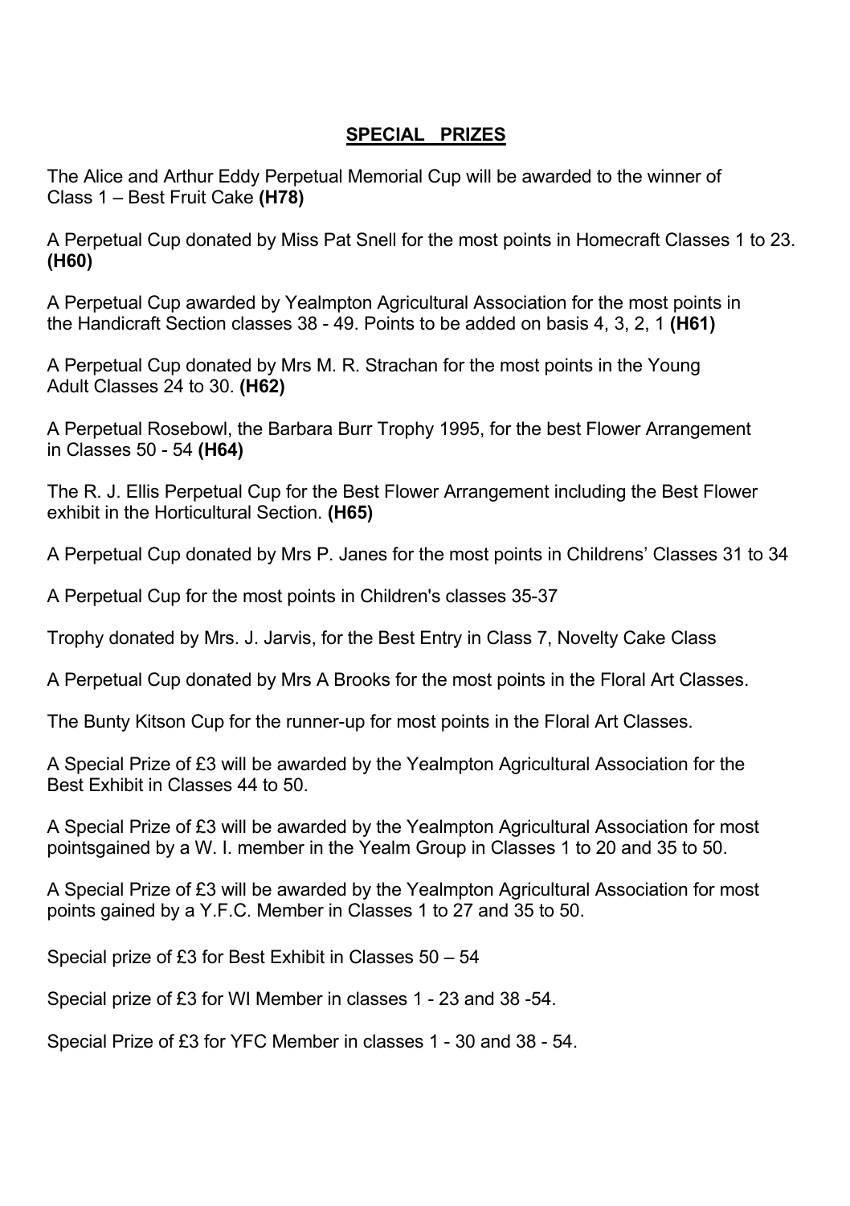## SPECIAL PRIZES

The Alice and Arthur Eddy Perpetual Memorial Cup will be awarded to the winner of Class 1 – Best Fruit Cake **(H78)**

A Perpetual Cup donated by Miss Pat Snell for the most points in Homecraft Classes 1 to 23. **(H60)**

A Perpetual Cup awarded by Yealmpton Agricultural Association for the most points in the Handicraft Section classes 38 - 49. Points to be added on basis 4, 3, 2, 1 **(H61)**

A Perpetual Cup donated by Mrs M. R. Strachan for the most points in the Young Adult Classes 24 to 30. **(H62)**

A Perpetual Rosebowl, the Barbara Burr Trophy 1995, for the best Flower Arrangement in Classes 50 - 54 **(H64)**

The R. J. Ellis Perpetual Cup for the Best Flower Arrangement including the Best Flower exhibit in the Horticultural Section. **(H65)**

A Perpetual Cup donated by Mrs P. Janes for the most points in Childrens' Classes 31 to 34

A Perpetual Cup for the most points in Children's classes 35-37

Trophy donated by Mrs. J. Jarvis, for the Best Entry in Class 7, Novelty Cake Class

A Perpetual Cup donated by Mrs A Brooks for the most points in the Floral Art Classes.

The Bunty Kitson Cup for the runner-up for most points in the Floral Art Classes.

A Special Prize of £3 will be awarded by the Yealmpton Agricultural Association for the Best Exhibit in Classes 44 to 50.

A Special Prize of £3 will be awarded by the Yealmpton Agricultural Association for most pointsgained by a W. I. member in the Yealm Group in Classes 1 to 20 and 35 to 50.

A Special Prize of £3 will be awarded by the Yealmpton Agricultural Association for most points gained by a Y.F.C. Member in Classes 1 to 27 and 35 to 50.

Special prize of £3 for Best Exhibit in Classes 50 – 54

Special prize of £3 for WI Member in classes 1 - 23 and 38 -54.

Special Prize of £3 for YFC Member in classes 1 - 30 and 38 - 54.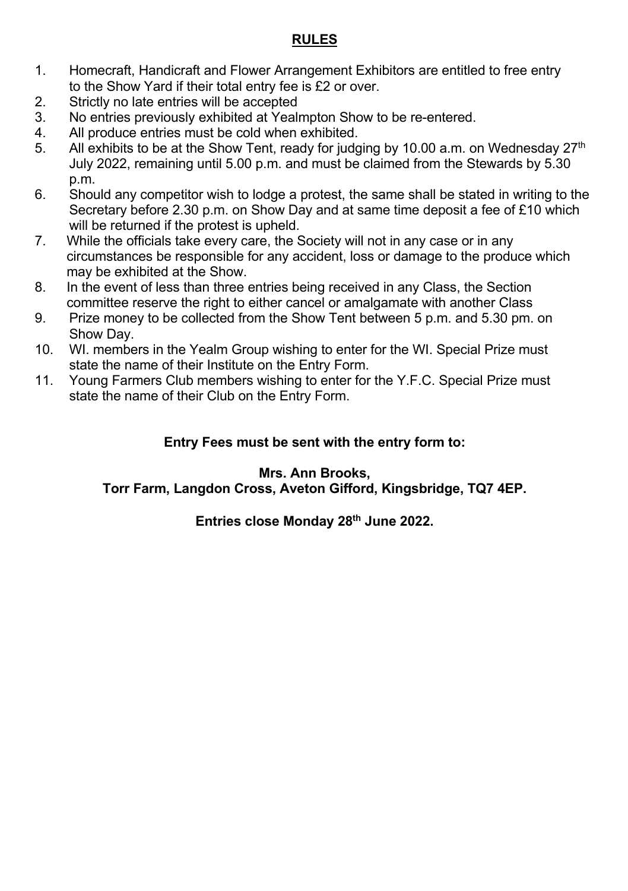## RULES

1. Homecraft, Handicraft and Flower Arrangement Exhibitors are entitled to free entry to the Show Yard if their total entry fee is £2 or over.
2. Strictly no late entries will be accepted
3. No entries previously exhibited at Yealmpton Show to be re-entered.
4. All produce entries must be cold when exhibited.
5. All exhibits to be at the Show Tent, ready for judging by 10.00 a.m. on Wednesday 27th July 2022, remaining until 5.00 p.m. and must be claimed from the Stewards by 5.30 p.m.
6. Should any competitor wish to lodge a protest, the same shall be stated in writing to the Secretary before 2.30 p.m. on Show Day and at same time deposit a fee of £10 which will be returned if the protest is upheld.
7. While the officials take every care, the Society will not in any case or in any circumstances be responsible for any accident, loss or damage to the produce which may be exhibited at the Show.
8. In the event of less than three entries being received in any Class, the Section committee reserve the right to either cancel or amalgamate with another Class
9. Prize money to be collected from the Show Tent between 5 p.m. and 5.30 pm. on Show Day.
10. WI. members in the Yealm Group wishing to enter for the WI. Special Prize must state the name of their Institute on the Entry Form.
11. Young Farmers Club members wishing to enter for the Y.F.C. Special Prize must state the name of their Club on the Entry Form.

**Entry Fees must be sent with the entry form to:**

**Mrs. Ann Brooks,**
**Torr Farm, Langdon Cross, Aveton Gifford, Kingsbridge, TQ7 4EP.**

**Entries close Monday 28th June 2022.**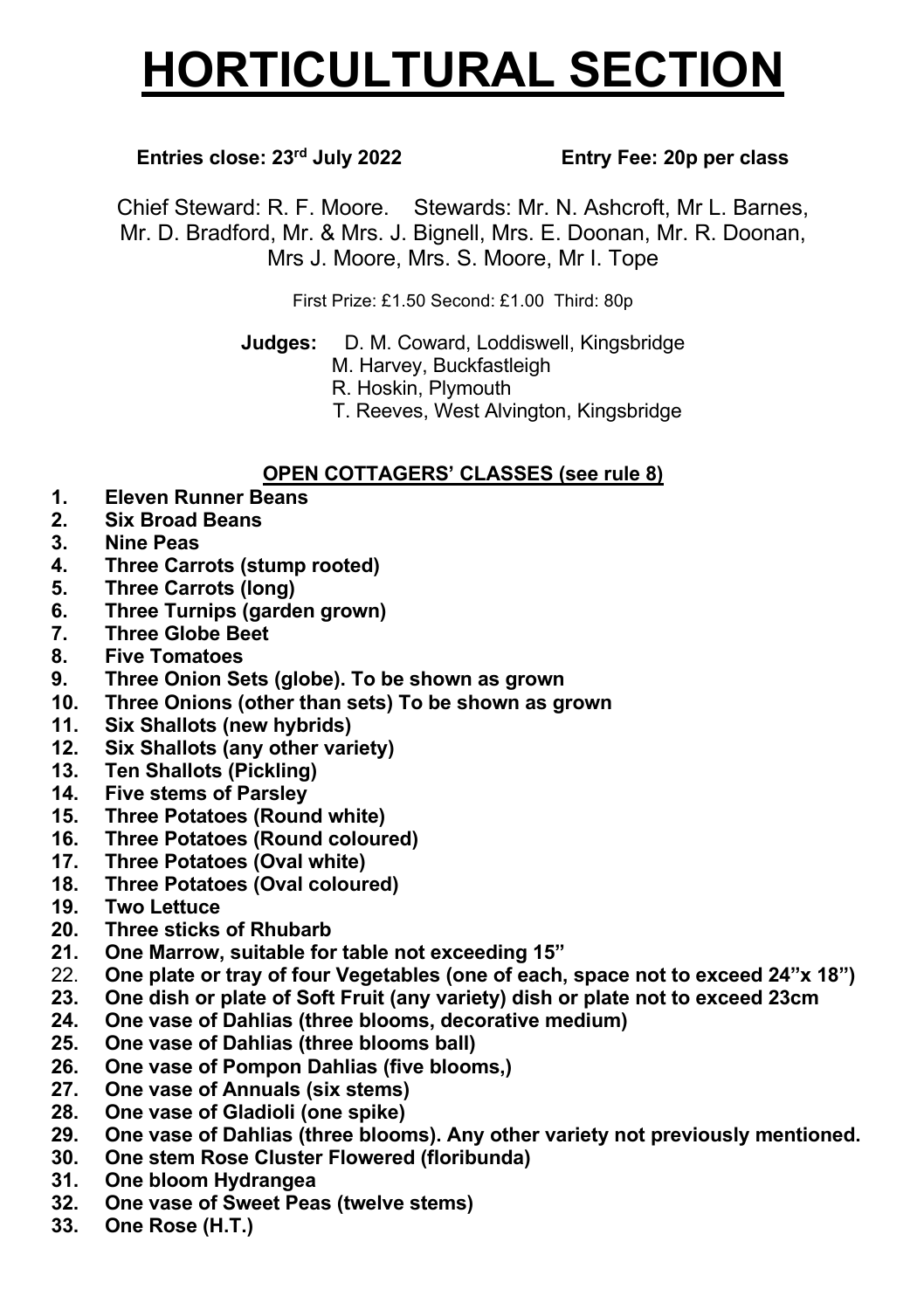# HORTICULTURAL SECTION

**Entries close: 23rd July 2022** **Entry Fee: 20p per class**

Chief Steward: R. F. Moore. Stewards: Mr. N. Ashcroft, Mr L. Barnes, Mr. D. Bradford, Mr. & Mrs. J. Bignell, Mrs. E. Doonan, Mr. R. Doonan, Mrs J. Moore, Mrs. S. Moore, Mr I. Tope

First Prize: £1.50 Second: £1.00 Third: 80p

**Judges:** D. M. Coward, Loddiswell, Kingsbridge
M. Harvey, Buckfastleigh
R. Hoskin, Plymouth
T. Reeves, West Alvington, Kingsbridge

## OPEN COTTAGERS' CLASSES (see rule 8)

1. **Eleven Runner Beans**
2. **Six Broad Beans**
3. **Nine Peas**
4. **Three Carrots (stump rooted)**
5. **Three Carrots (long)**
6. **Three Turnips (garden grown)**
7. **Three Globe Beet**
8. **Five Tomatoes**
9. **Three Onion Sets (globe). To be shown as grown**
10. **Three Onions (other than sets) To be shown as grown**
11. **Six Shallots (new hybrids)**
12. **Six Shallots (any other variety)**
13. **Ten Shallots (Pickling)**
14. **Five stems of Parsley**
15. **Three Potatoes (Round white)**
16. **Three Potatoes (Round coloured)**
17. **Three Potatoes (Oval white)**
18. **Three Potatoes (Oval coloured)**
19. **Two Lettuce**
20. **Three sticks of Rhubarb**
21. **One Marrow, suitable for table not exceeding 15"**
22. **One plate or tray of four Vegetables (one of each, space not to exceed 24"x 18")**
23. **One dish or plate of Soft Fruit (any variety) dish or plate not to exceed 23cm**
24. **One vase of Dahlias (three blooms, decorative medium)**
25. **One vase of Dahlias (three blooms ball)**
26. **One vase of Pompon Dahlias (five blooms,)**
27. **One vase of Annuals (six stems)**
28. **One vase of Gladioli (one spike)**
29. **One vase of Dahlias (three blooms). Any other variety not previously mentioned.**
30. **One stem Rose Cluster Flowered (floribunda)**
31. **One bloom Hydrangea**
32. **One vase of Sweet Peas (twelve stems)**
33. **One Rose (H.T.)**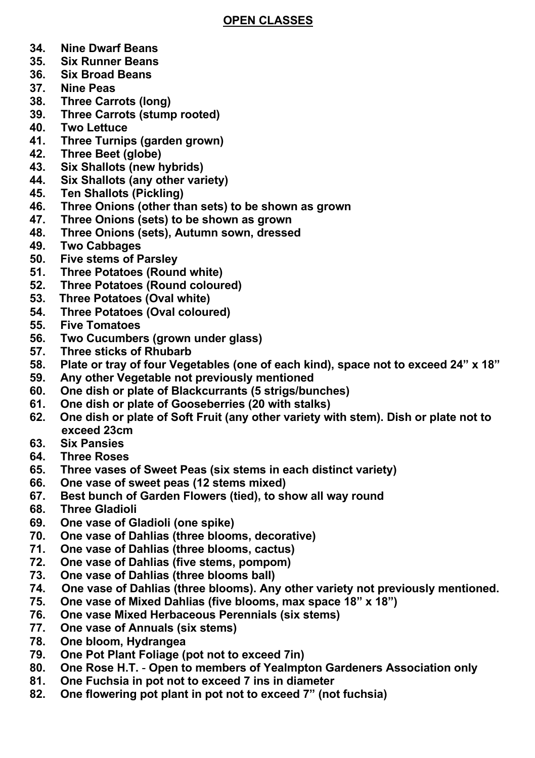## OPEN CLASSES

34. **Nine Dwarf Beans**
35. **Six Runner Beans**
36. **Six Broad Beans**
37. **Nine Peas**
38. **Three Carrots (long)**
39. **Three Carrots (stump rooted)**
40. **Two Lettuce**
41. **Three Turnips (garden grown)**
42. **Three Beet (globe)**
43. **Six Shallots (new hybrids)**
44. **Six Shallots (any other variety)**
45. **Ten Shallots (Pickling)**
46. **Three Onions (other than sets) to be shown as grown**
47. **Three Onions (sets) to be shown as grown**
48. **Three Onions (sets), Autumn sown, dressed**
49. **Two Cabbages**
50. **Five stems of Parsley**
51. **Three Potatoes (Round white)**
52. **Three Potatoes (Round coloured)**
53. **Three Potatoes (Oval white)**
54. **Three Potatoes (Oval coloured)**
55. **Five Tomatoes**
56. **Two Cucumbers (grown under glass)**
57. **Three sticks of Rhubarb**
58. **Plate or tray of four Vegetables (one of each kind), space not to exceed 24" x 18"**
59. **Any other Vegetable not previously mentioned**
60. **One dish or plate of Blackcurrants (5 strigs/bunches)**
61. **One dish or plate of Gooseberries (20 with stalks)**
62. **One dish or plate of Soft Fruit (any other variety with stem). Dish or plate not to exceed 23cm**
63. **Six Pansies**
64. **Three Roses**
65. **Three vases of Sweet Peas (six stems in each distinct variety)**
66. **One vase of sweet peas (12 stems mixed)**
67. **Best bunch of Garden Flowers (tied), to show all way round**
68. **Three Gladioli**
69. **One vase of Gladioli (one spike)**
70. **One vase of Dahlias (three blooms, decorative)**
71. **One vase of Dahlias (three blooms, cactus)**
72. **One vase of Dahlias (five stems, pompom)**
73. **One vase of Dahlias (three blooms ball)**
74. **One vase of Dahlias (three blooms). Any other variety not previously mentioned.**
75. **One vase of Mixed Dahlias (five blooms, max space 18" x 18")**
76. **One vase Mixed Herbaceous Perennials (six stems)**
77. **One vase of Annuals (six stems)**
78. **One bloom, Hydrangea**
79. **One Pot Plant Foliage (pot not to exceed 7in)**
80. **One Rose H.T. - Open to members of Yealmpton Gardeners Association only**
81. **One Fuchsia in pot not to exceed 7 ins in diameter**
82. **One flowering pot plant in pot not to exceed 7" (not fuchsia)**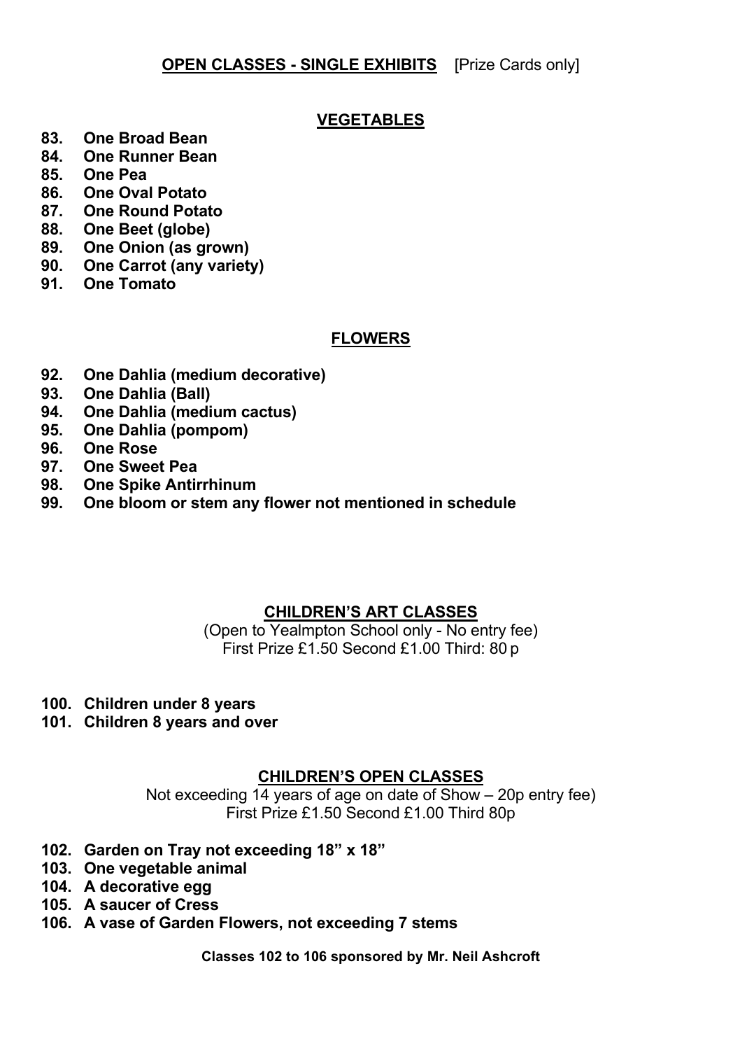## OPEN CLASSES - SINGLE EXHIBITS [Prize Cards only]

### VEGETABLES

**83. One Broad Bean**
**84. One Runner Bean**
**85. One Pea**
**86. One Oval Potato**
**87. One Round Potato**
**88. One Beet (globe)**
**89. One Onion (as grown)**
**90. One Carrot (any variety)**
**91. One Tomato**

### FLOWERS

**92. One Dahlia (medium decorative)**
**93. One Dahlia (Ball)**
**94. One Dahlia (medium cactus)**
**95. One Dahlia (pompom)**
**96. One Rose**
**97. One Sweet Pea**
**98. One Spike Antirrhinum**
**99. One bloom or stem any flower not mentioned in schedule**

### CHILDREN'S ART CLASSES

(Open to Yealmpton School only - No entry fee)
First Prize £1.50 Second £1.00 Third: 80 p

**100. Children under 8 years**
**101. Children 8 years and over**

### CHILDREN'S OPEN CLASSES

Not exceeding 14 years of age on date of Show – 20p entry fee)
First Prize £1.50 Second £1.00 Third 80p

**102. Garden on Tray not exceeding 18" x 18"**
**103. One vegetable animal**
**104. A decorative egg**
**105. A saucer of Cress**
**106. A vase of Garden Flowers, not exceeding 7 stems**

**Classes 102 to 106 sponsored by Mr. Neil Ashcroft**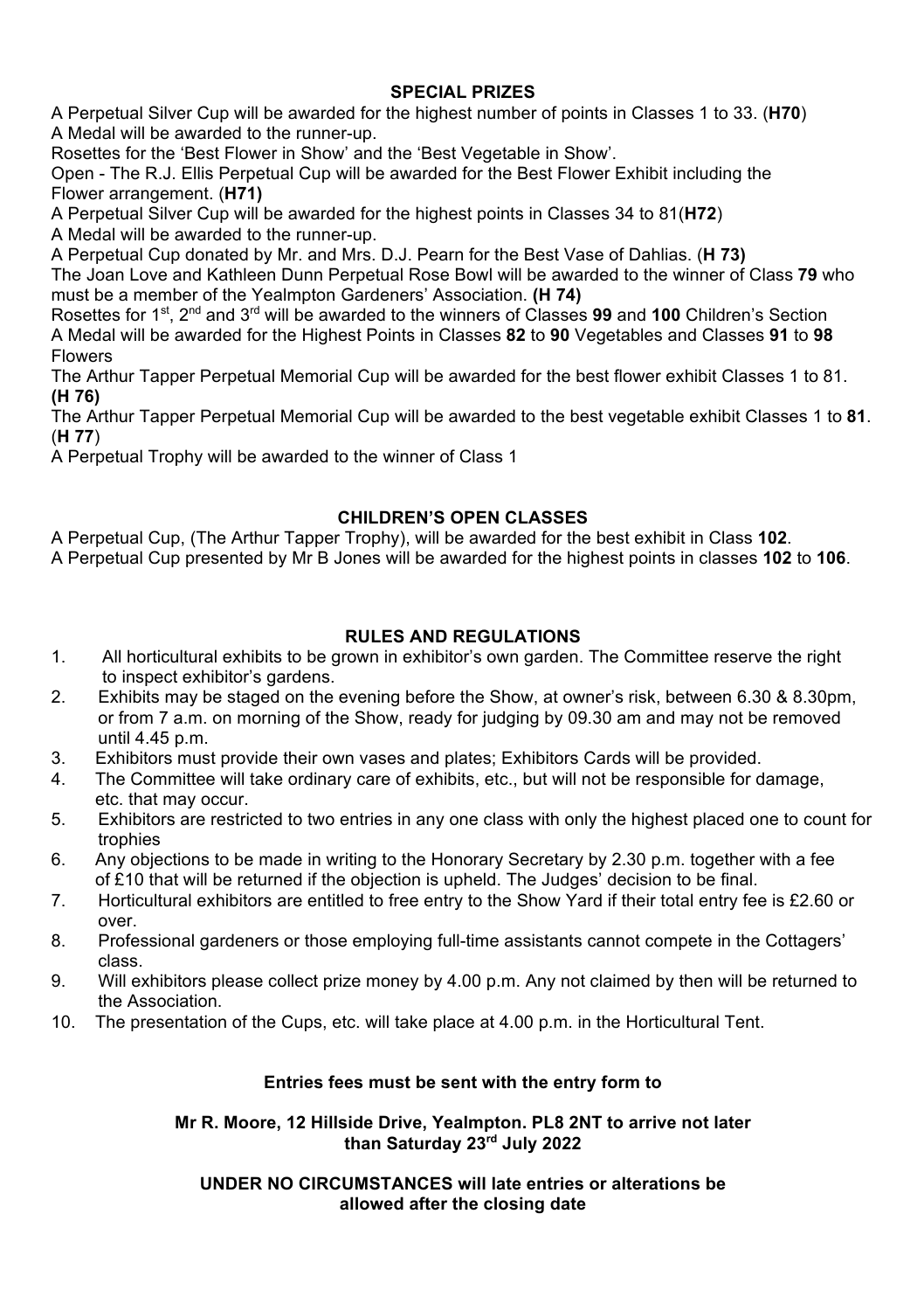## SPECIAL PRIZES

A Perpetual Silver Cup will be awarded for the highest number of points in Classes 1 to 33. (**H70**)
A Medal will be awarded to the runner-up.
Rosettes for the 'Best Flower in Show' and the 'Best Vegetable in Show'.
Open - The R.J. Ellis Perpetual Cup will be awarded for the Best Flower Exhibit including the Flower arrangement. (**H71)**
A Perpetual Silver Cup will be awarded for the highest points in Classes 34 to 81(**H72**)
A Medal will be awarded to the runner-up.
A Perpetual Cup donated by Mr. and Mrs. D.J. Pearn for the Best Vase of Dahlias. (**H 73)**
The Joan Love and Kathleen Dunn Perpetual Rose Bowl will be awarded to the winner of Class **79** who must be a member of the Yealmpton Gardeners' Association. **(H 74)**
Rosettes for 1st, 2nd and 3rd will be awarded to the winners of Classes **99** and **100** Children's Section
A Medal will be awarded for the Highest Points in Classes **82** to **90** Vegetables and Classes **91** to **98** Flowers
The Arthur Tapper Perpetual Memorial Cup will be awarded for the best flower exhibit Classes 1 to 81. **(H 76)**
The Arthur Tapper Perpetual Memorial Cup will be awarded to the best vegetable exhibit Classes 1 to **81**. (**H 77**)
A Perpetual Trophy will be awarded to the winner of Class 1

## CHILDREN'S OPEN CLASSES

A Perpetual Cup, (The Arthur Tapper Trophy), will be awarded for the best exhibit in Class **102**.
A Perpetual Cup presented by Mr B Jones will be awarded for the highest points in classes **102** to **106**.

## RULES AND REGULATIONS

1. All horticultural exhibits to be grown in exhibitor's own garden. The Committee reserve the right to inspect exhibitor's gardens.
2. Exhibits may be staged on the evening before the Show, at owner's risk, between 6.30 & 8.30pm, or from 7 a.m. on morning of the Show, ready for judging by 09.30 am and may not be removed until 4.45 p.m.
3. Exhibitors must provide their own vases and plates; Exhibitors Cards will be provided.
4. The Committee will take ordinary care of exhibits, etc., but will not be responsible for damage, etc. that may occur.
5. Exhibitors are restricted to two entries in any one class with only the highest placed one to count for trophies
6. Any objections to be made in writing to the Honorary Secretary by 2.30 p.m. together with a fee of £10 that will be returned if the objection is upheld. The Judges' decision to be final.
7. Horticultural exhibitors are entitled to free entry to the Show Yard if their total entry fee is £2.60 or over.
8. Professional gardeners or those employing full-time assistants cannot compete in the Cottagers' class.
9. Will exhibitors please collect prize money by 4.00 p.m. Any not claimed by then will be returned to the Association.
10. The presentation of the Cups, etc. will take place at 4.00 p.m. in the Horticultural Tent.

**Entries fees must be sent with the entry form to**

**Mr R. Moore, 12 Hillside Drive, Yealmpton. PL8 2NT to arrive not later than Saturday 23rd July 2022**

**UNDER NO CIRCUMSTANCES will late entries or alterations be allowed after the closing date**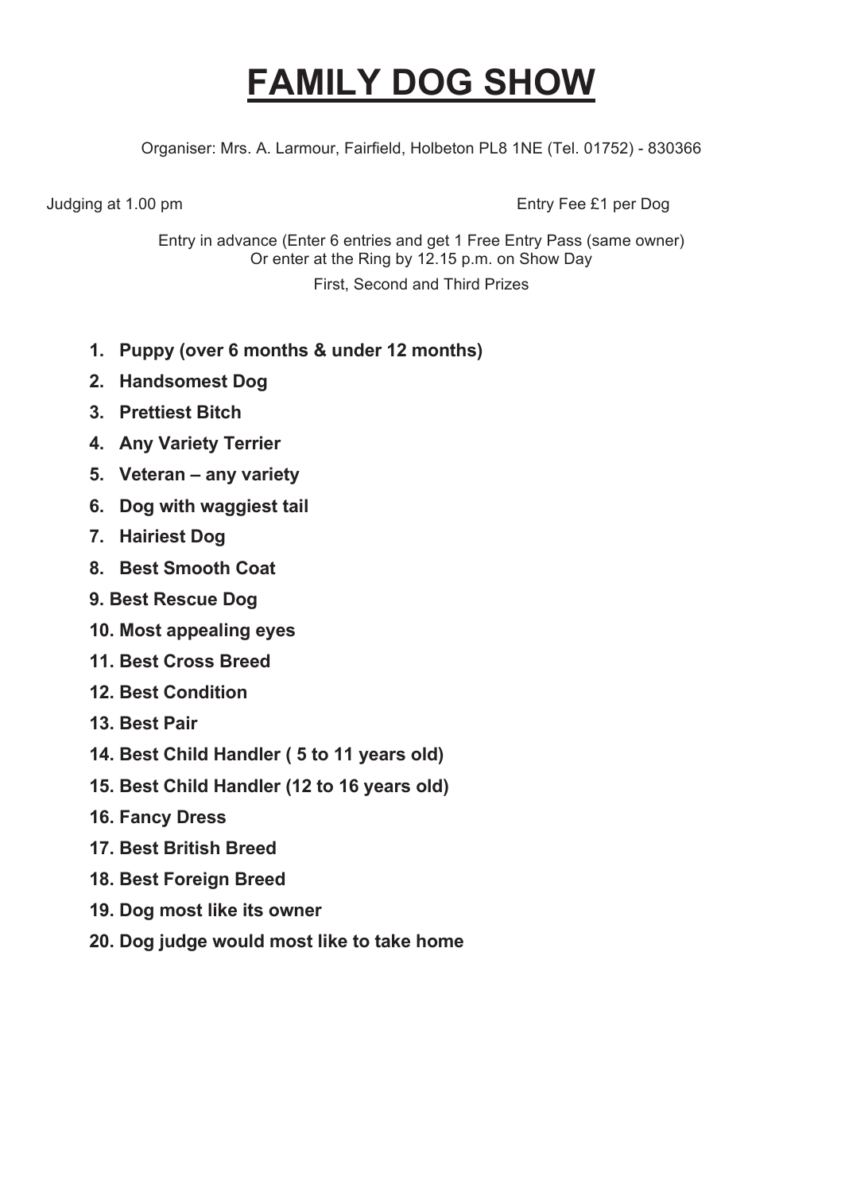# FAMILY DOG SHOW

Organiser: Mrs. A. Larmour, Fairfield, Holbeton PL8 1NE (Tel. 01752) - 830366

Judging at 1.00 pm

Entry Fee £1 per Dog

Entry in advance (Enter 6 entries and get 1 Free Entry Pass (same owner)
Or enter at the Ring by 12.15 p.m. on Show Day

First, Second and Third Prizes

1. **Puppy (over 6 months & under 12 months)**
2. **Handsomest Dog**
3. **Prettiest Bitch**
4. **Any Variety Terrier**
5. **Veteran – any variety**
6. **Dog with waggiest tail**
7. **Hairiest Dog**
8. **Best Smooth Coat**
9. **Best Rescue Dog**
10. **Most appealing eyes**
11. **Best Cross Breed**
12. **Best Condition**
13. **Best Pair**
14. **Best Child Handler ( 5 to 11 years old)**
15. **Best Child Handler (12 to 16 years old)**
16. **Fancy Dress**
17. **Best British Breed**
18. **Best Foreign Breed**
19. **Dog most like its owner**
20. **Dog judge would most like to take home**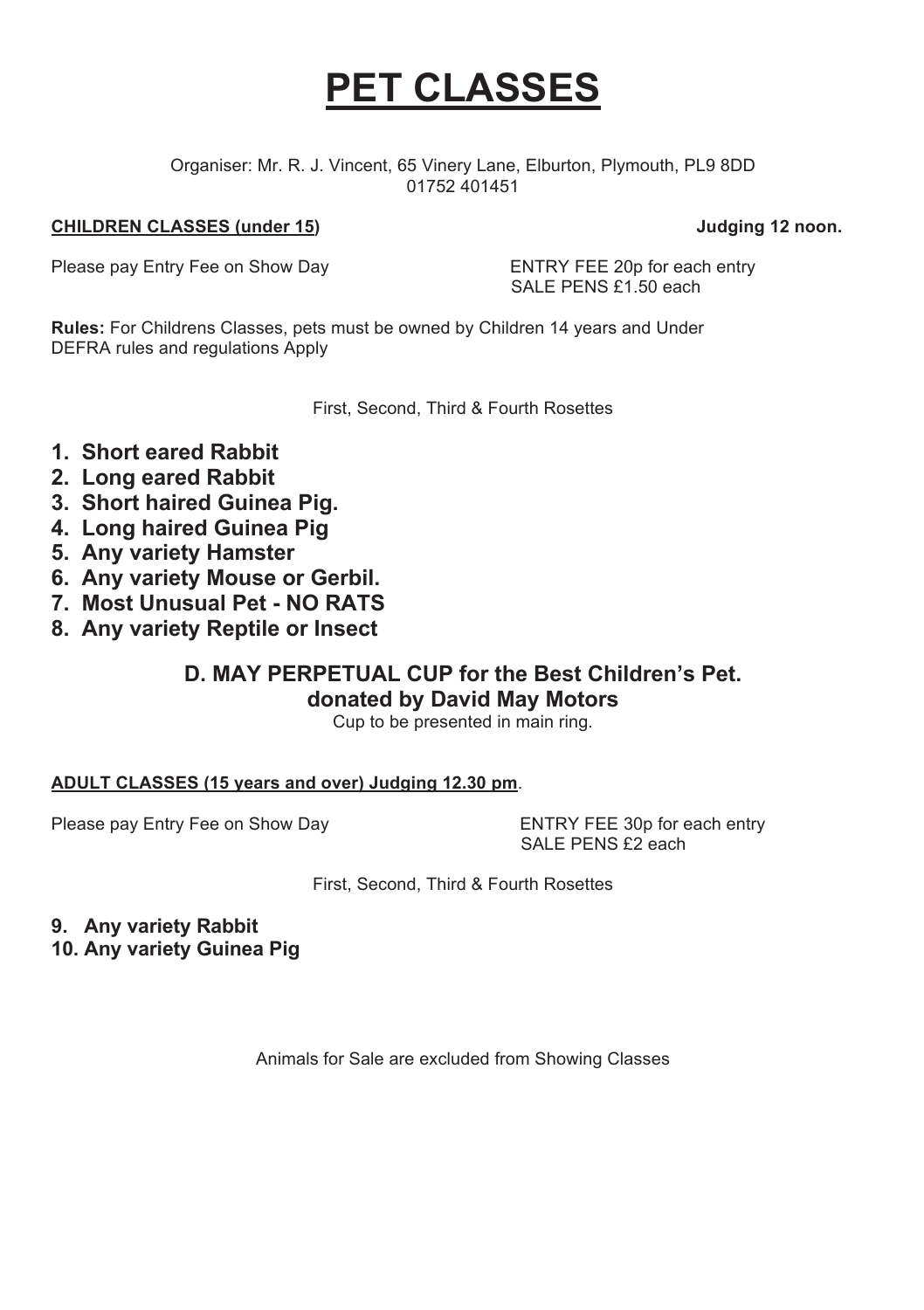# PET CLASSES

Organiser: Mr. R. J. Vincent, 65 Vinery Lane, Elburton, Plymouth, PL9 8DD
01752 401451

**CHILDREN CLASSES (under 15)** **Judging 12 noon.**

Please pay Entry Fee on Show Day

ENTRY FEE 20p for each entry
SALE PENS £1.50 each

**Rules:** For Childrens Classes, pets must be owned by Children 14 years and Under
DEFRA rules and regulations Apply

First, Second, Third & Fourth Rosettes

1. **Short eared Rabbit**
2. **Long eared Rabbit**
3. **Short haired Guinea Pig.**
4. **Long haired Guinea Pig**
5. **Any variety Hamster**
6. **Any variety Mouse or Gerbil.**
7. **Most Unusual Pet - NO RATS**
8. **Any variety Reptile or Insect**

### D. MAY PERPETUAL CUP for the Best Children's Pet.
### donated by David May Motors

Cup to be presented in main ring.

**ADULT CLASSES (15 years and over) Judging 12.30 pm**.

Please pay Entry Fee on Show Day

ENTRY FEE 30p for each entry
SALE PENS £2 each

First, Second, Third & Fourth Rosettes

9. **Any variety Rabbit**
10. **Any variety Guinea Pig**

Animals for Sale are excluded from Showing Classes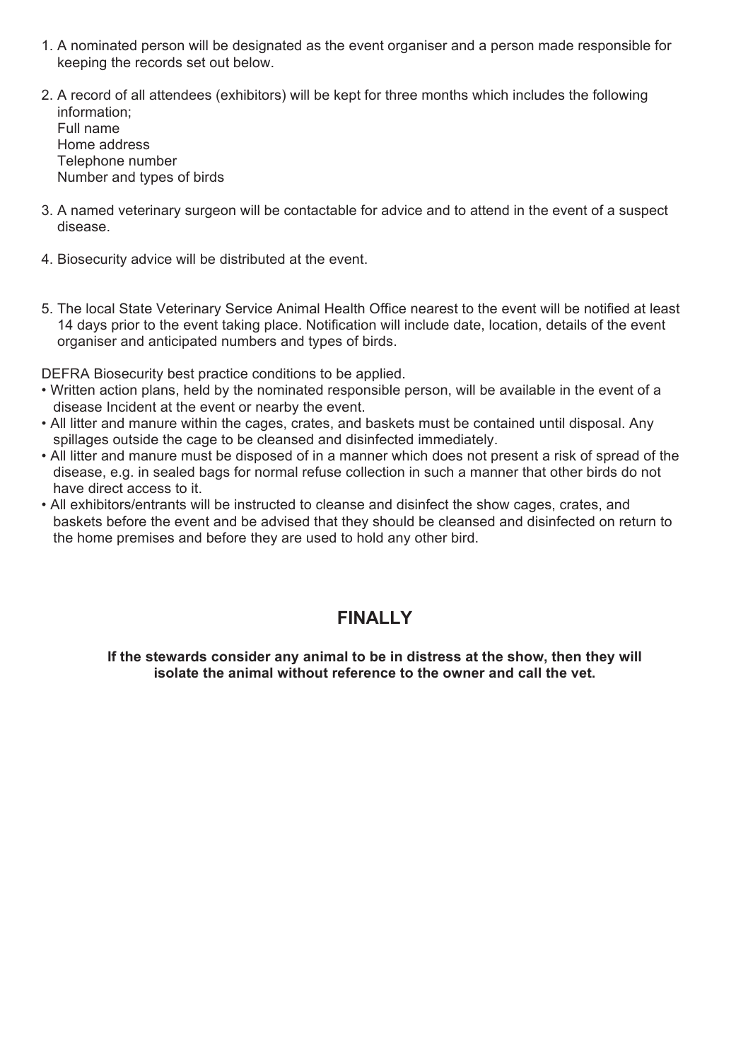1. A nominated person will be designated as the event organiser and a person made responsible for keeping the records set out below.

2. A record of all attendees (exhibitors) will be kept for three months which includes the following information;
   Full name
   Home address
   Telephone number
   Number and types of birds

3. A named veterinary surgeon will be contactable for advice and to attend in the event of a suspect disease.

4. Biosecurity advice will be distributed at the event.

5. The local State Veterinary Service Animal Health Office nearest to the event will be notified at least 14 days prior to the event taking place. Notification will include date, location, details of the event organiser and anticipated numbers and types of birds.

DEFRA Biosecurity best practice conditions to be applied.

- Written action plans, held by the nominated responsible person, will be available in the event of a disease Incident at the event or nearby the event.
- All litter and manure within the cages, crates, and baskets must be contained until disposal. Any spillages outside the cage to be cleansed and disinfected immediately.
- All litter and manure must be disposed of in a manner which does not present a risk of spread of the disease, e.g. in sealed bags for normal refuse collection in such a manner that other birds do not have direct access to it.
- All exhibitors/entrants will be instructed to cleanse and disinfect the show cages, crates, and baskets before the event and be advised that they should be cleansed and disinfected on return to the home premises and before they are used to hold any other bird.

## FINALLY

**If the stewards consider any animal to be in distress at the show, then they will isolate the animal without reference to the owner and call the vet.**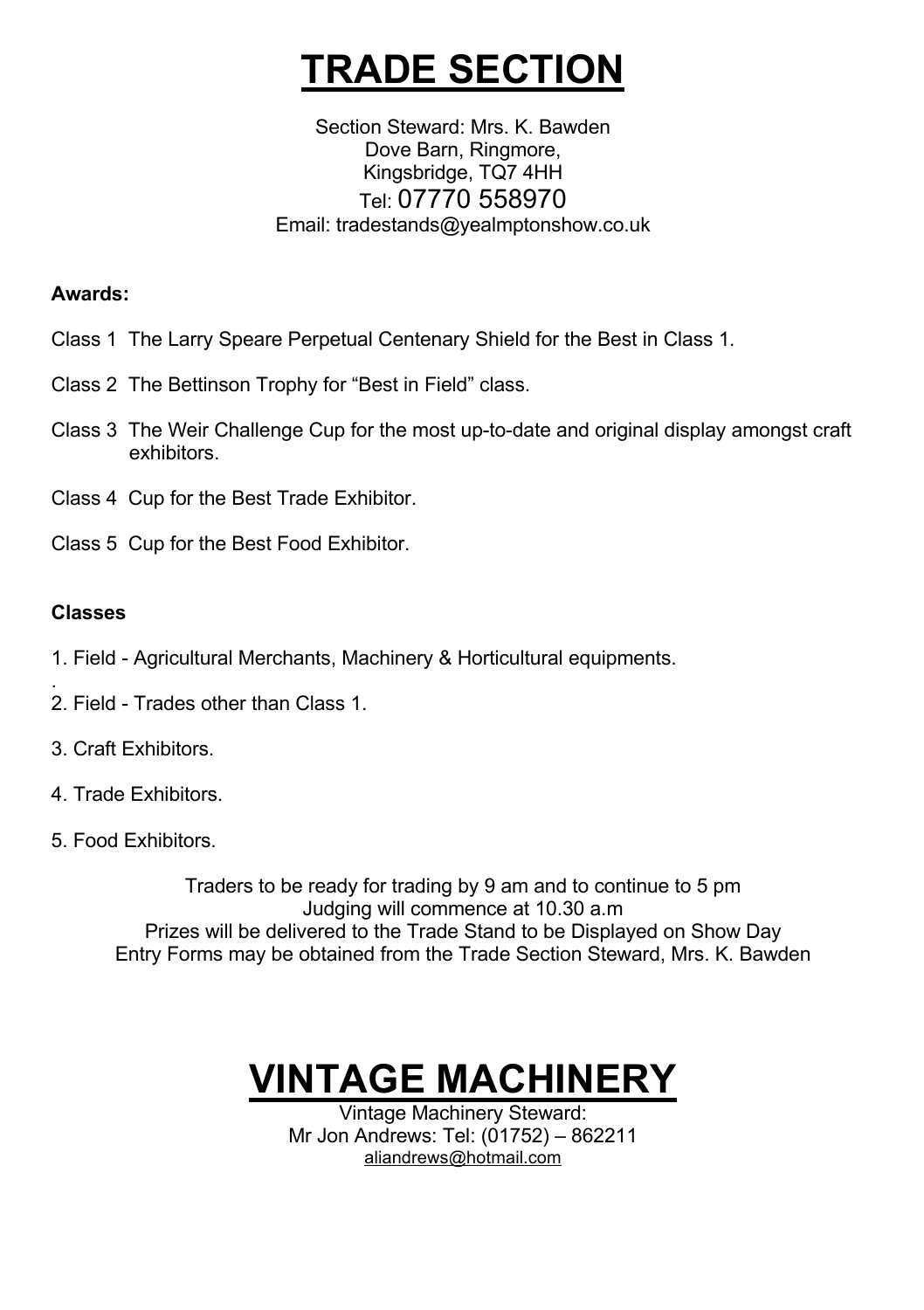# TRADE SECTION

Section Steward: Mrs. K. Bawden
Dove Barn, Ringmore,
Kingsbridge, TQ7 4HH
Tel: 07770 558970
Email: tradestands@yealmptonshow.co.uk

**Awards:**

Class 1 The Larry Speare Perpetual Centenary Shield for the Best in Class 1.

Class 2 The Bettinson Trophy for "Best in Field" class.

Class 3 The Weir Challenge Cup for the most up-to-date and original display amongst craft exhibitors.

Class 4 Cup for the Best Trade Exhibitor.

Class 5 Cup for the Best Food Exhibitor.

**Classes**

1. Field - Agricultural Merchants, Machinery & Horticultural equipments.
2. Field - Trades other than Class 1.
3. Craft Exhibitors.
4. Trade Exhibitors.
5. Food Exhibitors.

Traders to be ready for trading by 9 am and to continue to 5 pm
Judging will commence at 10.30 a.m
Prizes will be delivered to the Trade Stand to be Displayed on Show Day
Entry Forms may be obtained from the Trade Section Steward, Mrs. K. Bawden

# VINTAGE MACHINERY

Vintage Machinery Steward:
Mr Jon Andrews: Tel: (01752) – 862211
aliandrews@hotmail.com